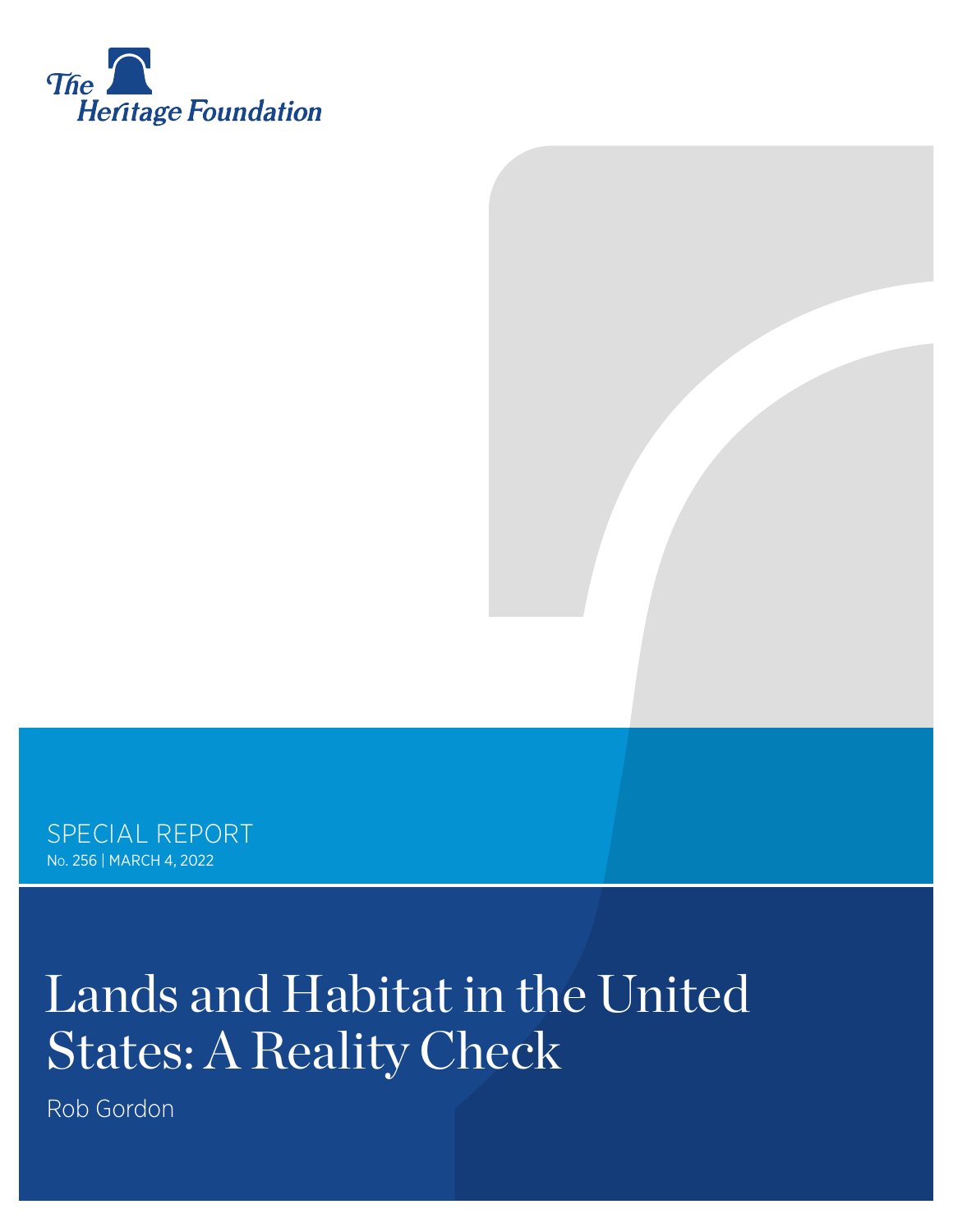The Heritage Foundation

SPECIAL REPORT

No. 256 | MARCH 4, 2022

# Lands and Habitat in the United States: A Reality Check

Rob Gordon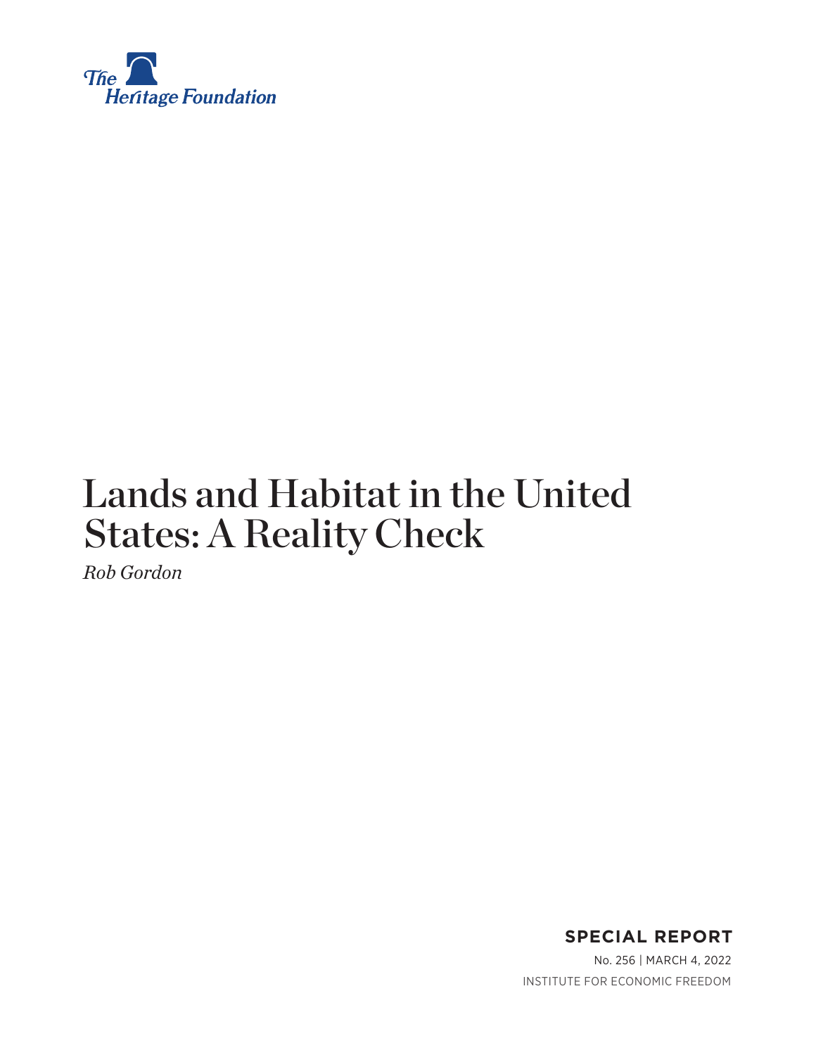The Heritage Foundation

# Lands and Habitat in the United States: A Reality Check

*Rob Gordon*

**SPECIAL REPORT**

No. 256 | MARCH 4, 2022

INSTITUTE FOR ECONOMIC FREEDOM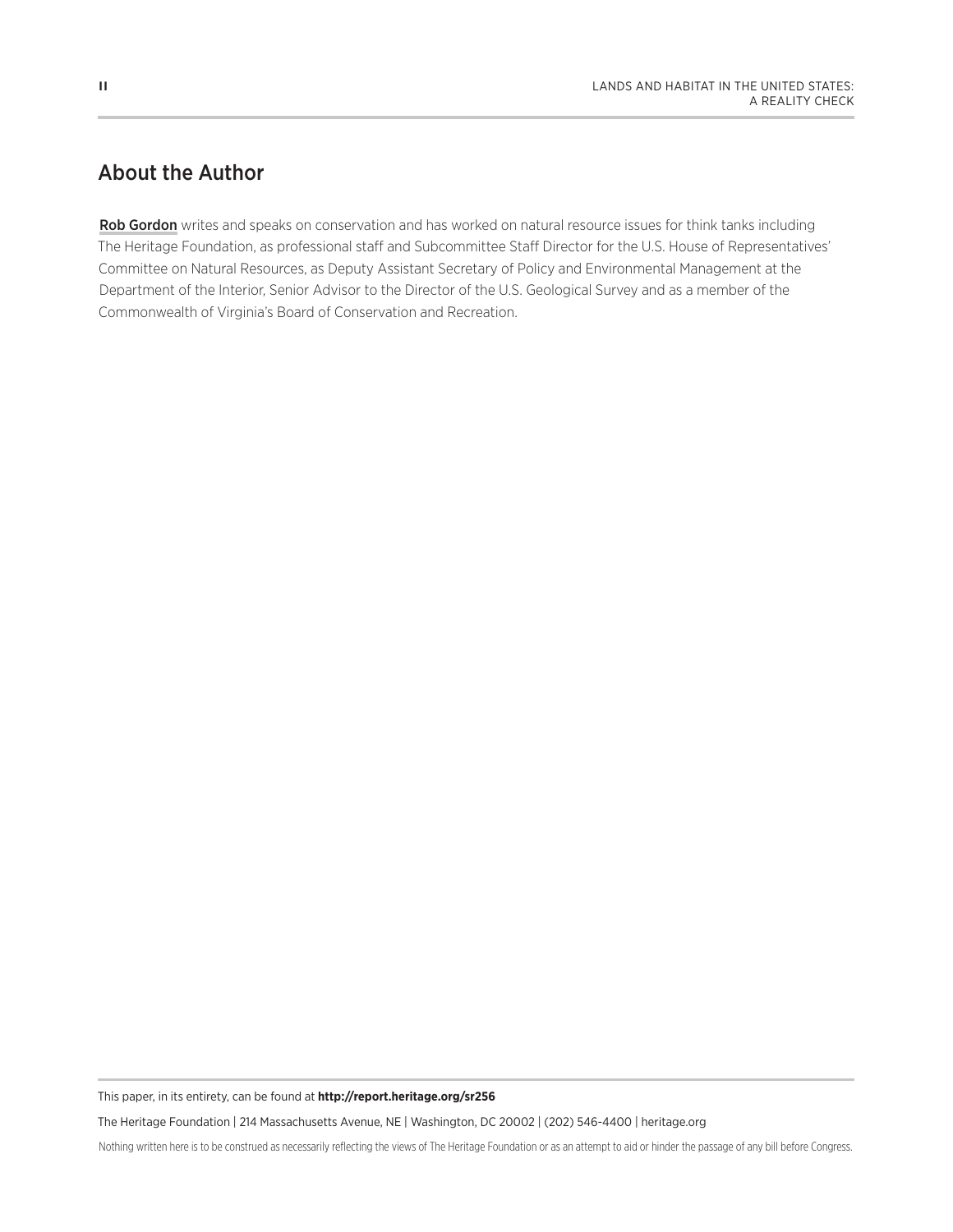## About the Author

**Rob Gordon** writes and speaks on conservation and has worked on natural resource issues for think tanks including The Heritage Foundation, as professional staff and Subcommittee Staff Director for the U.S. House of Representatives' Committee on Natural Resources, as Deputy Assistant Secretary of Policy and Environmental Management at the Department of the Interior, Senior Advisor to the Director of the U.S. Geological Survey and as a member of the Commonwealth of Virginia's Board of Conservation and Recreation.

This paper, in its entirety, can be found at **http://report.heritage.org/sr256**

The Heritage Foundation | 214 Massachusetts Avenue, NE | Washington, DC 20002 | (202) 546-4400 | heritage.org

Nothing written here is to be construed as necessarily reflecting the views of The Heritage Foundation or as an attempt to aid or hinder the passage of any bill before Congress.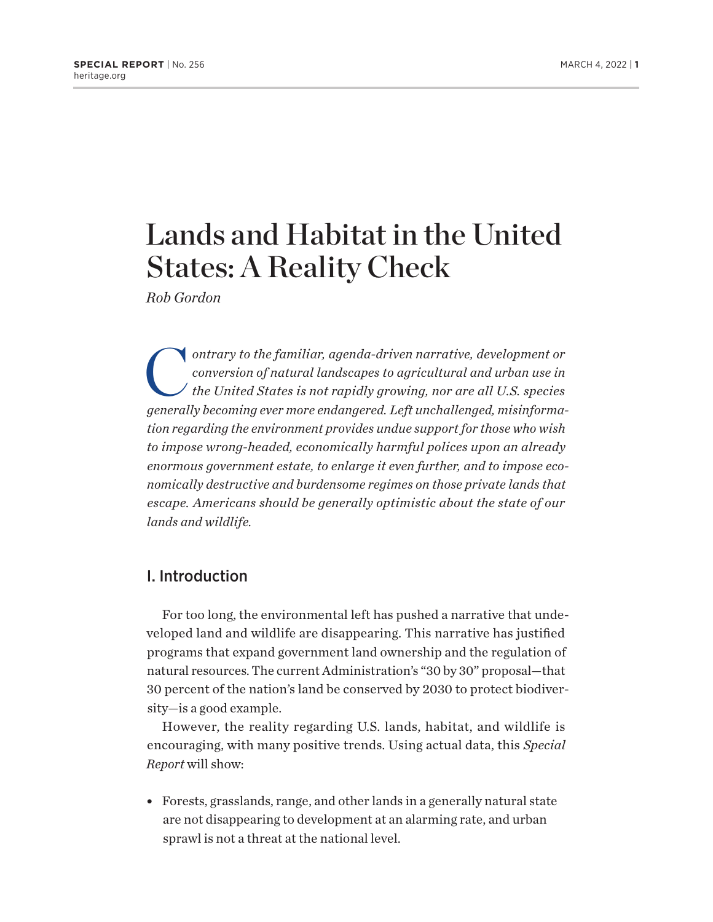# Lands and Habitat in the United States: A Reality Check

*Rob Gordon*

*Contrary to the familiar, agenda-driven narrative, development or conversion of natural landscapes to agricultural and urban use in the United States is not rapidly growing, nor are all U.S. species generally becoming ever more endangered. Left unchallenged, misinformation regarding the environment provides undue support for those who wish to impose wrong-headed, economically harmful polices upon an already enormous government estate, to enlarge it even further, and to impose economically destructive and burdensome regimes on those private lands that escape. Americans should be generally optimistic about the state of our lands and wildlife.*

## I. Introduction

For too long, the environmental left has pushed a narrative that undeveloped land and wildlife are disappearing. This narrative has justified programs that expand government land ownership and the regulation of natural resources. The current Administration's "30 by 30" proposal—that 30 percent of the nation's land be conserved by 2030 to protect biodiversity—is a good example.

However, the reality regarding U.S. lands, habitat, and wildlife is encouraging, with many positive trends. Using actual data, this *Special Report* will show:

- Forests, grasslands, range, and other lands in a generally natural state are not disappearing to development at an alarming rate, and urban sprawl is not a threat at the national level.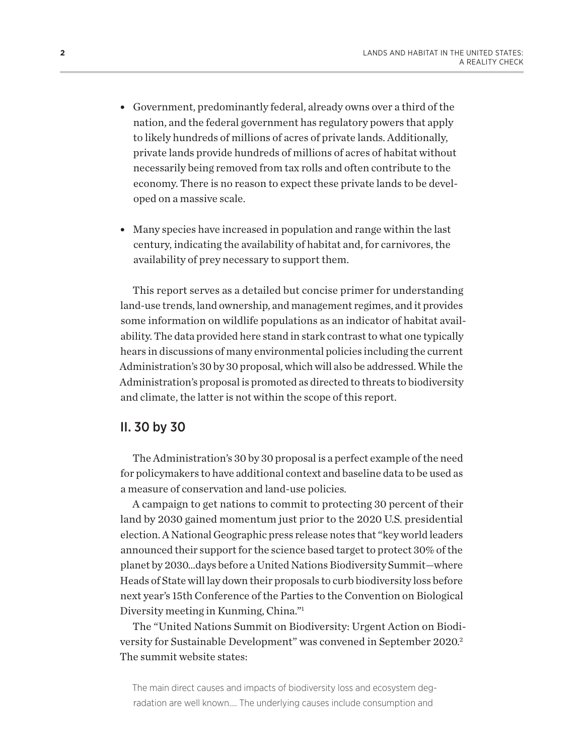- Government, predominantly federal, already owns over a third of the nation, and the federal government has regulatory powers that apply to likely hundreds of millions of acres of private lands. Additionally, private lands provide hundreds of millions of acres of habitat without necessarily being removed from tax rolls and often contribute to the economy. There is no reason to expect these private lands to be developed on a massive scale.

- Many species have increased in population and range within the last century, indicating the availability of habitat and, for carnivores, the availability of prey necessary to support them.

This report serves as a detailed but concise primer for understanding land-use trends, land ownership, and management regimes, and it provides some information on wildlife populations as an indicator of habitat availability. The data provided here stand in stark contrast to what one typically hears in discussions of many environmental policies including the current Administration's 30 by 30 proposal, which will also be addressed. While the Administration's proposal is promoted as directed to threats to biodiversity and climate, the latter is not within the scope of this report.

## II. 30 by 30

The Administration's 30 by 30 proposal is a perfect example of the need for policymakers to have additional context and baseline data to be used as a measure of conservation and land-use policies.

A campaign to get nations to commit to protecting 30 percent of their land by 2030 gained momentum just prior to the 2020 U.S. presidential election. A National Geographic press release notes that "key world leaders announced their support for the science based target to protect 30% of the planet by 2030...days before a United Nations Biodiversity Summit—where Heads of State will lay down their proposals to curb biodiversity loss before next year's 15th Conference of the Parties to the Convention on Biological Diversity meeting in Kunming, China."[1]

The "United Nations Summit on Biodiversity: Urgent Action on Biodiversity for Sustainable Development" was convened in September 2020.[2] The summit website states:

> The main direct causes and impacts of biodiversity loss and ecosystem degradation are well known.... The underlying causes include consumption and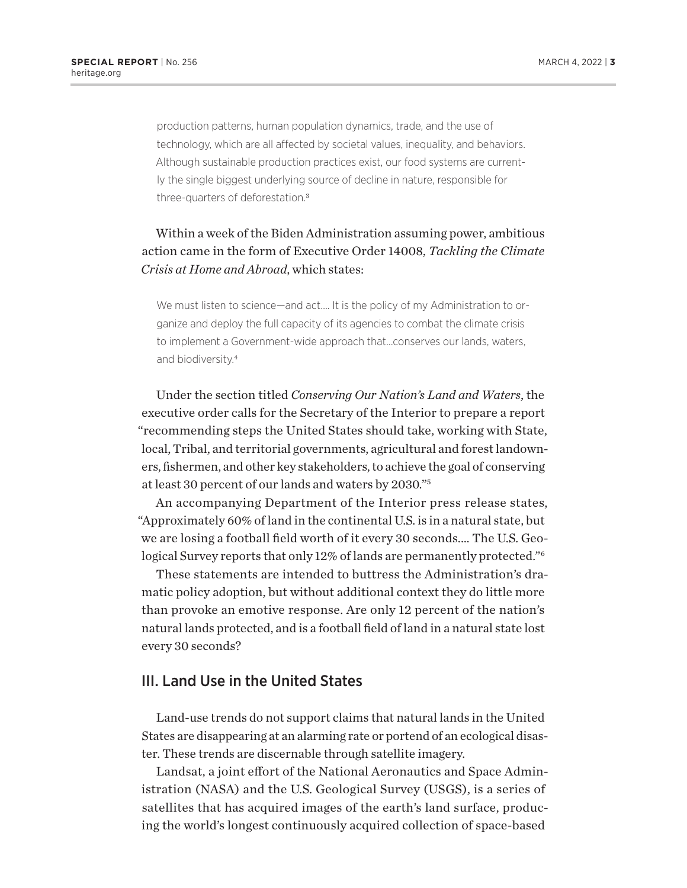> production patterns, human population dynamics, trade, and the use of technology, which are all affected by societal values, inequality, and behaviors. Although sustainable production practices exist, our food systems are currently the single biggest underlying source of decline in nature, responsible for three-quarters of deforestation.[3]

Within a week of the Biden Administration assuming power, ambitious action came in the form of Executive Order 14008, *Tackling the Climate Crisis at Home and Abroad*, which states:

> We must listen to science—and act.... It is the policy of my Administration to organize and deploy the full capacity of its agencies to combat the climate crisis to implement a Government-wide approach that...conserves our lands, waters, and biodiversity.[4]

Under the section titled *Conserving Our Nation's Land and Waters*, the executive order calls for the Secretary of the Interior to prepare a report "recommending steps the United States should take, working with State, local, Tribal, and territorial governments, agricultural and forest landowners, fishermen, and other key stakeholders, to achieve the goal of conserving at least 30 percent of our lands and waters by 2030."[5]

An accompanying Department of the Interior press release states, "Approximately 60% of land in the continental U.S. is in a natural state, but we are losing a football field worth of it every 30 seconds.... The U.S. Geological Survey reports that only 12% of lands are permanently protected."[6]

These statements are intended to buttress the Administration's dramatic policy adoption, but without additional context they do little more than provoke an emotive response. Are only 12 percent of the nation's natural lands protected, and is a football field of land in a natural state lost every 30 seconds?

## III. Land Use in the United States

Land-use trends do not support claims that natural lands in the United States are disappearing at an alarming rate or portend of an ecological disaster. These trends are discernable through satellite imagery.

Landsat, a joint effort of the National Aeronautics and Space Administration (NASA) and the U.S. Geological Survey (USGS), is a series of satellites that has acquired images of the earth's land surface, producing the world's longest continuously acquired collection of space-based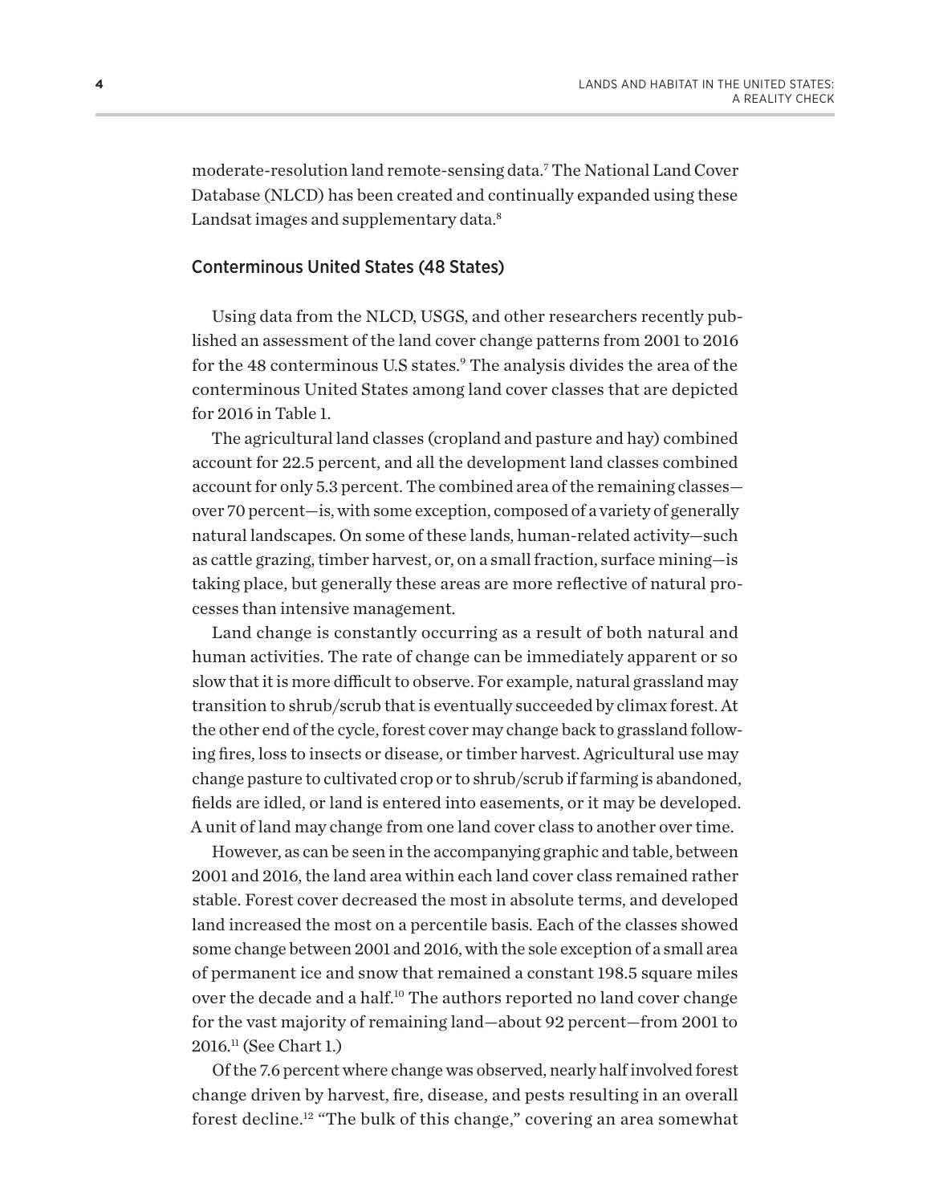moderate-resolution land remote-sensing data.[7] The National Land Cover Database (NLCD) has been created and continually expanded using these Landsat images and supplementary data.[8]

## Conterminous United States (48 States)

Using data from the NLCD, USGS, and other researchers recently published an assessment of the land cover change patterns from 2001 to 2016 for the 48 conterminous U.S states.[9] The analysis divides the area of the conterminous United States among land cover classes that are depicted for 2016 in Table 1.

The agricultural land classes (cropland and pasture and hay) combined account for 22.5 percent, and all the development land classes combined account for only 5.3 percent. The combined area of the remaining classes—over 70 percent—is, with some exception, composed of a variety of generally natural landscapes. On some of these lands, human-related activity—such as cattle grazing, timber harvest, or, on a small fraction, surface mining—is taking place, but generally these areas are more reflective of natural processes than intensive management.

Land change is constantly occurring as a result of both natural and human activities. The rate of change can be immediately apparent or so slow that it is more difficult to observe. For example, natural grassland may transition to shrub/scrub that is eventually succeeded by climax forest. At the other end of the cycle, forest cover may change back to grassland following fires, loss to insects or disease, or timber harvest. Agricultural use may change pasture to cultivated crop or to shrub/scrub if farming is abandoned, fields are idled, or land is entered into easements, or it may be developed. A unit of land may change from one land cover class to another over time.

However, as can be seen in the accompanying graphic and table, between 2001 and 2016, the land area within each land cover class remained rather stable. Forest cover decreased the most in absolute terms, and developed land increased the most on a percentile basis. Each of the classes showed some change between 2001 and 2016, with the sole exception of a small area of permanent ice and snow that remained a constant 198.5 square miles over the decade and a half.[10] The authors reported no land cover change for the vast majority of remaining land—about 92 percent—from 2001 to 2016.[11] (See Chart 1.)

Of the 7.6 percent where change was observed, nearly half involved forest change driven by harvest, fire, disease, and pests resulting in an overall forest decline.[12] "The bulk of this change," covering an area somewhat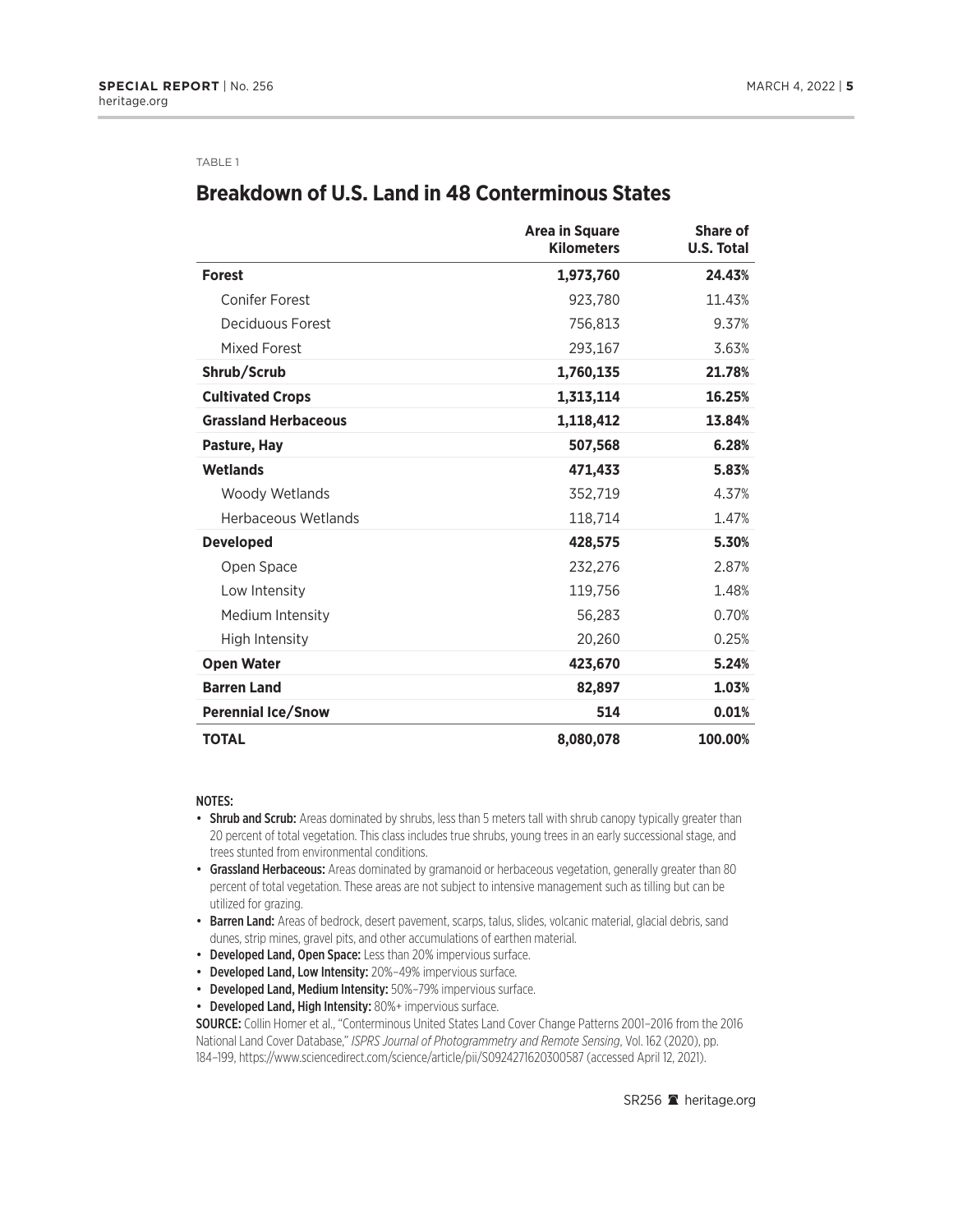TABLE 1

## Breakdown of U.S. Land in 48 Conterminous States

| | Area in Square Kilometers | Share of U.S. Total |
|---|---|---|
| **Forest** | **1,973,760** | **24.43%** |
| Conifer Forest | 923,780 | 11.43% |
| Deciduous Forest | 756,813 | 9.37% |
| Mixed Forest | 293,167 | 3.63% |
| **Shrub/Scrub** | **1,760,135** | **21.78%** |
| **Cultivated Crops** | **1,313,114** | **16.25%** |
| **Grassland Herbaceous** | **1,118,412** | **13.84%** |
| **Pasture, Hay** | **507,568** | **6.28%** |
| **Wetlands** | **471,433** | **5.83%** |
| Woody Wetlands | 352,719 | 4.37% |
| Herbaceous Wetlands | 118,714 | 1.47% |
| **Developed** | **428,575** | **5.30%** |
| Open Space | 232,276 | 2.87% |
| Low Intensity | 119,756 | 1.48% |
| Medium Intensity | 56,283 | 0.70% |
| High Intensity | 20,260 | 0.25% |
| **Open Water** | **423,670** | **5.24%** |
| **Barren Land** | **82,897** | **1.03%** |
| **Perennial Ice/Snow** | **514** | **0.01%** |
| **TOTAL** | **8,080,078** | **100.00%** |

NOTES:

- **Shrub and Scrub:** Areas dominated by shrubs, less than 5 meters tall with shrub canopy typically greater than 20 percent of total vegetation. This class includes true shrubs, young trees in an early successional stage, and trees stunted from environmental conditions.
- **Grassland Herbaceous:** Areas dominated by gramanoid or herbaceous vegetation, generally greater than 80 percent of total vegetation. These areas are not subject to intensive management such as tilling but can be utilized for grazing.
- **Barren Land:** Areas of bedrock, desert pavement, scarps, talus, slides, volcanic material, glacial debris, sand dunes, strip mines, gravel pits, and other accumulations of earthen material.
- **Developed Land, Open Space:** Less than 20% impervious surface.
- **Developed Land, Low Intensity:** 20%–49% impervious surface.
- **Developed Land, Medium Intensity:** 50%–79% impervious surface.
- **Developed Land, High Intensity:** 80%+ impervious surface.

**SOURCE:** Collin Homer et al., "Conterminous United States Land Cover Change Patterns 2001–2016 from the 2016 National Land Cover Database," *ISPRS Journal of Photogrammetry and Remote Sensing*, Vol. 162 (2020), pp. 184–199, https://www.sciencedirect.com/science/article/pii/S0924271620300587 (accessed April 12, 2021).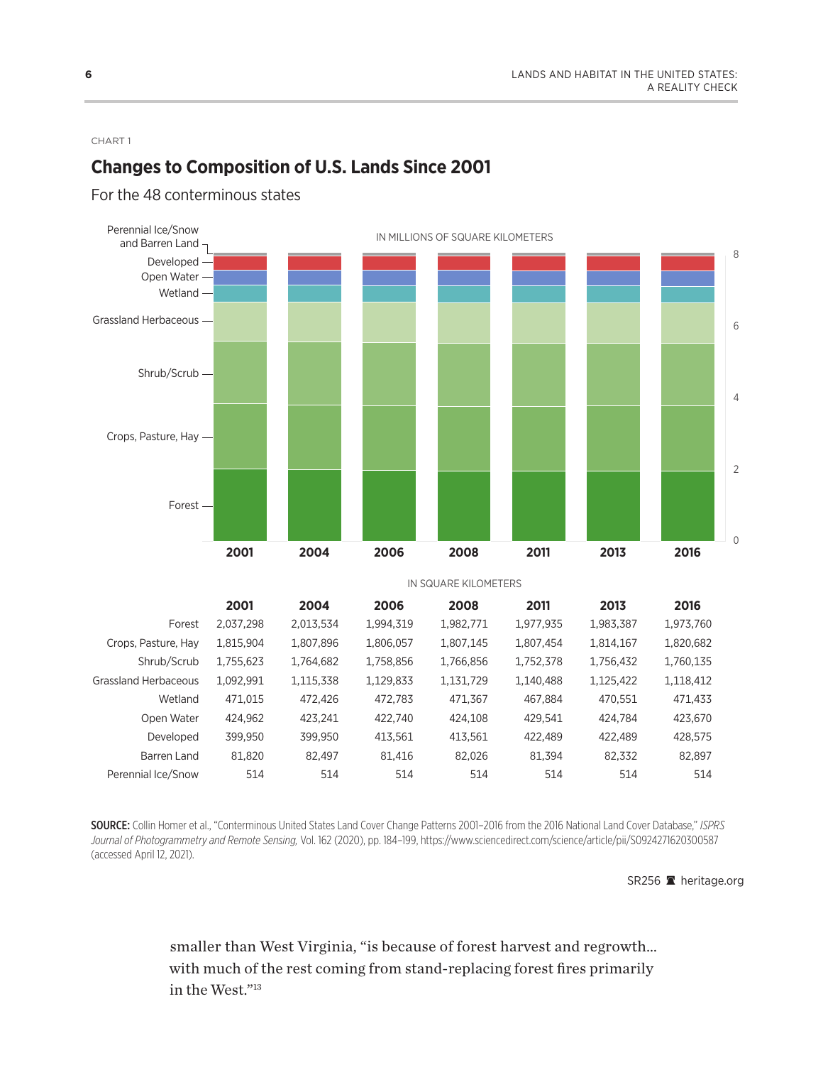CHART 1

## Changes to Composition of U.S. Lands Since 2001

For the 48 conterminous states

IN SQUARE KILOMETERS

| | 2001 | 2004 | 2006 | 2008 | 2011 | 2013 | 2016 |
|---|---|---|---|---|---|---|---|
| Forest | 2,037,298 | 2,013,534 | 1,994,319 | 1,982,771 | 1,977,935 | 1,983,387 | 1,973,760 |
| Crops, Pasture, Hay | 1,815,904 | 1,807,896 | 1,806,057 | 1,807,145 | 1,807,454 | 1,814,167 | 1,820,682 |
| Shrub/Scrub | 1,755,623 | 1,764,682 | 1,758,856 | 1,766,856 | 1,752,378 | 1,756,432 | 1,760,135 |
| Grassland Herbaceous | 1,092,991 | 1,115,338 | 1,129,833 | 1,131,729 | 1,140,488 | 1,125,422 | 1,118,412 |
| Wetland | 471,015 | 472,426 | 472,783 | 471,367 | 467,884 | 470,551 | 471,433 |
| Open Water | 424,962 | 423,241 | 422,740 | 424,108 | 429,541 | 424,784 | 423,670 |
| Developed | 399,950 | 399,950 | 413,561 | 413,561 | 422,489 | 422,489 | 428,575 |
| Barren Land | 81,820 | 82,497 | 81,416 | 82,026 | 81,394 | 82,332 | 82,897 |
| Perennial Ice/Snow | 514 | 514 | 514 | 514 | 514 | 514 | 514 |

**SOURCE:** Collin Homer et al., "Conterminous United States Land Cover Change Patterns 2001–2016 from the 2016 National Land Cover Database," *ISPRS Journal of Photogrammetry and Remote Sensing,* Vol. 162 (2020), pp. 184–199, https://www.sciencedirect.com/science/article/pii/S0924271620300587 (accessed April 12, 2021).

SR256 heritage.org

smaller than West Virginia, "is because of forest harvest and regrowth… with much of the rest coming from stand-replacing forest fires primarily in the West."[13]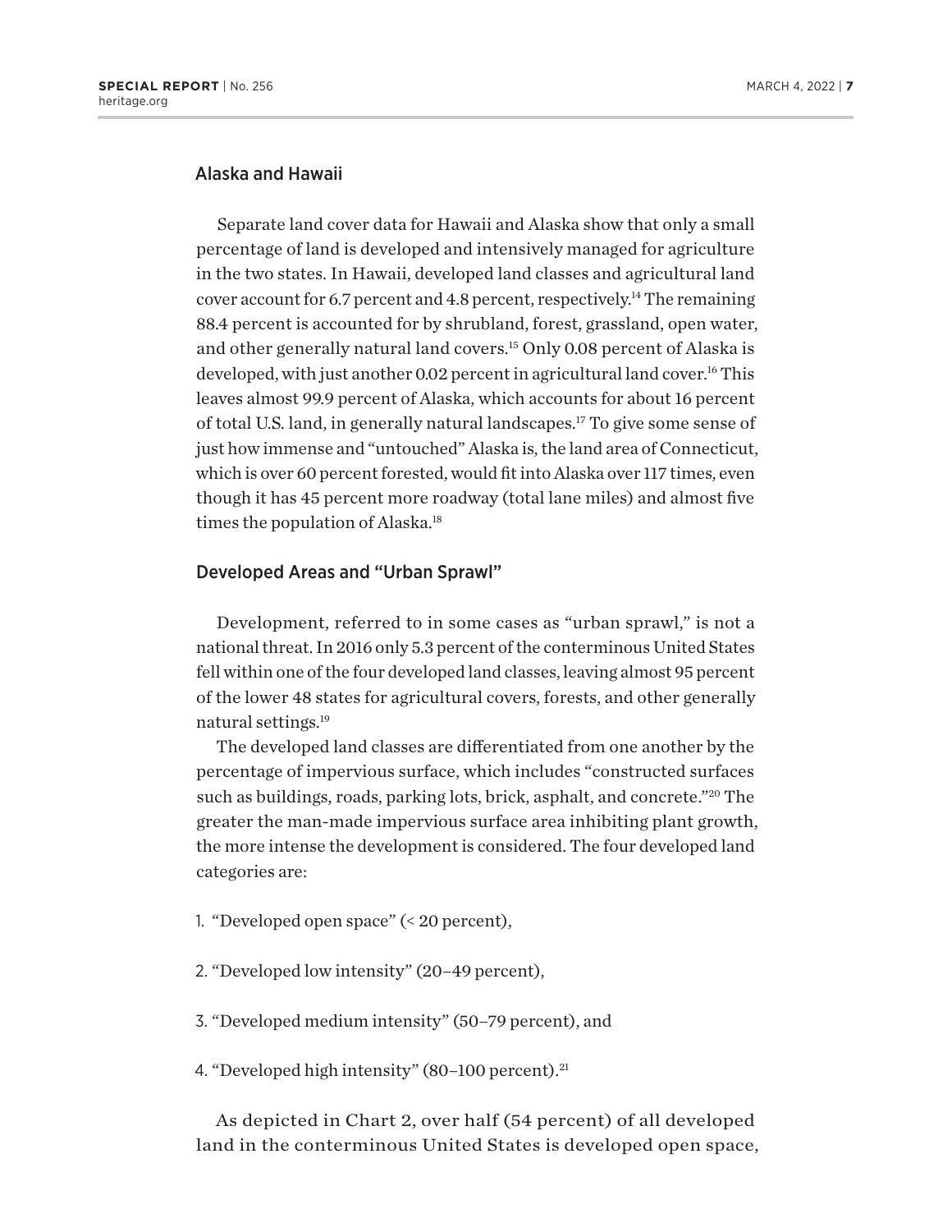## Alaska and Hawaii

Separate land cover data for Hawaii and Alaska show that only a small percentage of land is developed and intensively managed for agriculture in the two states. In Hawaii, developed land classes and agricultural land cover account for 6.7 percent and 4.8 percent, respectively.[14] The remaining 88.4 percent is accounted for by shrubland, forest, grassland, open water, and other generally natural land covers.[15] Only 0.08 percent of Alaska is developed, with just another 0.02 percent in agricultural land cover.[16] This leaves almost 99.9 percent of Alaska, which accounts for about 16 percent of total U.S. land, in generally natural landscapes.[17] To give some sense of just how immense and "untouched" Alaska is, the land area of Connecticut, which is over 60 percent forested, would fit into Alaska over 117 times, even though it has 45 percent more roadway (total lane miles) and almost five times the population of Alaska.[18]

## Developed Areas and "Urban Sprawl"

Development, referred to in some cases as "urban sprawl," is not a national threat. In 2016 only 5.3 percent of the conterminous United States fell within one of the four developed land classes, leaving almost 95 percent of the lower 48 states for agricultural covers, forests, and other generally natural settings.[19]

The developed land classes are differentiated from one another by the percentage of impervious surface, which includes "constructed surfaces such as buildings, roads, parking lots, brick, asphalt, and concrete."[20] The greater the man-made impervious surface area inhibiting plant growth, the more intense the development is considered. The four developed land categories are:

1. "Developed open space" (< 20 percent),
2. "Developed low intensity" (20–49 percent),
3. "Developed medium intensity" (50–79 percent), and
4. "Developed high intensity" (80–100 percent).[21]

As depicted in Chart 2, over half (54 percent) of all developed land in the conterminous United States is developed open space,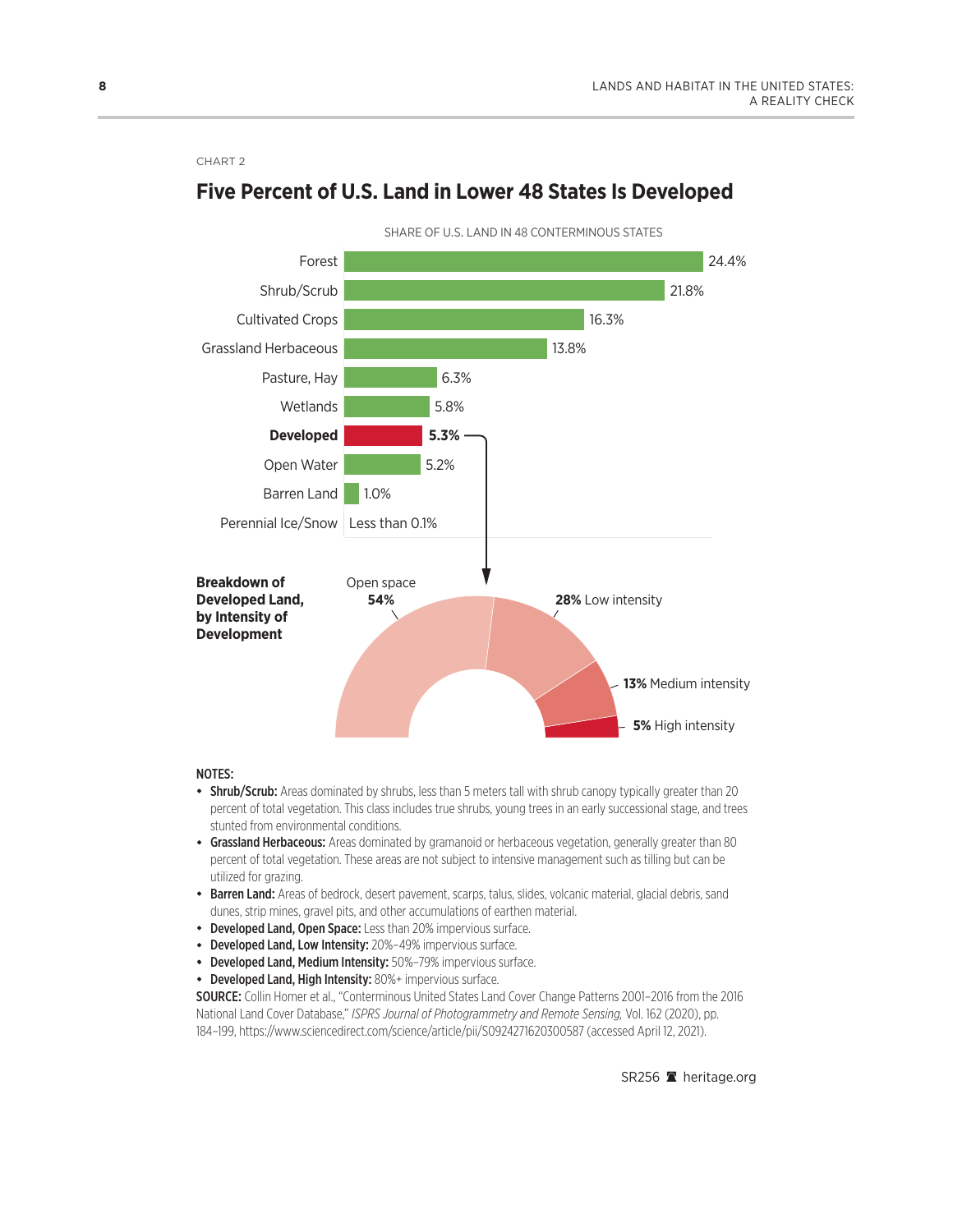CHART 2

## Five Percent of U.S. Land in Lower 48 States Is Developed

SHARE OF U.S. LAND IN 48 CONTERMINOUS STATES

| Land Cover | Share |
|---|---|
| Forest | 24.4% |
| Shrub/Scrub | 21.8% |
| Cultivated Crops | 16.3% |
| Grassland Herbaceous | 13.8% |
| Pasture, Hay | 6.3% |
| Wetlands | 5.8% |
| **Developed** | **5.3%** |
| Open Water | 5.2% |
| Barren Land | 1.0% |
| Perennial Ice/Snow | Less than 0.1% |

**Breakdown of Developed Land, by Intensity of Development**

| Intensity | Share |
|---|---|
| Open space | **54%** |
| Low intensity | **28%** |
| Medium intensity | **13%** |
| High intensity | **5%** |

**NOTES:**

- **Shrub/Scrub:** Areas dominated by shrubs, less than 5 meters tall with shrub canopy typically greater than 20 percent of total vegetation. This class includes true shrubs, young trees in an early successional stage, and trees stunted from environmental conditions.
- **Grassland Herbaceous:** Areas dominated by gramanoid or herbaceous vegetation, generally greater than 80 percent of total vegetation. These areas are not subject to intensive management such as tilling but can be utilized for grazing.
- **Barren Land:** Areas of bedrock, desert pavement, scarps, talus, slides, volcanic material, glacial debris, sand dunes, strip mines, gravel pits, and other accumulations of earthen material.
- **Developed Land, Open Space:** Less than 20% impervious surface.
- **Developed Land, Low Intensity:** 20%–49% impervious surface.
- **Developed Land, Medium Intensity:** 50%–79% impervious surface.
- **Developed Land, High Intensity:** 80%+ impervious surface.

**SOURCE:** Collin Homer et al., "Conterminous United States Land Cover Change Patterns 2001–2016 from the 2016 National Land Cover Database," *ISPRS Journal of Photogrammetry and Remote Sensing,* Vol. 162 (2020), pp. 184–199, https://www.sciencedirect.com/science/article/pii/S0924271620300587 (accessed April 12, 2021).

SR256 heritage.org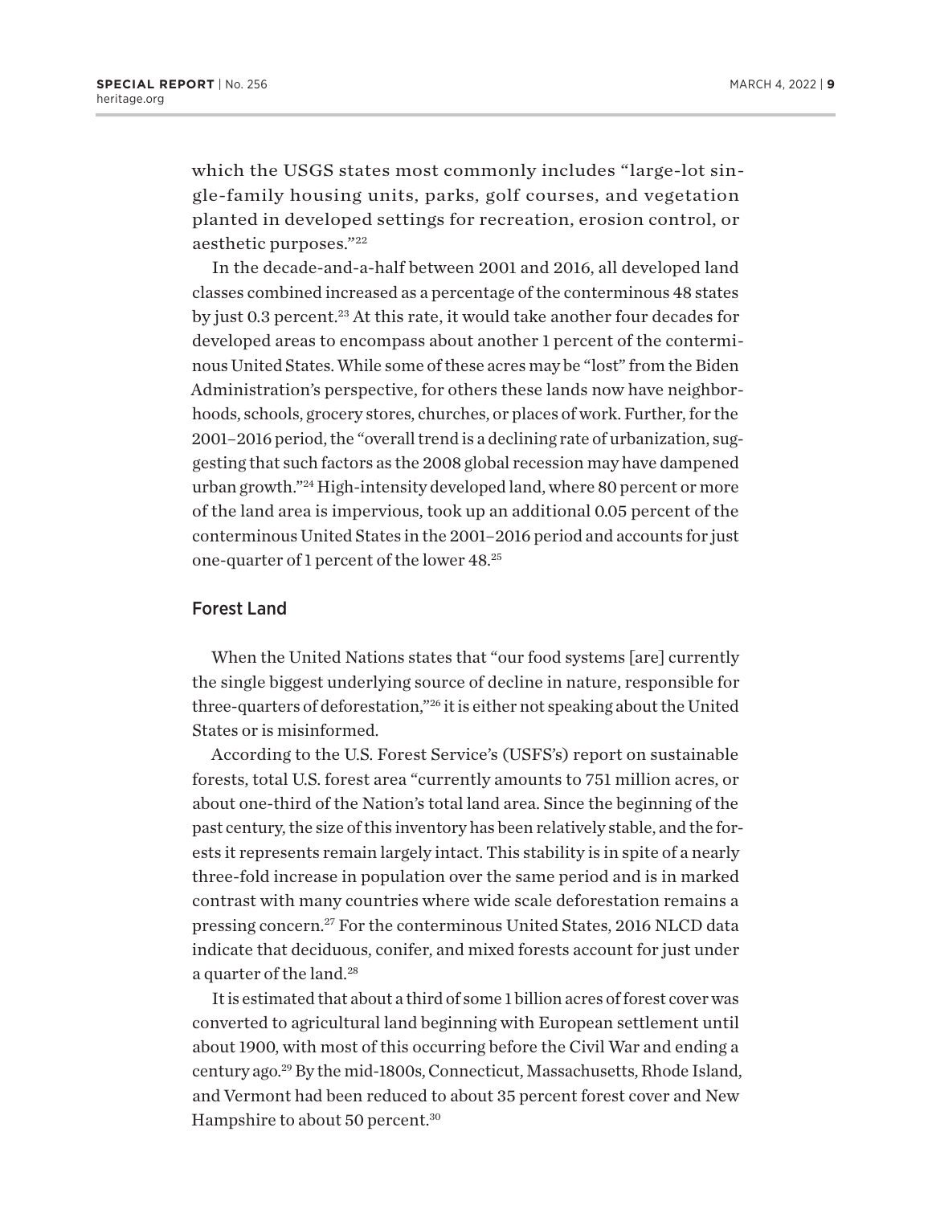which the USGS states most commonly includes "large-lot single-family housing units, parks, golf courses, and vegetation planted in developed settings for recreation, erosion control, or aesthetic purposes."[22]

In the decade-and-a-half between 2001 and 2016, all developed land classes combined increased as a percentage of the conterminous 48 states by just 0.3 percent.[23] At this rate, it would take another four decades for developed areas to encompass about another 1 percent of the conterminous United States. While some of these acres may be "lost" from the Biden Administration's perspective, for others these lands now have neighborhoods, schools, grocery stores, churches, or places of work. Further, for the 2001–2016 period, the "overall trend is a declining rate of urbanization, suggesting that such factors as the 2008 global recession may have dampened urban growth."[24] High-intensity developed land, where 80 percent or more of the land area is impervious, took up an additional 0.05 percent of the conterminous United States in the 2001–2016 period and accounts for just one-quarter of 1 percent of the lower 48.[25]

## Forest Land

When the United Nations states that "our food systems [are] currently the single biggest underlying source of decline in nature, responsible for three-quarters of deforestation,"[26] it is either not speaking about the United States or is misinformed.

According to the U.S. Forest Service's (USFS's) report on sustainable forests, total U.S. forest area "currently amounts to 751 million acres, or about one-third of the Nation's total land area. Since the beginning of the past century, the size of this inventory has been relatively stable, and the forests it represents remain largely intact. This stability is in spite of a nearly three-fold increase in population over the same period and is in marked contrast with many countries where wide scale deforestation remains a pressing concern.[27] For the conterminous United States, 2016 NLCD data indicate that deciduous, conifer, and mixed forests account for just under a quarter of the land.[28]

It is estimated that about a third of some 1 billion acres of forest cover was converted to agricultural land beginning with European settlement until about 1900, with most of this occurring before the Civil War and ending a century ago.[29] By the mid-1800s, Connecticut, Massachusetts, Rhode Island, and Vermont had been reduced to about 35 percent forest cover and New Hampshire to about 50 percent.[30]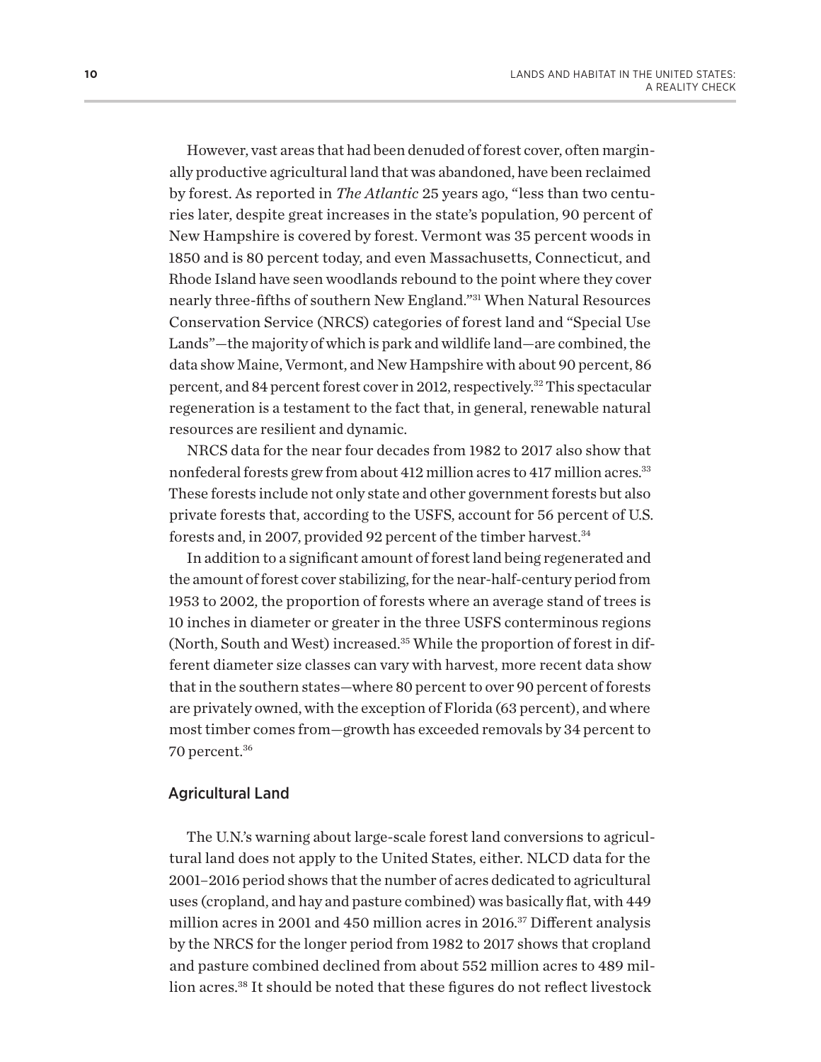However, vast areas that had been denuded of forest cover, often marginally productive agricultural land that was abandoned, have been reclaimed by forest. As reported in *The Atlantic* 25 years ago, "less than two centuries later, despite great increases in the state's population, 90 percent of New Hampshire is covered by forest. Vermont was 35 percent woods in 1850 and is 80 percent today, and even Massachusetts, Connecticut, and Rhode Island have seen woodlands rebound to the point where they cover nearly three-fifths of southern New England."[31] When Natural Resources Conservation Service (NRCS) categories of forest land and "Special Use Lands"—the majority of which is park and wildlife land—are combined, the data show Maine, Vermont, and New Hampshire with about 90 percent, 86 percent, and 84 percent forest cover in 2012, respectively.[32] This spectacular regeneration is a testament to the fact that, in general, renewable natural resources are resilient and dynamic.

NRCS data for the near four decades from 1982 to 2017 also show that nonfederal forests grew from about 412 million acres to 417 million acres.[33] These forests include not only state and other government forests but also private forests that, according to the USFS, account for 56 percent of U.S. forests and, in 2007, provided 92 percent of the timber harvest.[34]

In addition to a significant amount of forest land being regenerated and the amount of forest cover stabilizing, for the near-half-century period from 1953 to 2002, the proportion of forests where an average stand of trees is 10 inches in diameter or greater in the three USFS conterminous regions (North, South and West) increased.[35] While the proportion of forest in different diameter size classes can vary with harvest, more recent data show that in the southern states—where 80 percent to over 90 percent of forests are privately owned, with the exception of Florida (63 percent), and where most timber comes from—growth has exceeded removals by 34 percent to 70 percent.[36]

## Agricultural Land

The U.N.'s warning about large-scale forest land conversions to agricultural land does not apply to the United States, either. NLCD data for the 2001–2016 period shows that the number of acres dedicated to agricultural uses (cropland, and hay and pasture combined) was basically flat, with 449 million acres in 2001 and 450 million acres in 2016.[37] Different analysis by the NRCS for the longer period from 1982 to 2017 shows that cropland and pasture combined declined from about 552 million acres to 489 million acres.[38] It should be noted that these figures do not reflect livestock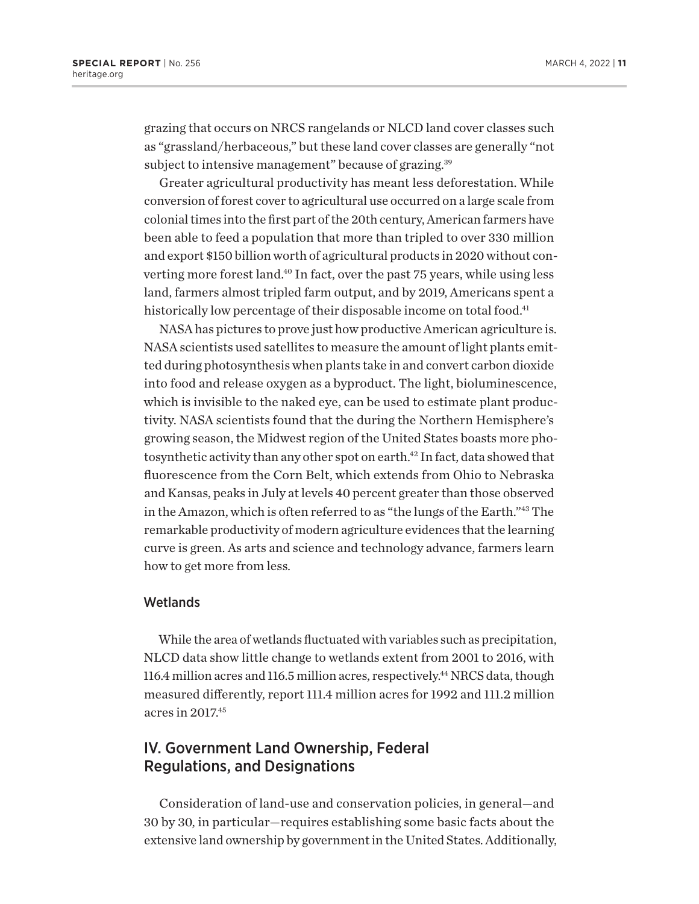grazing that occurs on NRCS rangelands or NLCD land cover classes such as "grassland/herbaceous," but these land cover classes are generally "not subject to intensive management" because of grazing.[39]

Greater agricultural productivity has meant less deforestation. While conversion of forest cover to agricultural use occurred on a large scale from colonial times into the first part of the 20th century, American farmers have been able to feed a population that more than tripled to over 330 million and export $150 billion worth of agricultural products in 2020 without converting more forest land.[40] In fact, over the past 75 years, while using less land, farmers almost tripled farm output, and by 2019, Americans spent a historically low percentage of their disposable income on total food.[41]

NASA has pictures to prove just how productive American agriculture is. NASA scientists used satellites to measure the amount of light plants emitted during photosynthesis when plants take in and convert carbon dioxide into food and release oxygen as a byproduct. The light, bioluminescence, which is invisible to the naked eye, can be used to estimate plant productivity. NASA scientists found that the during the Northern Hemisphere's growing season, the Midwest region of the United States boasts more photosynthetic activity than any other spot on earth.[42] In fact, data showed that fluorescence from the Corn Belt, which extends from Ohio to Nebraska and Kansas, peaks in July at levels 40 percent greater than those observed in the Amazon, which is often referred to as "the lungs of the Earth."[43] The remarkable productivity of modern agriculture evidences that the learning curve is green. As arts and science and technology advance, farmers learn how to get more from less.

### Wetlands

While the area of wetlands fluctuated with variables such as precipitation, NLCD data show little change to wetlands extent from 2001 to 2016, with 116.4 million acres and 116.5 million acres, respectively.[44] NRCS data, though measured differently, report 111.4 million acres for 1992 and 111.2 million acres in 2017.[45]

## IV. Government Land Ownership, Federal Regulations, and Designations

Consideration of land-use and conservation policies, in general—and 30 by 30, in particular—requires establishing some basic facts about the extensive land ownership by government in the United States. Additionally,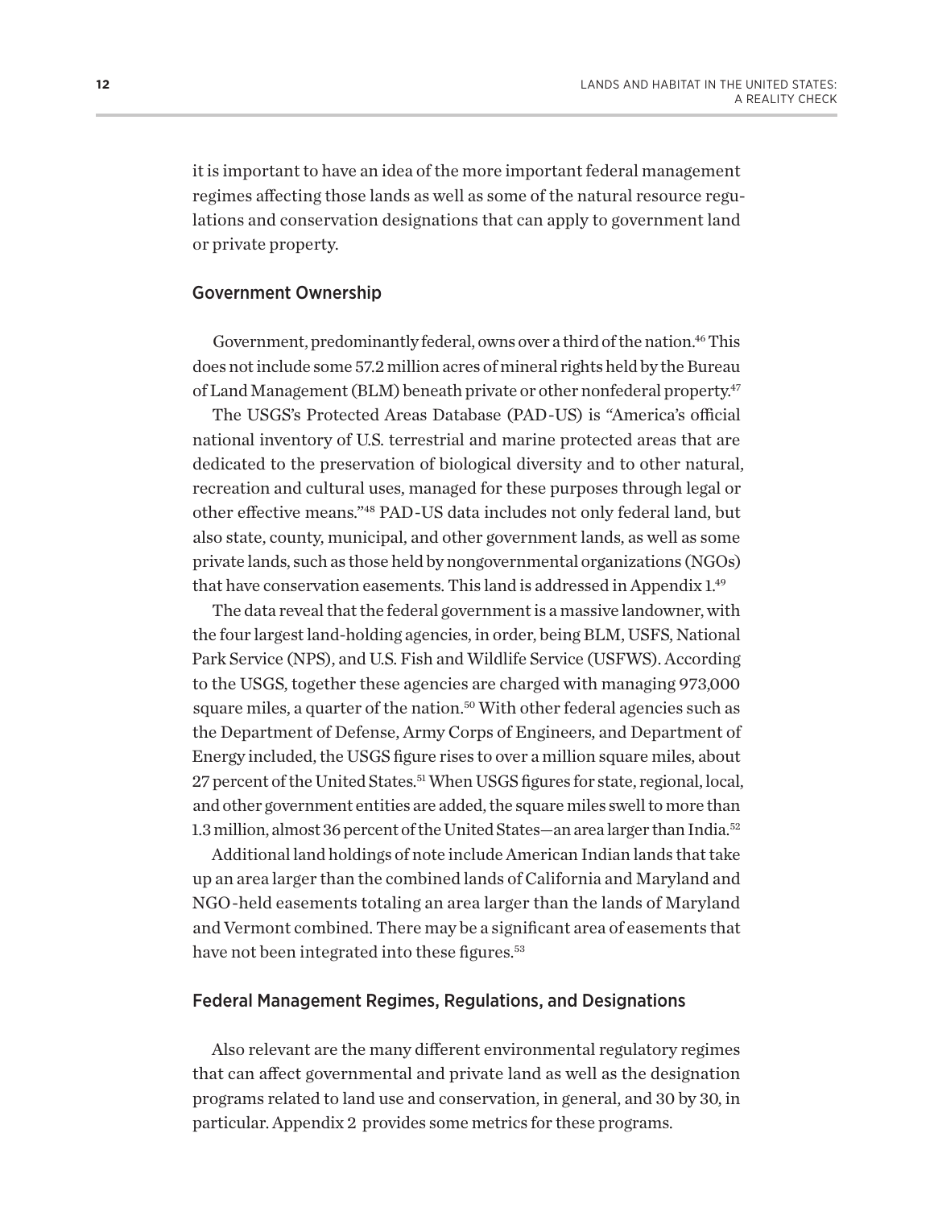it is important to have an idea of the more important federal management regimes affecting those lands as well as some of the natural resource regulations and conservation designations that can apply to government land or private property.

## Government Ownership

Government, predominantly federal, owns over a third of the nation.[46] This does not include some 57.2 million acres of mineral rights held by the Bureau of Land Management (BLM) beneath private or other nonfederal property.[47]

The USGS's Protected Areas Database (PAD-US) is "America's official national inventory of U.S. terrestrial and marine protected areas that are dedicated to the preservation of biological diversity and to other natural, recreation and cultural uses, managed for these purposes through legal or other effective means."[48] PAD-US data includes not only federal land, but also state, county, municipal, and other government lands, as well as some private lands, such as those held by nongovernmental organizations (NGOs) that have conservation easements. This land is addressed in Appendix 1.[49]

The data reveal that the federal government is a massive landowner, with the four largest land-holding agencies, in order, being BLM, USFS, National Park Service (NPS), and U.S. Fish and Wildlife Service (USFWS). According to the USGS, together these agencies are charged with managing 973,000 square miles, a quarter of the nation.[50] With other federal agencies such as the Department of Defense, Army Corps of Engineers, and Department of Energy included, the USGS figure rises to over a million square miles, about 27 percent of the United States.[51] When USGS figures for state, regional, local, and other government entities are added, the square miles swell to more than 1.3 million, almost 36 percent of the United States—an area larger than India.[52]

Additional land holdings of note include American Indian lands that take up an area larger than the combined lands of California and Maryland and NGO-held easements totaling an area larger than the lands of Maryland and Vermont combined. There may be a significant area of easements that have not been integrated into these figures.[53]

## Federal Management Regimes, Regulations, and Designations

Also relevant are the many different environmental regulatory regimes that can affect governmental and private land as well as the designation programs related to land use and conservation, in general, and 30 by 30, in particular. Appendix 2 provides some metrics for these programs.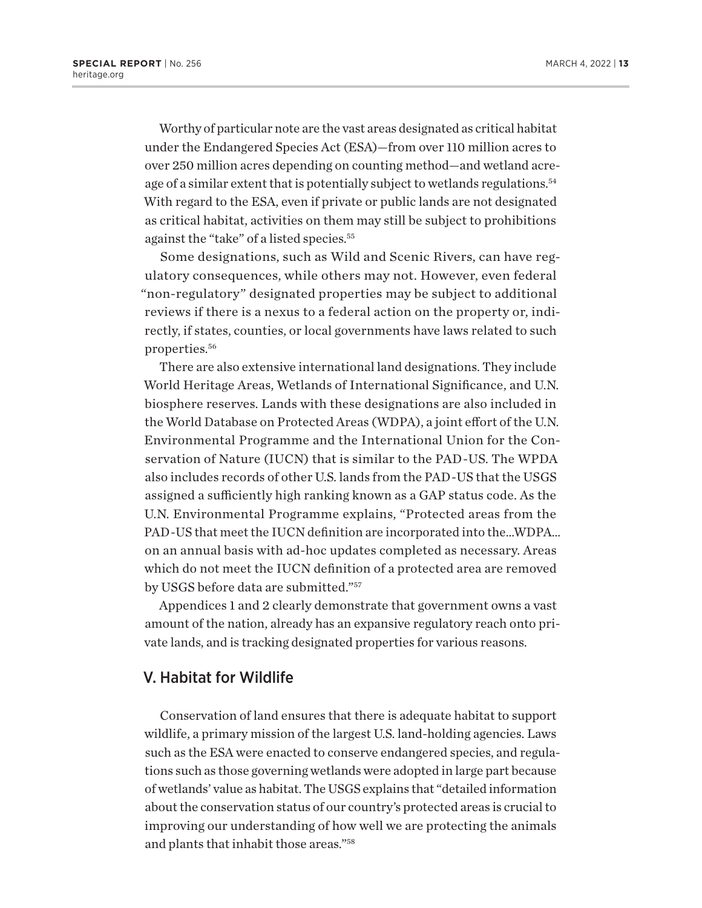Worthy of particular note are the vast areas designated as critical habitat under the Endangered Species Act (ESA)—from over 110 million acres to over 250 million acres depending on counting method—and wetland acreage of a similar extent that is potentially subject to wetlands regulations.[54] With regard to the ESA, even if private or public lands are not designated as critical habitat, activities on them may still be subject to prohibitions against the "take" of a listed species.[55]

Some designations, such as Wild and Scenic Rivers, can have regulatory consequences, while others may not. However, even federal "non-regulatory" designated properties may be subject to additional reviews if there is a nexus to a federal action on the property or, indirectly, if states, counties, or local governments have laws related to such properties.[56]

There are also extensive international land designations. They include World Heritage Areas, Wetlands of International Significance, and U.N. biosphere reserves. Lands with these designations are also included in the World Database on Protected Areas (WDPA), a joint effort of the U.N. Environmental Programme and the International Union for the Conservation of Nature (IUCN) that is similar to the PAD-US. The WPDA also includes records of other U.S. lands from the PAD-US that the USGS assigned a sufficiently high ranking known as a GAP status code. As the U.N. Environmental Programme explains, "Protected areas from the PAD-US that meet the IUCN definition are incorporated into the...WDPA... on an annual basis with ad-hoc updates completed as necessary. Areas which do not meet the IUCN definition of a protected area are removed by USGS before data are submitted."[57]

Appendices 1 and 2 clearly demonstrate that government owns a vast amount of the nation, already has an expansive regulatory reach onto private lands, and is tracking designated properties for various reasons.

## V. Habitat for Wildlife

Conservation of land ensures that there is adequate habitat to support wildlife, a primary mission of the largest U.S. land-holding agencies. Laws such as the ESA were enacted to conserve endangered species, and regulations such as those governing wetlands were adopted in large part because of wetlands' value as habitat. The USGS explains that "detailed information about the conservation status of our country's protected areas is crucial to improving our understanding of how well we are protecting the animals and plants that inhabit those areas."[58]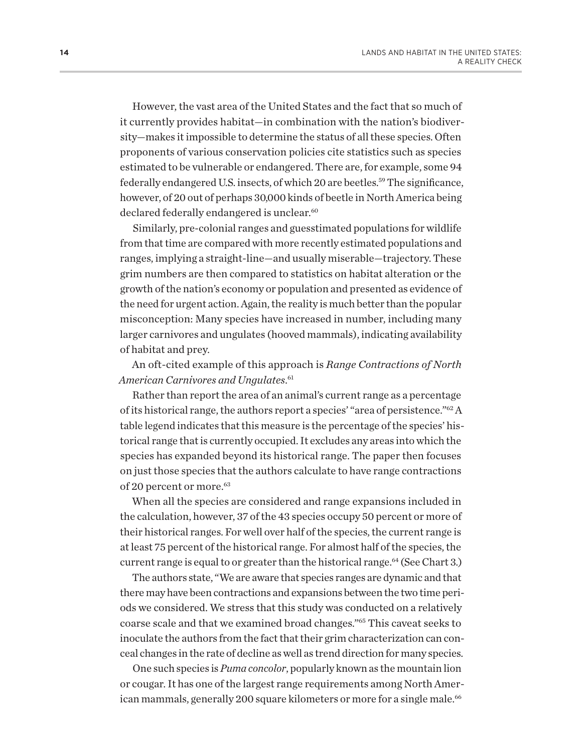However, the vast area of the United States and the fact that so much of it currently provides habitat—in combination with the nation's biodiversity—makes it impossible to determine the status of all these species. Often proponents of various conservation policies cite statistics such as species estimated to be vulnerable or endangered. There are, for example, some 94 federally endangered U.S. insects, of which 20 are beetles.[59] The significance, however, of 20 out of perhaps 30,000 kinds of beetle in North America being declared federally endangered is unclear.[60]

Similarly, pre-colonial ranges and guesstimated populations for wildlife from that time are compared with more recently estimated populations and ranges, implying a straight-line—and usually miserable—trajectory. These grim numbers are then compared to statistics on habitat alteration or the growth of the nation's economy or population and presented as evidence of the need for urgent action. Again, the reality is much better than the popular misconception: Many species have increased in number, including many larger carnivores and ungulates (hooved mammals), indicating availability of habitat and prey.

An oft-cited example of this approach is *Range Contractions of North American Carnivores and Ungulates*.[61]

Rather than report the area of an animal's current range as a percentage of its historical range, the authors report a species' "area of persistence."[62] A table legend indicates that this measure is the percentage of the species' historical range that is currently occupied. It excludes any areas into which the species has expanded beyond its historical range. The paper then focuses on just those species that the authors calculate to have range contractions of 20 percent or more.[63]

When all the species are considered and range expansions included in the calculation, however, 37 of the 43 species occupy 50 percent or more of their historical ranges. For well over half of the species, the current range is at least 75 percent of the historical range. For almost half of the species, the current range is equal to or greater than the historical range.[64] (See Chart 3.)

The authors state, "We are aware that species ranges are dynamic and that there may have been contractions and expansions between the two time periods we considered. We stress that this study was conducted on a relatively coarse scale and that we examined broad changes."[65] This caveat seeks to inoculate the authors from the fact that their grim characterization can conceal changes in the rate of decline as well as trend direction for many species.

One such species is *Puma concolor*, popularly known as the mountain lion or cougar. It has one of the largest range requirements among North American mammals, generally 200 square kilometers or more for a single male.[66]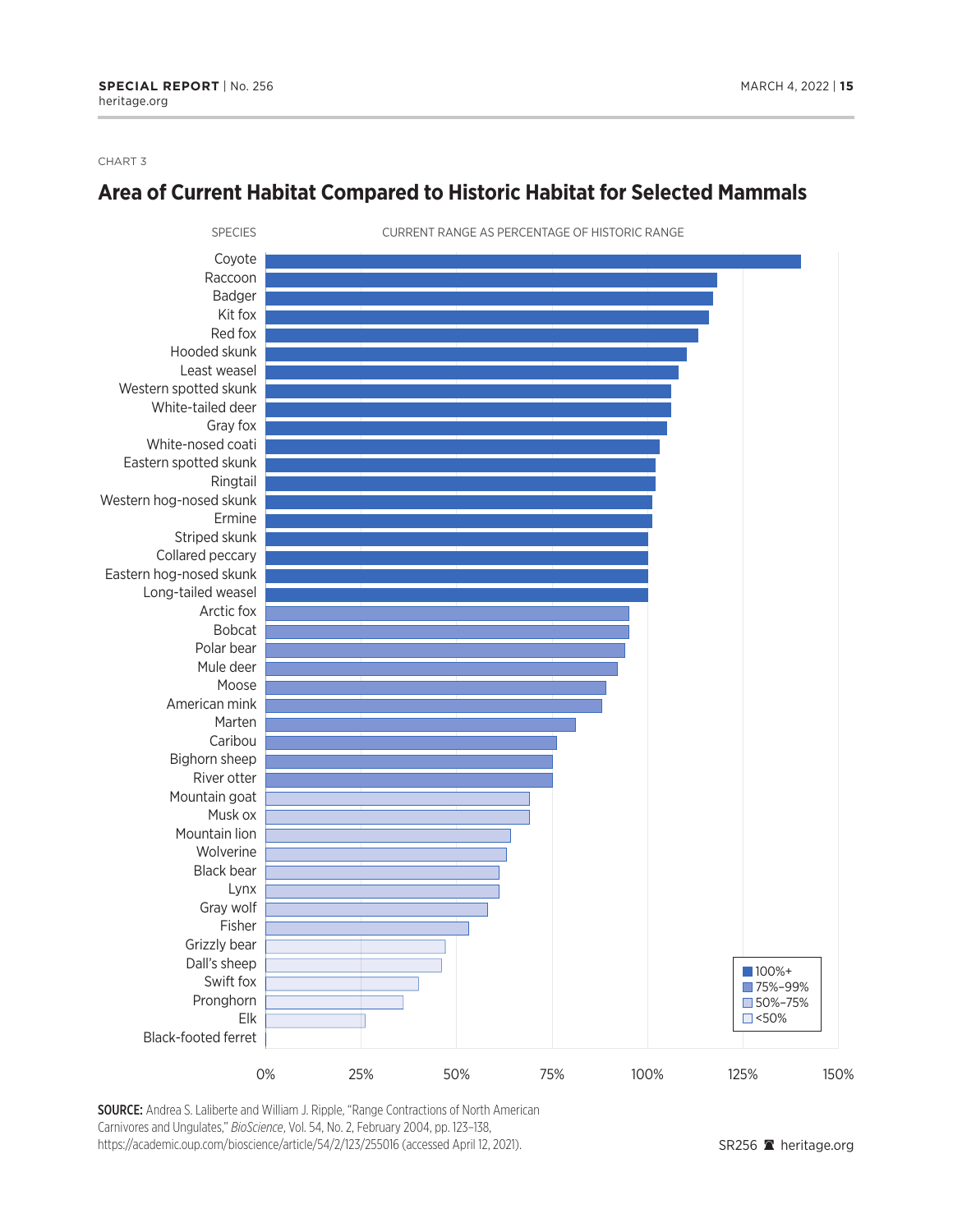CHART 3

## Area of Current Habitat Compared to Historic Habitat for Selected Mammals

SPECIES — CURRENT RANGE AS PERCENTAGE OF HISTORIC RANGE

Coyote
Raccoon
Badger
Kit fox
Red fox
Hooded skunk
Least weasel
Western spotted skunk
White-tailed deer
Gray fox
White-nosed coati
Eastern spotted skunk
Ringtail
Western hog-nosed skunk
Ermine
Striped skunk
Collared peccary
Eastern hog-nosed skunk
Long-tailed weasel
Arctic fox
Bobcat
Polar bear
Mule deer
Moose
American mink
Marten
Caribou
Bighorn sheep
River otter
Mountain goat
Musk ox
Mountain lion
Wolverine
Black bear
Lynx
Gray wolf
Fisher
Grizzly bear
Dall's sheep
Swift fox
Pronghorn
Elk
Black-footed ferret

0% 25% 50% 75% 100% 125% 150%

■ 100%+
■ 75%–99%
■ 50%–75%
□ <50%

**SOURCE:** Andrea S. Laliberte and William J. Ripple, "Range Contractions of North American Carnivores and Ungulates," *BioScience*, Vol. 54, No. 2, February 2004, pp. 123–138, https://academic.oup.com/bioscience/article/54/2/123/255016 (accessed April 12, 2021).

SR256 heritage.org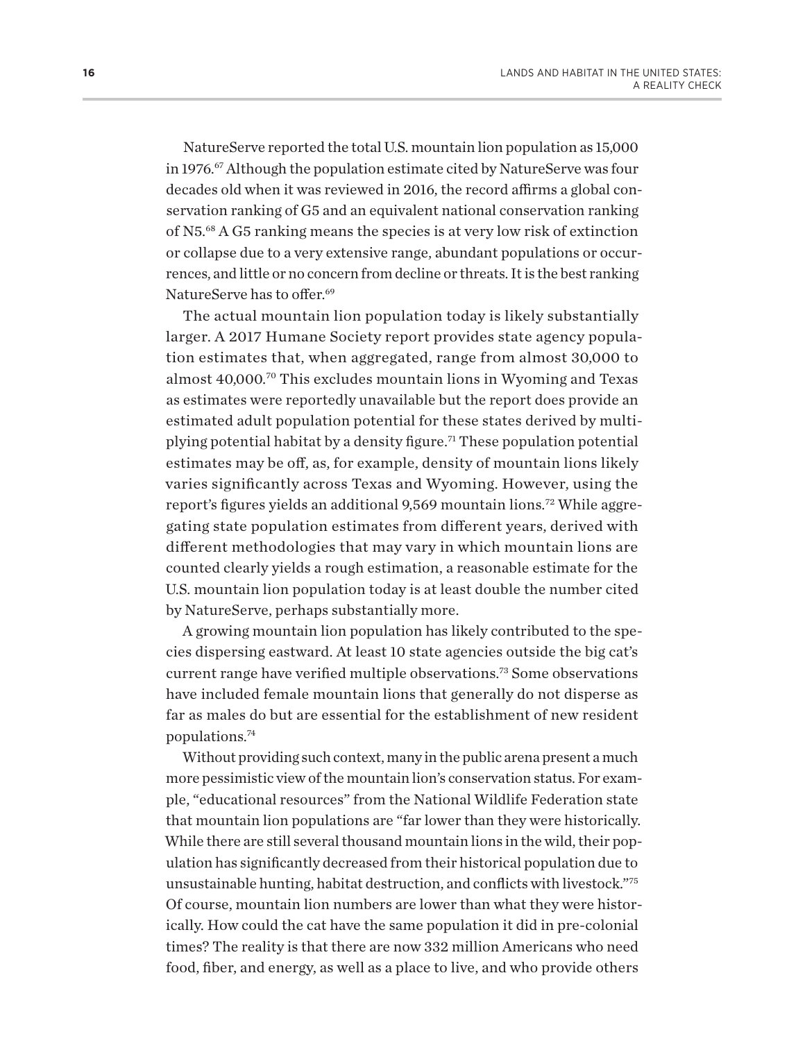NatureServe reported the total U.S. mountain lion population as 15,000 in 1976.[67] Although the population estimate cited by NatureServe was four decades old when it was reviewed in 2016, the record affirms a global conservation ranking of G5 and an equivalent national conservation ranking of N5.[68] A G5 ranking means the species is at very low risk of extinction or collapse due to a very extensive range, abundant populations or occurrences, and little or no concern from decline or threats. It is the best ranking NatureServe has to offer.[69]

The actual mountain lion population today is likely substantially larger. A 2017 Humane Society report provides state agency population estimates that, when aggregated, range from almost 30,000 to almost 40,000.[70] This excludes mountain lions in Wyoming and Texas as estimates were reportedly unavailable but the report does provide an estimated adult population potential for these states derived by multiplying potential habitat by a density figure.[71] These population potential estimates may be off, as, for example, density of mountain lions likely varies significantly across Texas and Wyoming. However, using the report's figures yields an additional 9,569 mountain lions.[72] While aggregating state population estimates from different years, derived with different methodologies that may vary in which mountain lions are counted clearly yields a rough estimation, a reasonable estimate for the U.S. mountain lion population today is at least double the number cited by NatureServe, perhaps substantially more.

A growing mountain lion population has likely contributed to the species dispersing eastward. At least 10 state agencies outside the big cat's current range have verified multiple observations.[73] Some observations have included female mountain lions that generally do not disperse as far as males do but are essential for the establishment of new resident populations.[74]

Without providing such context, many in the public arena present a much more pessimistic view of the mountain lion's conservation status. For example, "educational resources" from the National Wildlife Federation state that mountain lion populations are "far lower than they were historically. While there are still several thousand mountain lions in the wild, their population has significantly decreased from their historical population due to unsustainable hunting, habitat destruction, and conflicts with livestock."[75] Of course, mountain lion numbers are lower than what they were historically. How could the cat have the same population it did in pre-colonial times? The reality is that there are now 332 million Americans who need food, fiber, and energy, as well as a place to live, and who provide others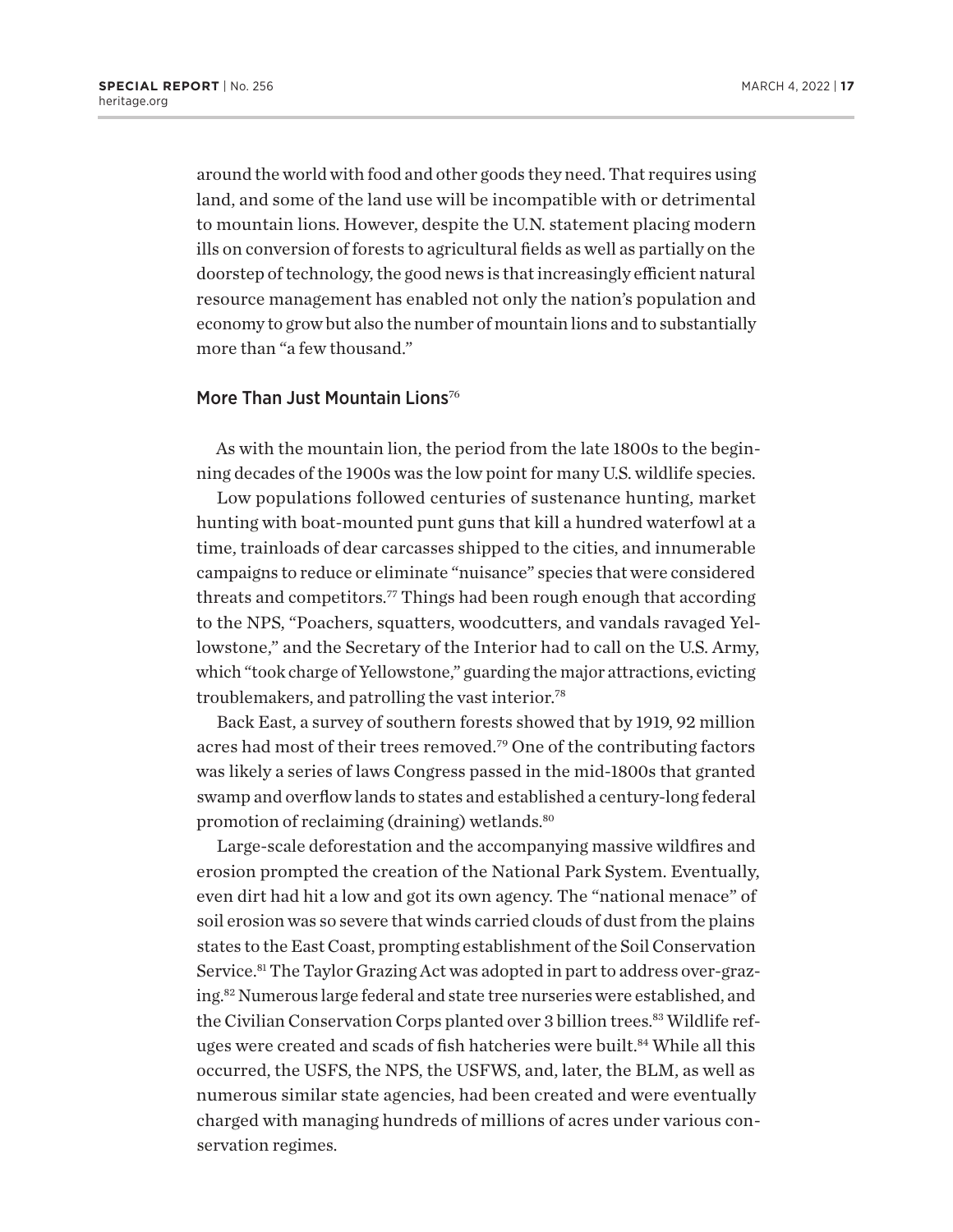around the world with food and other goods they need. That requires using land, and some of the land use will be incompatible with or detrimental to mountain lions. However, despite the U.N. statement placing modern ills on conversion of forests to agricultural fields as well as partially on the doorstep of technology, the good news is that increasingly efficient natural resource management has enabled not only the nation's population and economy to grow but also the number of mountain lions and to substantially more than "a few thousand."

## More Than Just Mountain Lions[76]

As with the mountain lion, the period from the late 1800s to the beginning decades of the 1900s was the low point for many U.S. wildlife species.

Low populations followed centuries of sustenance hunting, market hunting with boat-mounted punt guns that kill a hundred waterfowl at a time, trainloads of dear carcasses shipped to the cities, and innumerable campaigns to reduce or eliminate "nuisance" species that were considered threats and competitors.[77] Things had been rough enough that according to the NPS, "Poachers, squatters, woodcutters, and vandals ravaged Yellowstone," and the Secretary of the Interior had to call on the U.S. Army, which "took charge of Yellowstone," guarding the major attractions, evicting troublemakers, and patrolling the vast interior.[78]

Back East, a survey of southern forests showed that by 1919, 92 million acres had most of their trees removed.[79] One of the contributing factors was likely a series of laws Congress passed in the mid-1800s that granted swamp and overflow lands to states and established a century-long federal promotion of reclaiming (draining) wetlands.[80]

Large-scale deforestation and the accompanying massive wildfires and erosion prompted the creation of the National Park System. Eventually, even dirt had hit a low and got its own agency. The "national menace" of soil erosion was so severe that winds carried clouds of dust from the plains states to the East Coast, prompting establishment of the Soil Conservation Service.[81] The Taylor Grazing Act was adopted in part to address over-grazing.[82] Numerous large federal and state tree nurseries were established, and the Civilian Conservation Corps planted over 3 billion trees.[83] Wildlife refuges were created and scads of fish hatcheries were built.[84] While all this occurred, the USFS, the NPS, the USFWS, and, later, the BLM, as well as numerous similar state agencies, had been created and were eventually charged with managing hundreds of millions of acres under various conservation regimes.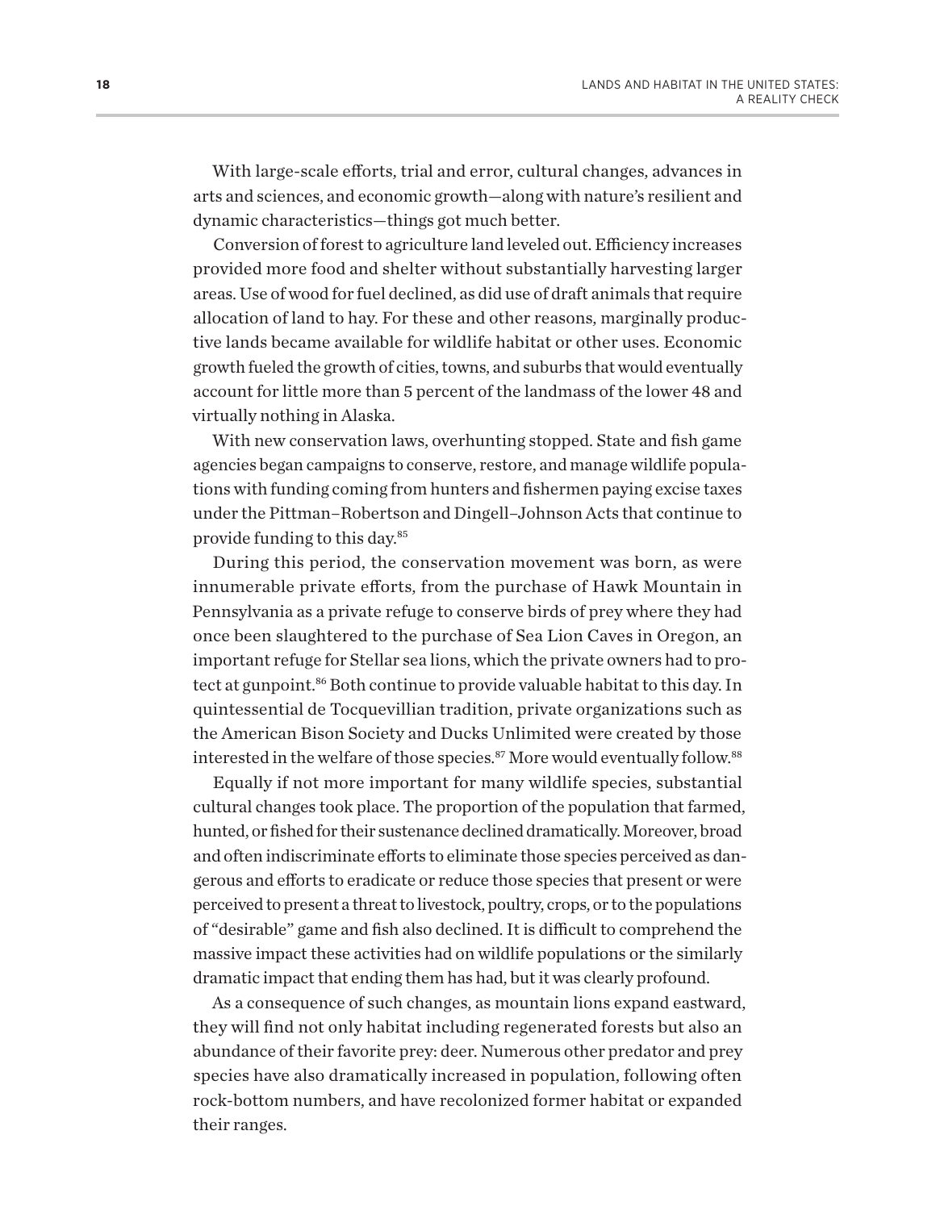With large-scale efforts, trial and error, cultural changes, advances in arts and sciences, and economic growth—along with nature's resilient and dynamic characteristics—things got much better.

Conversion of forest to agriculture land leveled out. Efficiency increases provided more food and shelter without substantially harvesting larger areas. Use of wood for fuel declined, as did use of draft animals that require allocation of land to hay. For these and other reasons, marginally productive lands became available for wildlife habitat or other uses. Economic growth fueled the growth of cities, towns, and suburbs that would eventually account for little more than 5 percent of the landmass of the lower 48 and virtually nothing in Alaska.

With new conservation laws, overhunting stopped. State and fish game agencies began campaigns to conserve, restore, and manage wildlife populations with funding coming from hunters and fishermen paying excise taxes under the Pittman–Robertson and Dingell–Johnson Acts that continue to provide funding to this day.[85]

During this period, the conservation movement was born, as were innumerable private efforts, from the purchase of Hawk Mountain in Pennsylvania as a private refuge to conserve birds of prey where they had once been slaughtered to the purchase of Sea Lion Caves in Oregon, an important refuge for Stellar sea lions, which the private owners had to protect at gunpoint.[86] Both continue to provide valuable habitat to this day. In quintessential de Tocquevillian tradition, private organizations such as the American Bison Society and Ducks Unlimited were created by those interested in the welfare of those species.[87] More would eventually follow.[88]

Equally if not more important for many wildlife species, substantial cultural changes took place. The proportion of the population that farmed, hunted, or fished for their sustenance declined dramatically. Moreover, broad and often indiscriminate efforts to eliminate those species perceived as dangerous and efforts to eradicate or reduce those species that present or were perceived to present a threat to livestock, poultry, crops, or to the populations of "desirable" game and fish also declined. It is difficult to comprehend the massive impact these activities had on wildlife populations or the similarly dramatic impact that ending them has had, but it was clearly profound.

As a consequence of such changes, as mountain lions expand eastward, they will find not only habitat including regenerated forests but also an abundance of their favorite prey: deer. Numerous other predator and prey species have also dramatically increased in population, following often rock-bottom numbers, and have recolonized former habitat or expanded their ranges.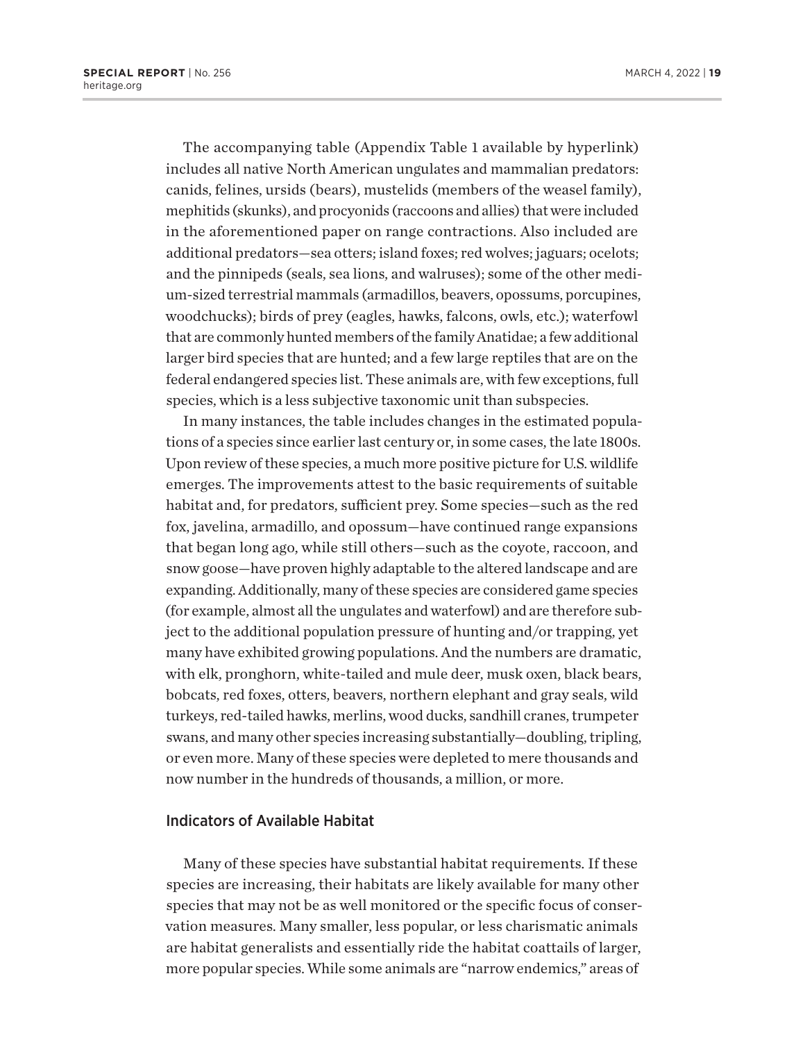The accompanying table (Appendix Table 1 available by hyperlink) includes all native North American ungulates and mammalian predators: canids, felines, ursids (bears), mustelids (members of the weasel family), mephitids (skunks), and procyonids (raccoons and allies) that were included in the aforementioned paper on range contractions. Also included are additional predators—sea otters; island foxes; red wolves; jaguars; ocelots; and the pinnipeds (seals, sea lions, and walruses); some of the other medium-sized terrestrial mammals (armadillos, beavers, opossums, porcupines, woodchucks); birds of prey (eagles, hawks, falcons, owls, etc.); waterfowl that are commonly hunted members of the family Anatidae; a few additional larger bird species that are hunted; and a few large reptiles that are on the federal endangered species list. These animals are, with few exceptions, full species, which is a less subjective taxonomic unit than subspecies.

In many instances, the table includes changes in the estimated populations of a species since earlier last century or, in some cases, the late 1800s. Upon review of these species, a much more positive picture for U.S. wildlife emerges. The improvements attest to the basic requirements of suitable habitat and, for predators, sufficient prey. Some species—such as the red fox, javelina, armadillo, and opossum—have continued range expansions that began long ago, while still others—such as the coyote, raccoon, and snow goose—have proven highly adaptable to the altered landscape and are expanding. Additionally, many of these species are considered game species (for example, almost all the ungulates and waterfowl) and are therefore subject to the additional population pressure of hunting and/or trapping, yet many have exhibited growing populations. And the numbers are dramatic, with elk, pronghorn, white-tailed and mule deer, musk oxen, black bears, bobcats, red foxes, otters, beavers, northern elephant and gray seals, wild turkeys, red-tailed hawks, merlins, wood ducks, sandhill cranes, trumpeter swans, and many other species increasing substantially—doubling, tripling, or even more. Many of these species were depleted to mere thousands and now number in the hundreds of thousands, a million, or more.

## Indicators of Available Habitat

Many of these species have substantial habitat requirements. If these species are increasing, their habitats are likely available for many other species that may not be as well monitored or the specific focus of conservation measures. Many smaller, less popular, or less charismatic animals are habitat generalists and essentially ride the habitat coattails of larger, more popular species. While some animals are "narrow endemics," areas of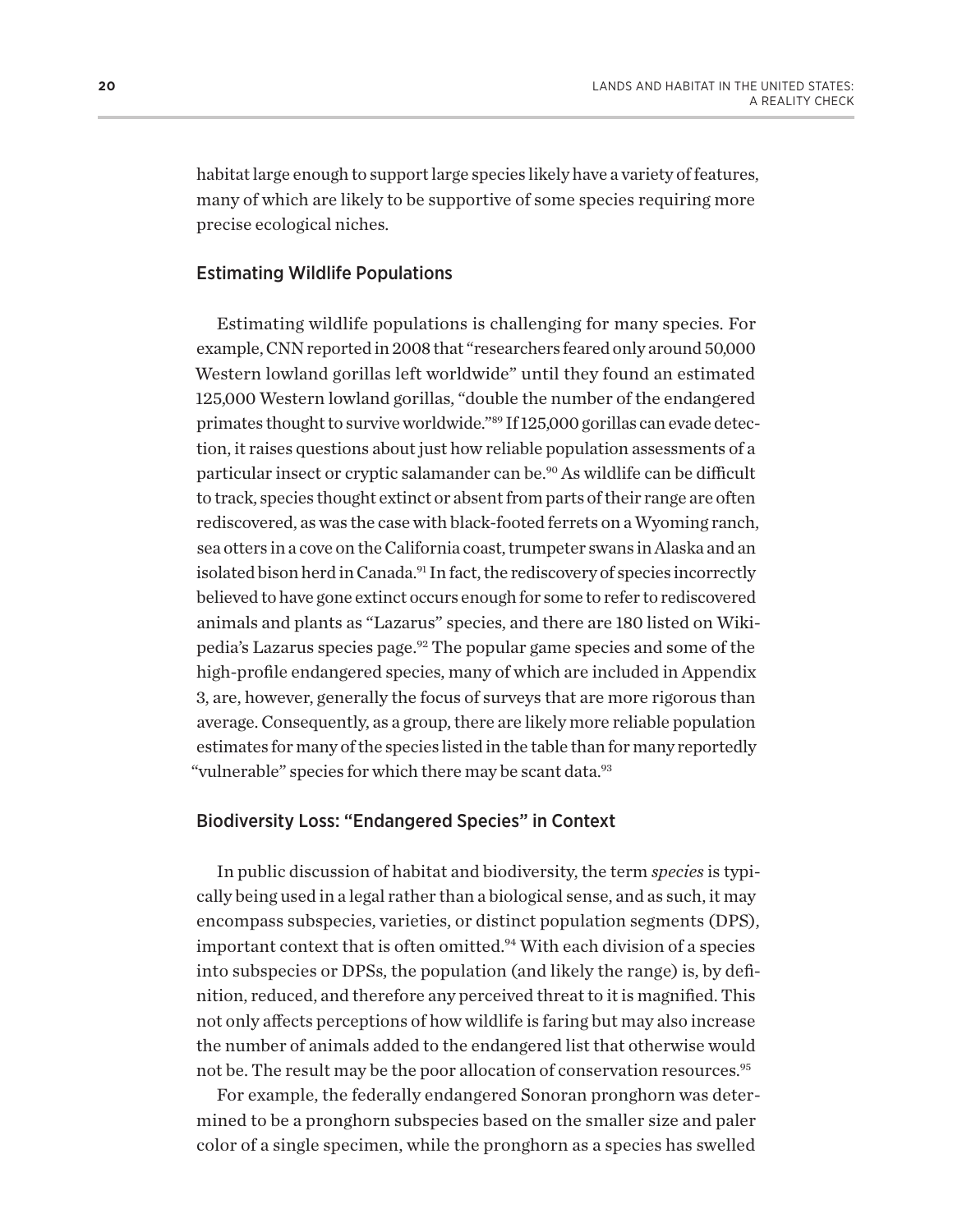habitat large enough to support large species likely have a variety of features, many of which are likely to be supportive of some species requiring more precise ecological niches.

## Estimating Wildlife Populations

Estimating wildlife populations is challenging for many species. For example, CNN reported in 2008 that "researchers feared only around 50,000 Western lowland gorillas left worldwide" until they found an estimated 125,000 Western lowland gorillas, "double the number of the endangered primates thought to survive worldwide."[89] If 125,000 gorillas can evade detection, it raises questions about just how reliable population assessments of a particular insect or cryptic salamander can be.[90] As wildlife can be difficult to track, species thought extinct or absent from parts of their range are often rediscovered, as was the case with black-footed ferrets on a Wyoming ranch, sea otters in a cove on the California coast, trumpeter swans in Alaska and an isolated bison herd in Canada.[91] In fact, the rediscovery of species incorrectly believed to have gone extinct occurs enough for some to refer to rediscovered animals and plants as "Lazarus" species, and there are 180 listed on Wikipedia's Lazarus species page.[92] The popular game species and some of the high-profile endangered species, many of which are included in Appendix 3, are, however, generally the focus of surveys that are more rigorous than average. Consequently, as a group, there are likely more reliable population estimates for many of the species listed in the table than for many reportedly "vulnerable" species for which there may be scant data.[93]

## Biodiversity Loss: "Endangered Species" in Context

In public discussion of habitat and biodiversity, the term *species* is typically being used in a legal rather than a biological sense, and as such, it may encompass subspecies, varieties, or distinct population segments (DPS), important context that is often omitted.[94] With each division of a species into subspecies or DPSs, the population (and likely the range) is, by definition, reduced, and therefore any perceived threat to it is magnified. This not only affects perceptions of how wildlife is faring but may also increase the number of animals added to the endangered list that otherwise would not be. The result may be the poor allocation of conservation resources.[95]

For example, the federally endangered Sonoran pronghorn was determined to be a pronghorn subspecies based on the smaller size and paler color of a single specimen, while the pronghorn as a species has swelled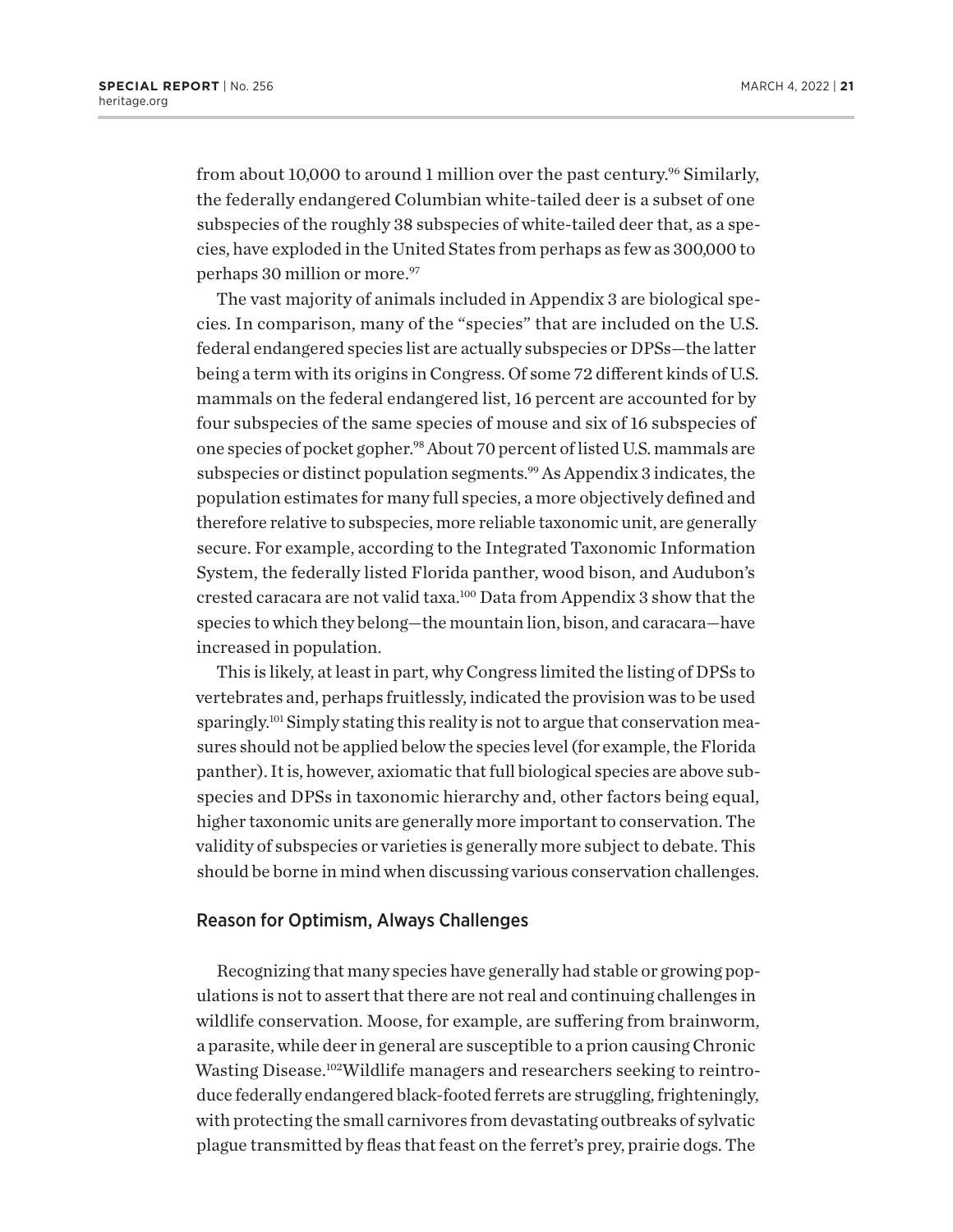from about 10,000 to around 1 million over the past century.[96] Similarly, the federally endangered Columbian white-tailed deer is a subset of one subspecies of the roughly 38 subspecies of white-tailed deer that, as a species, have exploded in the United States from perhaps as few as 300,000 to perhaps 30 million or more.[97]

The vast majority of animals included in Appendix 3 are biological species. In comparison, many of the "species" that are included on the U.S. federal endangered species list are actually subspecies or DPSs—the latter being a term with its origins in Congress. Of some 72 different kinds of U.S. mammals on the federal endangered list, 16 percent are accounted for by four subspecies of the same species of mouse and six of 16 subspecies of one species of pocket gopher.[98] About 70 percent of listed U.S. mammals are subspecies or distinct population segments.[99] As Appendix 3 indicates, the population estimates for many full species, a more objectively defined and therefore relative to subspecies, more reliable taxonomic unit, are generally secure. For example, according to the Integrated Taxonomic Information System, the federally listed Florida panther, wood bison, and Audubon's crested caracara are not valid taxa.[100] Data from Appendix 3 show that the species to which they belong—the mountain lion, bison, and caracara—have increased in population.

This is likely, at least in part, why Congress limited the listing of DPSs to vertebrates and, perhaps fruitlessly, indicated the provision was to be used sparingly.[101] Simply stating this reality is not to argue that conservation measures should not be applied below the species level (for example, the Florida panther). It is, however, axiomatic that full biological species are above subspecies and DPSs in taxonomic hierarchy and, other factors being equal, higher taxonomic units are generally more important to conservation. The validity of subspecies or varieties is generally more subject to debate. This should be borne in mind when discussing various conservation challenges.

## Reason for Optimism, Always Challenges

Recognizing that many species have generally had stable or growing populations is not to assert that there are not real and continuing challenges in wildlife conservation. Moose, for example, are suffering from brainworm, a parasite, while deer in general are susceptible to a prion causing Chronic Wasting Disease.[102] Wildlife managers and researchers seeking to reintroduce federally endangered black-footed ferrets are struggling, frighteningly, with protecting the small carnivores from devastating outbreaks of sylvatic plague transmitted by fleas that feast on the ferret's prey, prairie dogs. The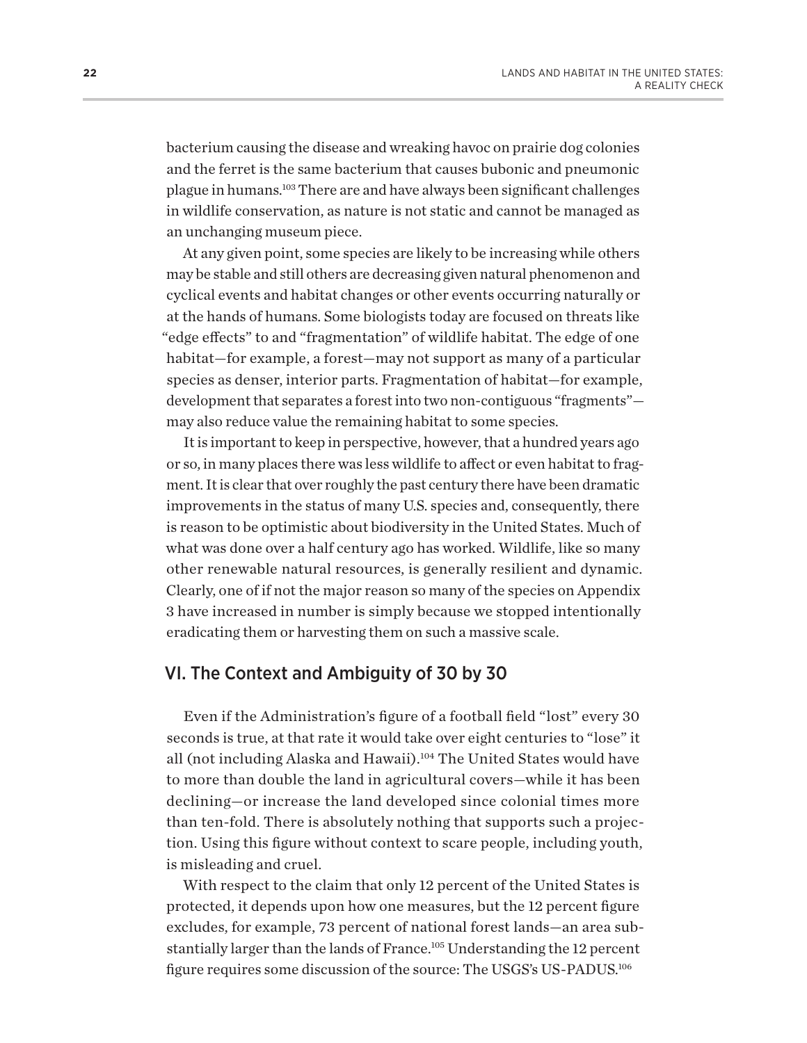bacterium causing the disease and wreaking havoc on prairie dog colonies and the ferret is the same bacterium that causes bubonic and pneumonic plague in humans.[103] There are and have always been significant challenges in wildlife conservation, as nature is not static and cannot be managed as an unchanging museum piece.

At any given point, some species are likely to be increasing while others may be stable and still others are decreasing given natural phenomenon and cyclical events and habitat changes or other events occurring naturally or at the hands of humans. Some biologists today are focused on threats like "edge effects" to and "fragmentation" of wildlife habitat. The edge of one habitat—for example, a forest—may not support as many of a particular species as denser, interior parts. Fragmentation of habitat—for example, development that separates a forest into two non-contiguous "fragments"—may also reduce value the remaining habitat to some species.

It is important to keep in perspective, however, that a hundred years ago or so, in many places there was less wildlife to affect or even habitat to fragment. It is clear that over roughly the past century there have been dramatic improvements in the status of many U.S. species and, consequently, there is reason to be optimistic about biodiversity in the United States. Much of what was done over a half century ago has worked. Wildlife, like so many other renewable natural resources, is generally resilient and dynamic. Clearly, one of if not the major reason so many of the species on Appendix 3 have increased in number is simply because we stopped intentionally eradicating them or harvesting them on such a massive scale.

## VI. The Context and Ambiguity of 30 by 30

Even if the Administration's figure of a football field "lost" every 30 seconds is true, at that rate it would take over eight centuries to "lose" it all (not including Alaska and Hawaii).[104] The United States would have to more than double the land in agricultural covers—while it has been declining—or increase the land developed since colonial times more than ten-fold. There is absolutely nothing that supports such a projection. Using this figure without context to scare people, including youth, is misleading and cruel.

With respect to the claim that only 12 percent of the United States is protected, it depends upon how one measures, but the 12 percent figure excludes, for example, 73 percent of national forest lands—an area substantially larger than the lands of France.[105] Understanding the 12 percent figure requires some discussion of the source: The USGS's US-PADUS.[106]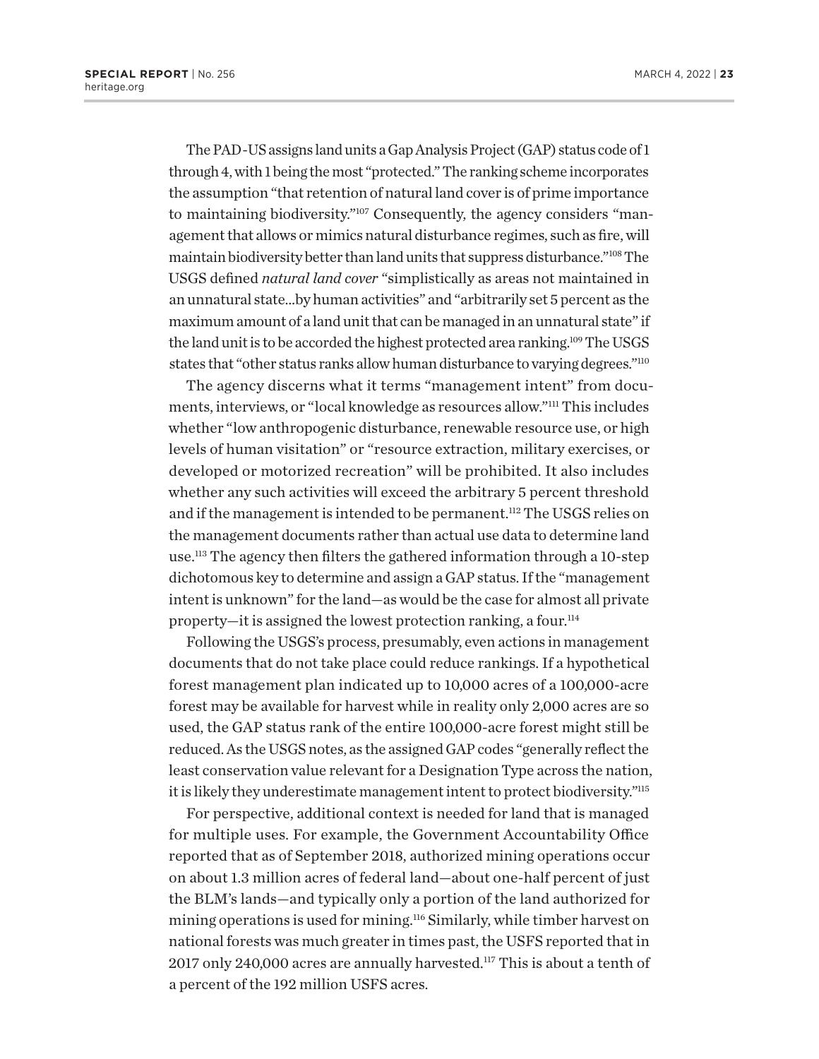The PAD-US assigns land units a Gap Analysis Project (GAP) status code of 1 through 4, with 1 being the most "protected." The ranking scheme incorporates the assumption "that retention of natural land cover is of prime importance to maintaining biodiversity."[107] Consequently, the agency considers "management that allows or mimics natural disturbance regimes, such as fire, will maintain biodiversity better than land units that suppress disturbance."[108] The USGS defined *natural land cover* "simplistically as areas not maintained in an unnatural state...by human activities" and "arbitrarily set 5 percent as the maximum amount of a land unit that can be managed in an unnatural state" if the land unit is to be accorded the highest protected area ranking.[109] The USGS states that "other status ranks allow human disturbance to varying degrees."[110]

The agency discerns what it terms "management intent" from documents, interviews, or "local knowledge as resources allow."[111] This includes whether "low anthropogenic disturbance, renewable resource use, or high levels of human visitation" or "resource extraction, military exercises, or developed or motorized recreation" will be prohibited. It also includes whether any such activities will exceed the arbitrary 5 percent threshold and if the management is intended to be permanent.[112] The USGS relies on the management documents rather than actual use data to determine land use.[113] The agency then filters the gathered information through a 10-step dichotomous key to determine and assign a GAP status. If the "management intent is unknown" for the land—as would be the case for almost all private property—it is assigned the lowest protection ranking, a four.[114]

Following the USGS's process, presumably, even actions in management documents that do not take place could reduce rankings. If a hypothetical forest management plan indicated up to 10,000 acres of a 100,000-acre forest may be available for harvest while in reality only 2,000 acres are so used, the GAP status rank of the entire 100,000-acre forest might still be reduced. As the USGS notes, as the assigned GAP codes "generally reflect the least conservation value relevant for a Designation Type across the nation, it is likely they underestimate management intent to protect biodiversity."[115]

For perspective, additional context is needed for land that is managed for multiple uses. For example, the Government Accountability Office reported that as of September 2018, authorized mining operations occur on about 1.3 million acres of federal land—about one-half percent of just the BLM's lands—and typically only a portion of the land authorized for mining operations is used for mining.[116] Similarly, while timber harvest on national forests was much greater in times past, the USFS reported that in 2017 only 240,000 acres are annually harvested.[117] This is about a tenth of a percent of the 192 million USFS acres.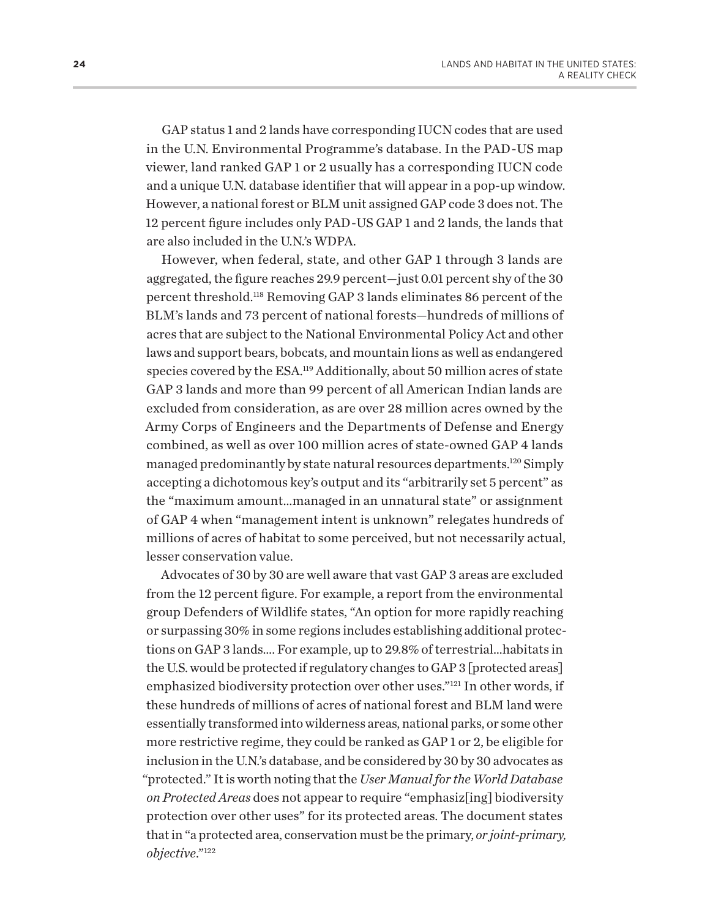GAP status 1 and 2 lands have corresponding IUCN codes that are used in the U.N. Environmental Programme's database. In the PAD-US map viewer, land ranked GAP 1 or 2 usually has a corresponding IUCN code and a unique U.N. database identifier that will appear in a pop-up window. However, a national forest or BLM unit assigned GAP code 3 does not. The 12 percent figure includes only PAD-US GAP 1 and 2 lands, the lands that are also included in the U.N.'s WDPA.

However, when federal, state, and other GAP 1 through 3 lands are aggregated, the figure reaches 29.9 percent—just 0.01 percent shy of the 30 percent threshold.[118] Removing GAP 3 lands eliminates 86 percent of the BLM's lands and 73 percent of national forests—hundreds of millions of acres that are subject to the National Environmental Policy Act and other laws and support bears, bobcats, and mountain lions as well as endangered species covered by the ESA.[119] Additionally, about 50 million acres of state GAP 3 lands and more than 99 percent of all American Indian lands are excluded from consideration, as are over 28 million acres owned by the Army Corps of Engineers and the Departments of Defense and Energy combined, as well as over 100 million acres of state-owned GAP 4 lands managed predominantly by state natural resources departments.[120] Simply accepting a dichotomous key's output and its "arbitrarily set 5 percent" as the "maximum amount…managed in an unnatural state" or assignment of GAP 4 when "management intent is unknown" relegates hundreds of millions of acres of habitat to some perceived, but not necessarily actual, lesser conservation value.

Advocates of 30 by 30 are well aware that vast GAP 3 areas are excluded from the 12 percent figure. For example, a report from the environmental group Defenders of Wildlife states, "An option for more rapidly reaching or surpassing 30% in some regions includes establishing additional protections on GAP 3 lands…. For example, up to 29.8% of terrestrial…habitats in the U.S. would be protected if regulatory changes to GAP 3 [protected areas] emphasized biodiversity protection over other uses."[121] In other words, if these hundreds of millions of acres of national forest and BLM land were essentially transformed into wilderness areas, national parks, or some other more restrictive regime, they could be ranked as GAP 1 or 2, be eligible for inclusion in the U.N.'s database, and be considered by 30 by 30 advocates as "protected." It is worth noting that the *User Manual for the World Database on Protected Areas* does not appear to require "emphasiz[ing] biodiversity protection over other uses" for its protected areas. The document states that in "a protected area, conservation must be the primary, *or joint-primary, objective*."[122]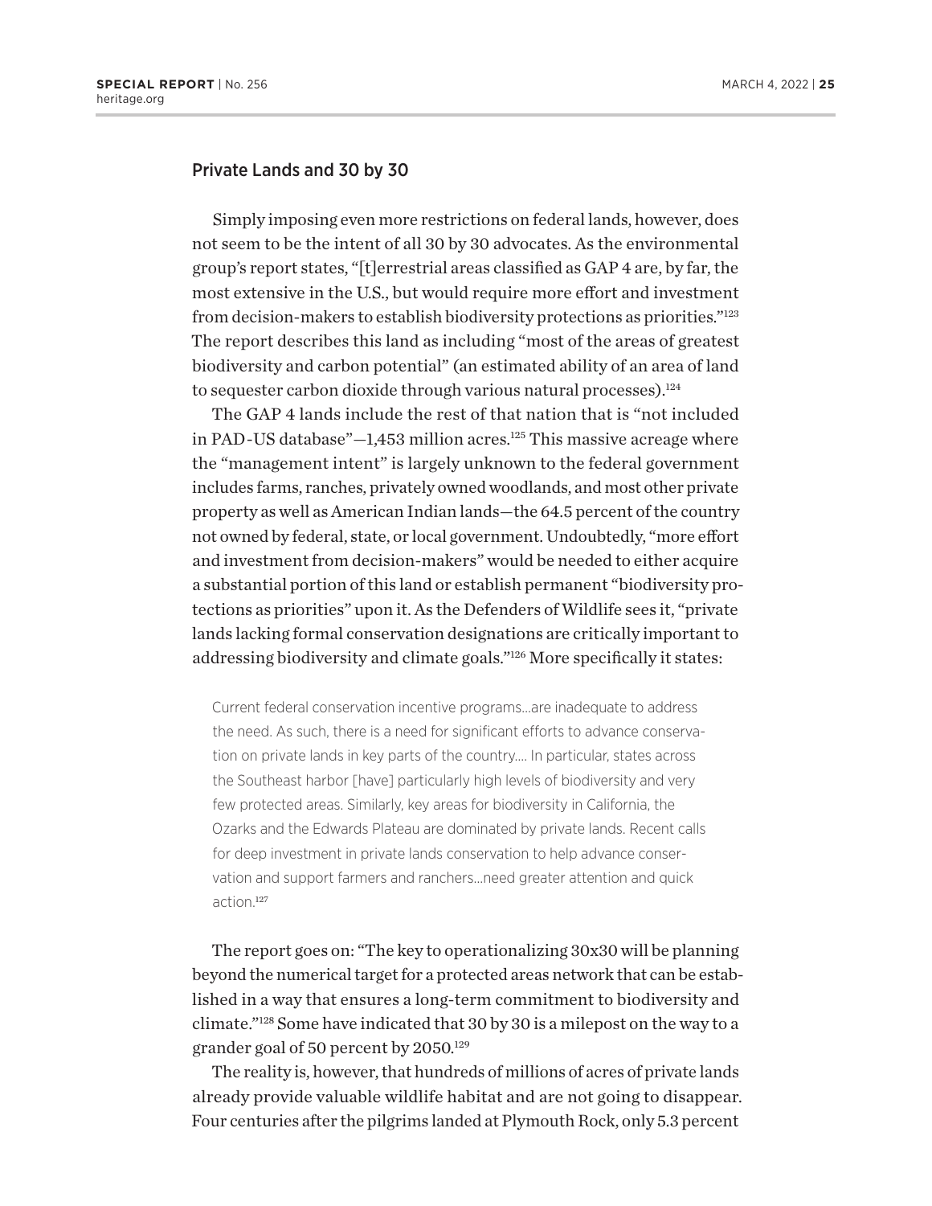## Private Lands and 30 by 30

Simply imposing even more restrictions on federal lands, however, does not seem to be the intent of all 30 by 30 advocates. As the environmental group's report states, "[t]errestrial areas classified as GAP 4 are, by far, the most extensive in the U.S., but would require more effort and investment from decision-makers to establish biodiversity protections as priorities."[123] The report describes this land as including "most of the areas of greatest biodiversity and carbon potential" (an estimated ability of an area of land to sequester carbon dioxide through various natural processes).[124]

The GAP 4 lands include the rest of that nation that is "not included in PAD-US database"—1,453 million acres.[125] This massive acreage where the "management intent" is largely unknown to the federal government includes farms, ranches, privately owned woodlands, and most other private property as well as American Indian lands—the 64.5 percent of the country not owned by federal, state, or local government. Undoubtedly, "more effort and investment from decision-makers" would be needed to either acquire a substantial portion of this land or establish permanent "biodiversity protections as priorities" upon it. As the Defenders of Wildlife sees it, "private lands lacking formal conservation designations are critically important to addressing biodiversity and climate goals."[126] More specifically it states:

> Current federal conservation incentive programs...are inadequate to address the need. As such, there is a need for significant efforts to advance conservation on private lands in key parts of the country.... In particular, states across the Southeast harbor [have] particularly high levels of biodiversity and very few protected areas. Similarly, key areas for biodiversity in California, the Ozarks and the Edwards Plateau are dominated by private lands. Recent calls for deep investment in private lands conservation to help advance conservation and support farmers and ranchers...need greater attention and quick action.[127]

The report goes on: "The key to operationalizing 30x30 will be planning beyond the numerical target for a protected areas network that can be established in a way that ensures a long-term commitment to biodiversity and climate."[128] Some have indicated that 30 by 30 is a milepost on the way to a grander goal of 50 percent by 2050.[129]

The reality is, however, that hundreds of millions of acres of private lands already provide valuable wildlife habitat and are not going to disappear. Four centuries after the pilgrims landed at Plymouth Rock, only 5.3 percent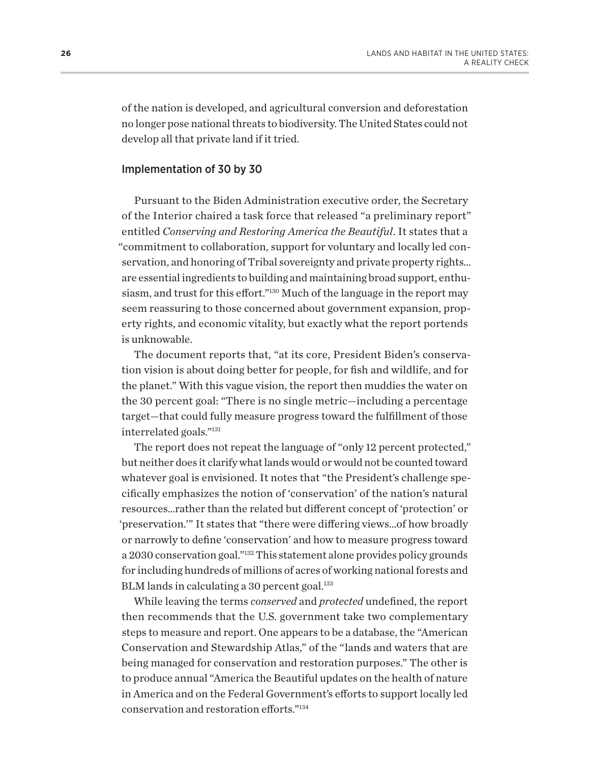of the nation is developed, and agricultural conversion and deforestation no longer pose national threats to biodiversity. The United States could not develop all that private land if it tried.

### Implementation of 30 by 30

Pursuant to the Biden Administration executive order, the Secretary of the Interior chaired a task force that released "a preliminary report" entitled *Conserving and Restoring America the Beautiful*. It states that a "commitment to collaboration, support for voluntary and locally led conservation, and honoring of Tribal sovereignty and private property rights... are essential ingredients to building and maintaining broad support, enthusiasm, and trust for this effort."[130] Much of the language in the report may seem reassuring to those concerned about government expansion, property rights, and economic vitality, but exactly what the report portends is unknowable.

The document reports that, "at its core, President Biden's conservation vision is about doing better for people, for fish and wildlife, and for the planet." With this vague vision, the report then muddies the water on the 30 percent goal: "There is no single metric—including a percentage target—that could fully measure progress toward the fulfillment of those interrelated goals."[131]

The report does not repeat the language of "only 12 percent protected," but neither does it clarify what lands would or would not be counted toward whatever goal is envisioned. It notes that "the President's challenge specifically emphasizes the notion of 'conservation' of the nation's natural resources...rather than the related but different concept of 'protection' or 'preservation.'" It states that "there were differing views...of how broadly or narrowly to define 'conservation' and how to measure progress toward a 2030 conservation goal."[132] This statement alone provides policy grounds for including hundreds of millions of acres of working national forests and BLM lands in calculating a 30 percent goal.[133]

While leaving the terms *conserved* and *protected* undefined, the report then recommends that the U.S. government take two complementary steps to measure and report. One appears to be a database, the "American Conservation and Stewardship Atlas," of the "lands and waters that are being managed for conservation and restoration purposes." The other is to produce annual "America the Beautiful updates on the health of nature in America and on the Federal Government's efforts to support locally led conservation and restoration efforts."[134]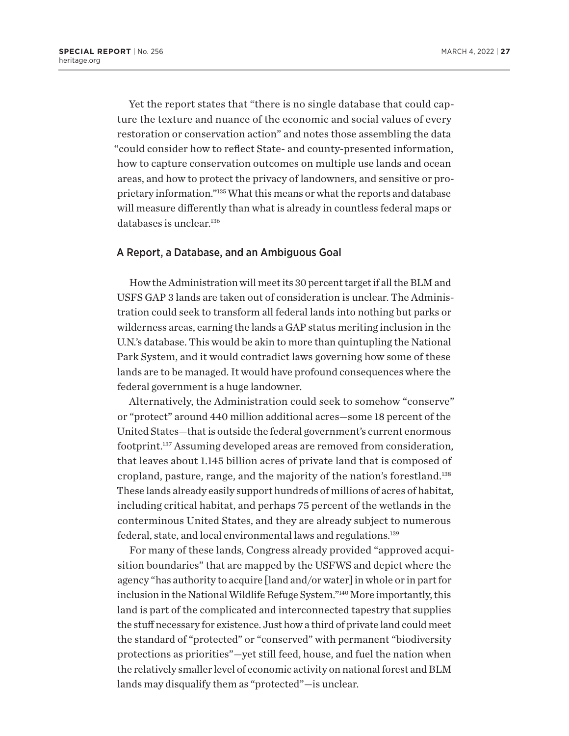Yet the report states that "there is no single database that could capture the texture and nuance of the economic and social values of every restoration or conservation action" and notes those assembling the data "could consider how to reflect State- and county-presented information, how to capture conservation outcomes on multiple use lands and ocean areas, and how to protect the privacy of landowners, and sensitive or proprietary information."[135] What this means or what the reports and database will measure differently than what is already in countless federal maps or databases is unclear.[136]

## A Report, a Database, and an Ambiguous Goal

How the Administration will meet its 30 percent target if all the BLM and USFS GAP 3 lands are taken out of consideration is unclear. The Administration could seek to transform all federal lands into nothing but parks or wilderness areas, earning the lands a GAP status meriting inclusion in the U.N.'s database. This would be akin to more than quintupling the National Park System, and it would contradict laws governing how some of these lands are to be managed. It would have profound consequences where the federal government is a huge landowner.

Alternatively, the Administration could seek to somehow "conserve" or "protect" around 440 million additional acres—some 18 percent of the United States—that is outside the federal government's current enormous footprint.[137] Assuming developed areas are removed from consideration, that leaves about 1.145 billion acres of private land that is composed of cropland, pasture, range, and the majority of the nation's forestland.[138] These lands already easily support hundreds of millions of acres of habitat, including critical habitat, and perhaps 75 percent of the wetlands in the conterminous United States, and they are already subject to numerous federal, state, and local environmental laws and regulations.[139]

For many of these lands, Congress already provided "approved acquisition boundaries" that are mapped by the USFWS and depict where the agency "has authority to acquire [land and/or water] in whole or in part for inclusion in the National Wildlife Refuge System."[140] More importantly, this land is part of the complicated and interconnected tapestry that supplies the stuff necessary for existence. Just how a third of private land could meet the standard of "protected" or "conserved" with permanent "biodiversity protections as priorities"—yet still feed, house, and fuel the nation when the relatively smaller level of economic activity on national forest and BLM lands may disqualify them as "protected"—is unclear.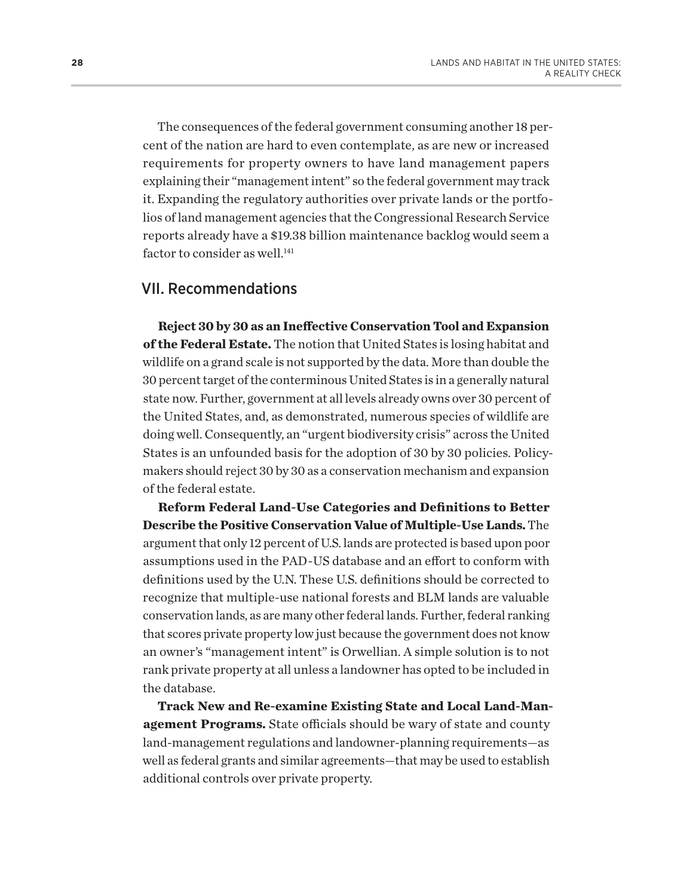The consequences of the federal government consuming another 18 percent of the nation are hard to even contemplate, as are new or increased requirements for property owners to have land management papers explaining their "management intent" so the federal government may track it. Expanding the regulatory authorities over private lands or the portfolios of land management agencies that the Congressional Research Service reports already have a $19.38 billion maintenance backlog would seem a factor to consider as well.[141]

## VII. Recommendations

**Reject 30 by 30 as an Ineffective Conservation Tool and Expansion of the Federal Estate.** The notion that United States is losing habitat and wildlife on a grand scale is not supported by the data. More than double the 30 percent target of the conterminous United States is in a generally natural state now. Further, government at all levels already owns over 30 percent of the United States, and, as demonstrated, numerous species of wildlife are doing well. Consequently, an "urgent biodiversity crisis" across the United States is an unfounded basis for the adoption of 30 by 30 policies. Policymakers should reject 30 by 30 as a conservation mechanism and expansion of the federal estate.

**Reform Federal Land-Use Categories and Definitions to Better Describe the Positive Conservation Value of Multiple-Use Lands.** The argument that only 12 percent of U.S. lands are protected is based upon poor assumptions used in the PAD-US database and an effort to conform with definitions used by the U.N. These U.S. definitions should be corrected to recognize that multiple-use national forests and BLM lands are valuable conservation lands, as are many other federal lands. Further, federal ranking that scores private property low just because the government does not know an owner's "management intent" is Orwellian. A simple solution is to not rank private property at all unless a landowner has opted to be included in the database.

**Track New and Re-examine Existing State and Local Land-Management Programs.** State officials should be wary of state and county land-management regulations and landowner-planning requirements—as well as federal grants and similar agreements—that may be used to establish additional controls over private property.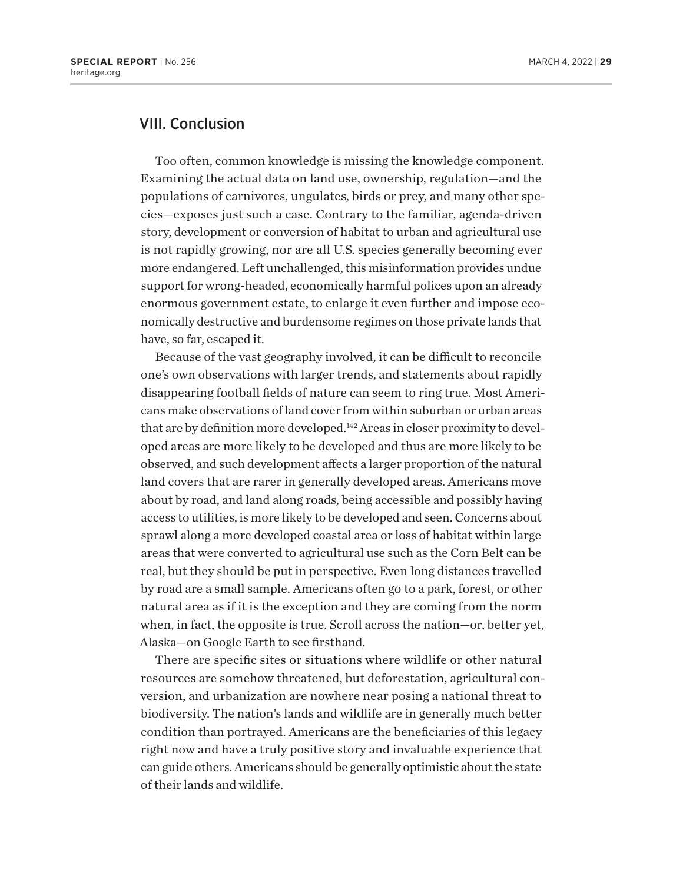## VIII. Conclusion

Too often, common knowledge is missing the knowledge component. Examining the actual data on land use, ownership, regulation—and the populations of carnivores, ungulates, birds or prey, and many other species—exposes just such a case. Contrary to the familiar, agenda-driven story, development or conversion of habitat to urban and agricultural use is not rapidly growing, nor are all U.S. species generally becoming ever more endangered. Left unchallenged, this misinformation provides undue support for wrong-headed, economically harmful polices upon an already enormous government estate, to enlarge it even further and impose economically destructive and burdensome regimes on those private lands that have, so far, escaped it.

Because of the vast geography involved, it can be difficult to reconcile one's own observations with larger trends, and statements about rapidly disappearing football fields of nature can seem to ring true. Most Americans make observations of land cover from within suburban or urban areas that are by definition more developed.[142] Areas in closer proximity to developed areas are more likely to be developed and thus are more likely to be observed, and such development affects a larger proportion of the natural land covers that are rarer in generally developed areas. Americans move about by road, and land along roads, being accessible and possibly having access to utilities, is more likely to be developed and seen. Concerns about sprawl along a more developed coastal area or loss of habitat within large areas that were converted to agricultural use such as the Corn Belt can be real, but they should be put in perspective. Even long distances travelled by road are a small sample. Americans often go to a park, forest, or other natural area as if it is the exception and they are coming from the norm when, in fact, the opposite is true. Scroll across the nation—or, better yet, Alaska—on Google Earth to see firsthand.

There are specific sites or situations where wildlife or other natural resources are somehow threatened, but deforestation, agricultural conversion, and urbanization are nowhere near posing a national threat to biodiversity. The nation's lands and wildlife are in generally much better condition than portrayed. Americans are the beneficiaries of this legacy right now and have a truly positive story and invaluable experience that can guide others. Americans should be generally optimistic about the state of their lands and wildlife.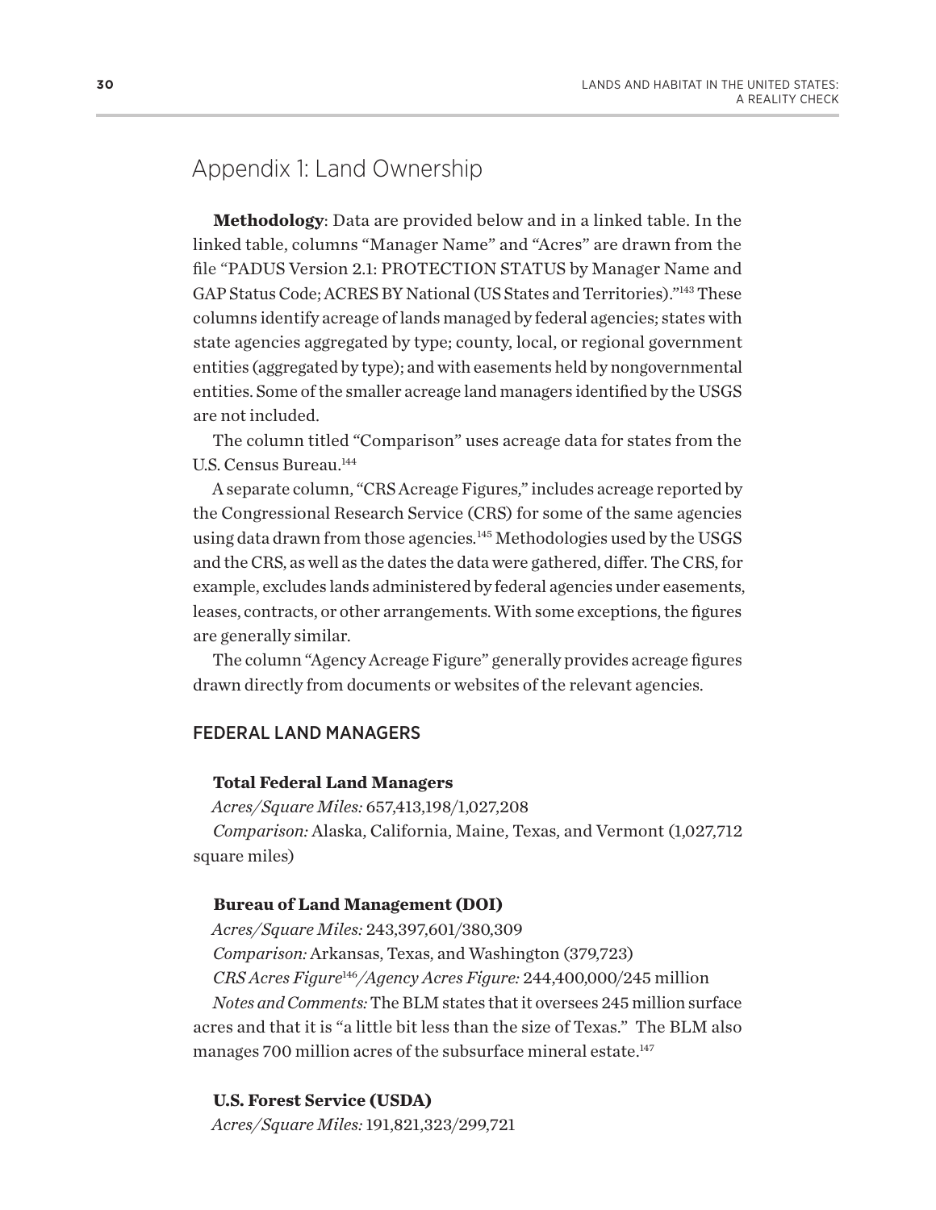# Appendix 1: Land Ownership

**Methodology**: Data are provided below and in a linked table. In the linked table, columns "Manager Name" and "Acres" are drawn from the file "PADUS Version 2.1: PROTECTION STATUS by Manager Name and GAP Status Code; ACRES BY National (US States and Territories)."[143] These columns identify acreage of lands managed by federal agencies; states with state agencies aggregated by type; county, local, or regional government entities (aggregated by type); and with easements held by nongovernmental entities. Some of the smaller acreage land managers identified by the USGS are not included.

The column titled "Comparison" uses acreage data for states from the U.S. Census Bureau.[144]

A separate column, "CRS Acreage Figures," includes acreage reported by the Congressional Research Service (CRS) for some of the same agencies using data drawn from those agencies.[145] Methodologies used by the USGS and the CRS, as well as the dates the data were gathered, differ. The CRS, for example, excludes lands administered by federal agencies under easements, leases, contracts, or other arrangements. With some exceptions, the figures are generally similar.

The column "Agency Acreage Figure" generally provides acreage figures drawn directly from documents or websites of the relevant agencies.

## FEDERAL LAND MANAGERS

**Total Federal Land Managers**

*Acres/Square Miles:* 657,413,198/1,027,208

*Comparison:* Alaska, California, Maine, Texas, and Vermont (1,027,712 square miles)

**Bureau of Land Management (DOI)**

*Acres/Square Miles:* 243,397,601/380,309

*Comparison:* Arkansas, Texas, and Washington (379,723)

*CRS Acres Figure*[146]*/Agency Acres Figure:* 244,400,000/245 million

*Notes and Comments:* The BLM states that it oversees 245 million surface acres and that it is "a little bit less than the size of Texas." The BLM also manages 700 million acres of the subsurface mineral estate.[147]

**U.S. Forest Service (USDA)**

*Acres/Square Miles:* 191,821,323/299,721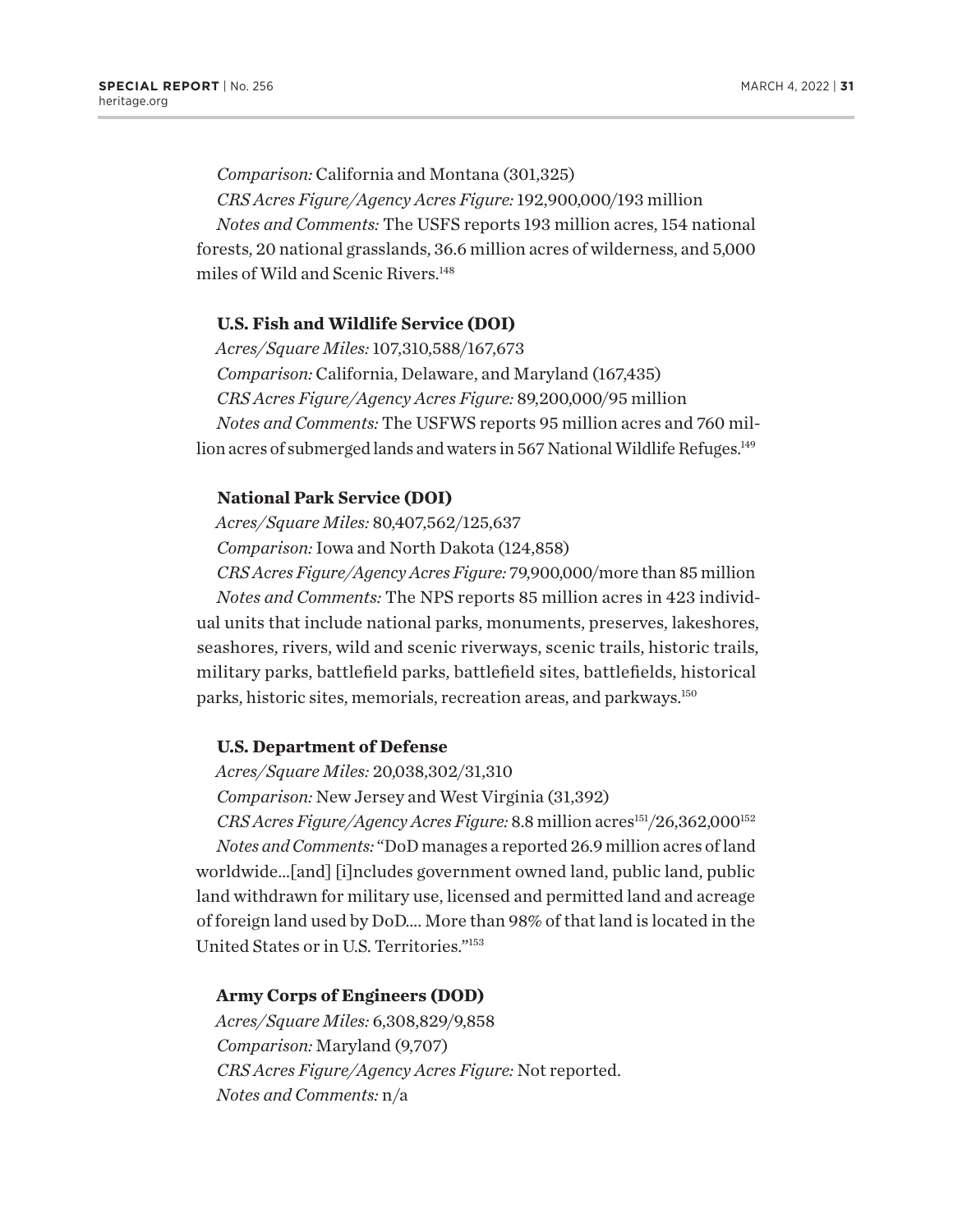*Comparison:* California and Montana (301,325)

*CRS Acres Figure/Agency Acres Figure:* 192,900,000/193 million

*Notes and Comments:* The USFS reports 193 million acres, 154 national forests, 20 national grasslands, 36.6 million acres of wilderness, and 5,000 miles of Wild and Scenic Rivers.[148]

**U.S. Fish and Wildlife Service (DOI)**

*Acres/Square Miles:* 107,310,588/167,673

*Comparison:* California, Delaware, and Maryland (167,435)

*CRS Acres Figure/Agency Acres Figure:* 89,200,000/95 million

*Notes and Comments:* The USFWS reports 95 million acres and 760 million acres of submerged lands and waters in 567 National Wildlife Refuges.[149]

**National Park Service (DOI)**

*Acres/Square Miles:* 80,407,562/125,637

*Comparison:* Iowa and North Dakota (124,858)

*CRS Acres Figure/Agency Acres Figure:* 79,900,000/more than 85 million

*Notes and Comments:* The NPS reports 85 million acres in 423 individual units that include national parks, monuments, preserves, lakeshores, seashores, rivers, wild and scenic riverways, scenic trails, historic trails, military parks, battlefield parks, battlefield sites, battlefields, historical parks, historic sites, memorials, recreation areas, and parkways.[150]

**U.S. Department of Defense**

*Acres/Square Miles:* 20,038,302/31,310

*Comparison:* New Jersey and West Virginia (31,392)

*CRS Acres Figure/Agency Acres Figure:* 8.8 million acres[151]/26,362,000[152]

*Notes and Comments:* "DoD manages a reported 26.9 million acres of land worldwide...[and] [i]ncludes government owned land, public land, public land withdrawn for military use, licensed and permitted land and acreage of foreign land used by DoD.... More than 98% of that land is located in the United States or in U.S. Territories."[153]

**Army Corps of Engineers (DOD)**

*Acres/Square Miles:* 6,308,829/9,858

*Comparison:* Maryland (9,707)

*CRS Acres Figure/Agency Acres Figure:* Not reported.

*Notes and Comments:* n/a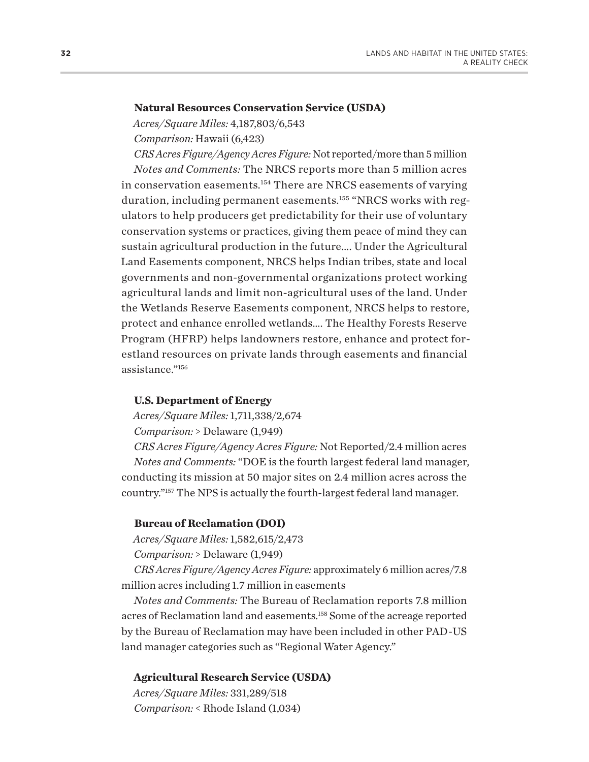**Natural Resources Conservation Service (USDA)**

*Acres/Square Miles:* 4,187,803/6,543

*Comparison:* Hawaii (6,423)

*CRS Acres Figure/Agency Acres Figure:* Not reported/more than 5 million

*Notes and Comments:* The NRCS reports more than 5 million acres in conservation easements.[154] There are NRCS easements of varying duration, including permanent easements.[155] "NRCS works with regulators to help producers get predictability for their use of voluntary conservation systems or practices, giving them peace of mind they can sustain agricultural production in the future.... Under the Agricultural Land Easements component, NRCS helps Indian tribes, state and local governments and non-governmental organizations protect working agricultural lands and limit non-agricultural uses of the land. Under the Wetlands Reserve Easements component, NRCS helps to restore, protect and enhance enrolled wetlands.... The Healthy Forests Reserve Program (HFRP) helps landowners restore, enhance and protect forestland resources on private lands through easements and financial assistance."[156]

**U.S. Department of Energy**

*Acres/Square Miles:* 1,711,338/2,674

*Comparison:* > Delaware (1,949)

*CRS Acres Figure/Agency Acres Figure:* Not Reported/2.4 million acres

*Notes and Comments:* "DOE is the fourth largest federal land manager, conducting its mission at 50 major sites on 2.4 million acres across the country."[157] The NPS is actually the fourth-largest federal land manager.

**Bureau of Reclamation (DOI)**

*Acres/Square Miles:* 1,582,615/2,473

*Comparison:* > Delaware (1,949)

*CRS Acres Figure/Agency Acres Figure:* approximately 6 million acres/7.8 million acres including 1.7 million in easements

*Notes and Comments:* The Bureau of Reclamation reports 7.8 million acres of Reclamation land and easements.[158] Some of the acreage reported by the Bureau of Reclamation may have been included in other PAD-US land manager categories such as "Regional Water Agency."

**Agricultural Research Service (USDA)**

*Acres/Square Miles:* 331,289/518

*Comparison:* < Rhode Island (1,034)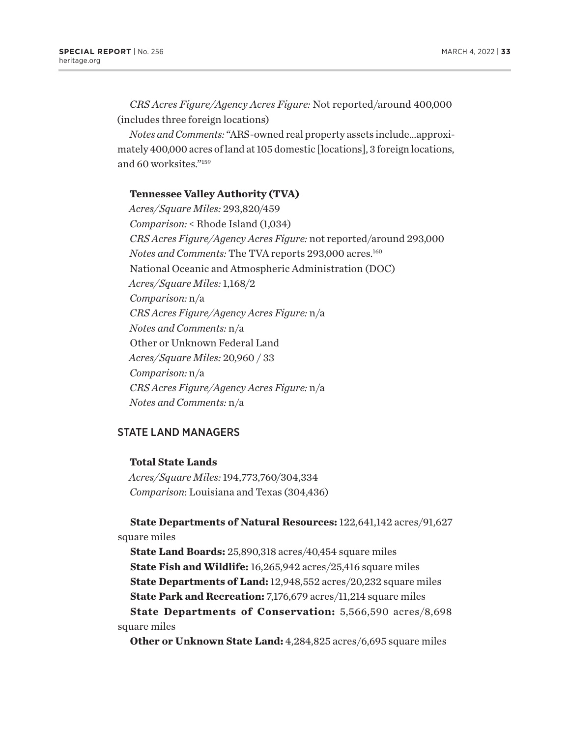*CRS Acres Figure/Agency Acres Figure:* Not reported/around 400,000 (includes three foreign locations)

*Notes and Comments:* "ARS-owned real property assets include...approximately 400,000 acres of land at 105 domestic [locations], 3 foreign locations, and 60 worksites."[159]

**Tennessee Valley Authority (TVA)**

*Acres/Square Miles:* 293,820/459

*Comparison:* < Rhode Island (1,034)

*CRS Acres Figure/Agency Acres Figure:* not reported/around 293,000

*Notes and Comments:* The TVA reports 293,000 acres.[160]

National Oceanic and Atmospheric Administration (DOC)

*Acres/Square Miles:* 1,168/2

*Comparison:* n/a

*CRS Acres Figure/Agency Acres Figure:* n/a

*Notes and Comments:* n/a

Other or Unknown Federal Land

*Acres/Square Miles:* 20,960 / 33

*Comparison:* n/a

*CRS Acres Figure/Agency Acres Figure:* n/a

*Notes and Comments:* n/a

## STATE LAND MANAGERS

**Total State Lands**

*Acres/Square Miles:* 194,773,760/304,334

*Comparison*: Louisiana and Texas (304,436)

**State Departments of Natural Resources:** 122,641,142 acres/91,627 square miles

**State Land Boards:** 25,890,318 acres/40,454 square miles

**State Fish and Wildlife:** 16,265,942 acres/25,416 square miles

**State Departments of Land:** 12,948,552 acres/20,232 square miles

**State Park and Recreation:** 7,176,679 acres/11,214 square miles

**State Departments of Conservation:** 5,566,590 acres/8,698 square miles

**Other or Unknown State Land:** 4,284,825 acres/6,695 square miles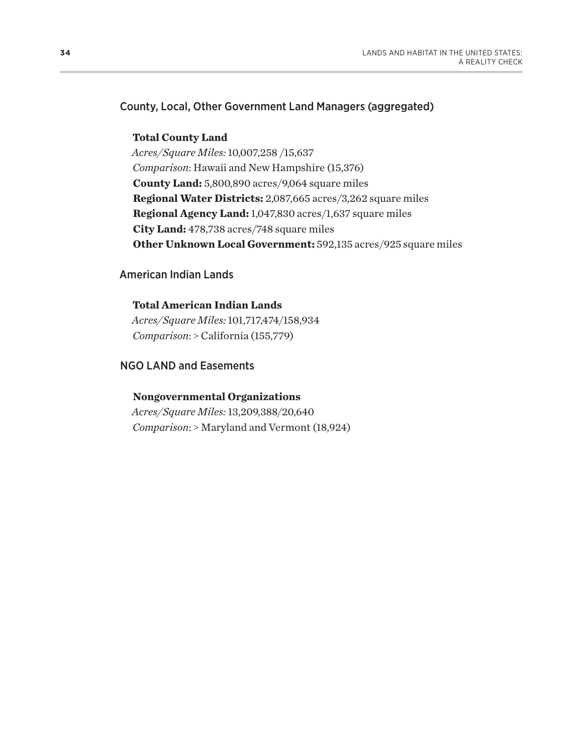## County, Local, Other Government Land Managers (aggregated)

**Total County Land**
*Acres/Square Miles:* 10,007,258 /15,637
*Comparison*: Hawaii and New Hampshire (15,376)
**County Land:** 5,800,890 acres/9,064 square miles
**Regional Water Districts:** 2,087,665 acres/3,262 square miles
**Regional Agency Land:** 1,047,830 acres/1,637 square miles
**City Land:** 478,738 acres/748 square miles
**Other Unknown Local Government:** 592,135 acres/925 square miles

## American Indian Lands

**Total American Indian Lands**
*Acres/Square Miles:* 101,717,474/158,934
*Comparison*: > California (155,779)

## NGO LAND and Easements

**Nongovernmental Organizations**
*Acres/Square Miles:* 13,209,388/20,640
*Comparison*: > Maryland and Vermont (18,924)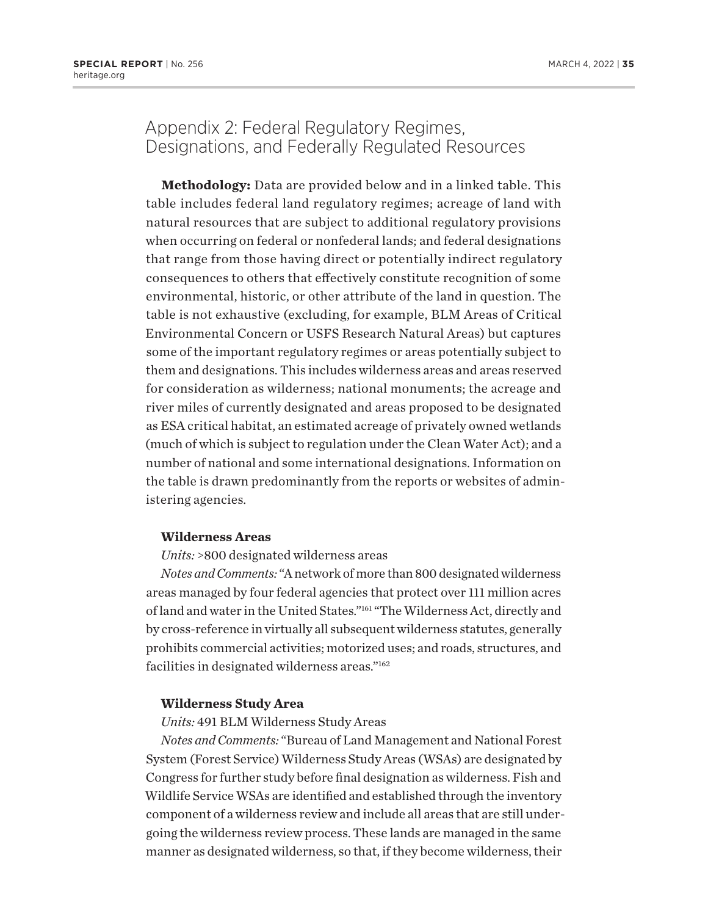## Appendix 2: Federal Regulatory Regimes, Designations, and Federally Regulated Resources

**Methodology:** Data are provided below and in a linked table. This table includes federal land regulatory regimes; acreage of land with natural resources that are subject to additional regulatory provisions when occurring on federal or nonfederal lands; and federal designations that range from those having direct or potentially indirect regulatory consequences to others that effectively constitute recognition of some environmental, historic, or other attribute of the land in question. The table is not exhaustive (excluding, for example, BLM Areas of Critical Environmental Concern or USFS Research Natural Areas) but captures some of the important regulatory regimes or areas potentially subject to them and designations. This includes wilderness areas and areas reserved for consideration as wilderness; national monuments; the acreage and river miles of currently designated and areas proposed to be designated as ESA critical habitat, an estimated acreage of privately owned wetlands (much of which is subject to regulation under the Clean Water Act); and a number of national and some international designations. Information on the table is drawn predominantly from the reports or websites of administering agencies.

**Wilderness Areas**

*Units:* >800 designated wilderness areas

*Notes and Comments:* "A network of more than 800 designated wilderness areas managed by four federal agencies that protect over 111 million acres of land and water in the United States."[161] "The Wilderness Act, directly and by cross-reference in virtually all subsequent wilderness statutes, generally prohibits commercial activities; motorized uses; and roads, structures, and facilities in designated wilderness areas."[162]

**Wilderness Study Area**

*Units:* 491 BLM Wilderness Study Areas

*Notes and Comments:* "Bureau of Land Management and National Forest System (Forest Service) Wilderness Study Areas (WSAs) are designated by Congress for further study before final designation as wilderness. Fish and Wildlife Service WSAs are identified and established through the inventory component of a wilderness review and include all areas that are still undergoing the wilderness review process. These lands are managed in the same manner as designated wilderness, so that, if they become wilderness, their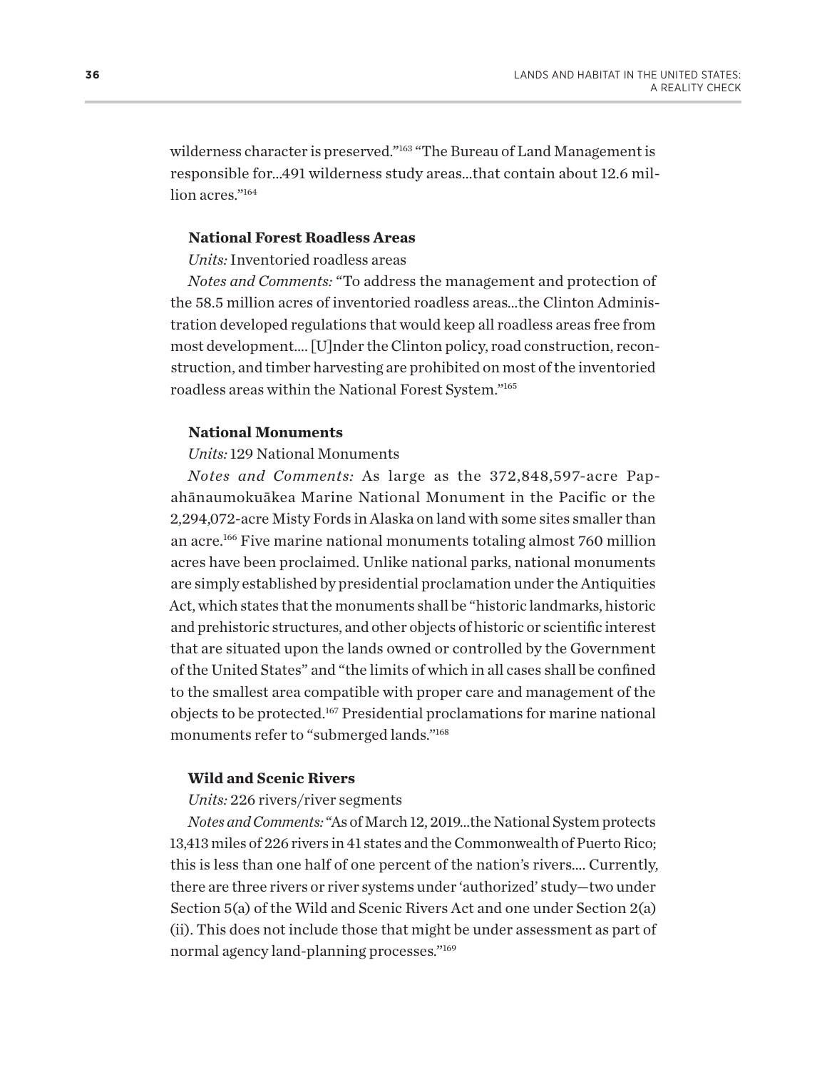wilderness character is preserved."[163] "The Bureau of Land Management is responsible for...491 wilderness study areas...that contain about 12.6 million acres."[164]

### National Forest Roadless Areas

*Units:* Inventoried roadless areas

*Notes and Comments:* "To address the management and protection of the 58.5 million acres of inventoried roadless areas...the Clinton Administration developed regulations that would keep all roadless areas free from most development.... [U]nder the Clinton policy, road construction, reconstruction, and timber harvesting are prohibited on most of the inventoried roadless areas within the National Forest System."[165]

### National Monuments

*Units:* 129 National Monuments

*Notes and Comments:* As large as the 372,848,597-acre Papahānaumokuākea Marine National Monument in the Pacific or the 2,294,072-acre Misty Fords in Alaska on land with some sites smaller than an acre.[166] Five marine national monuments totaling almost 760 million acres have been proclaimed. Unlike national parks, national monuments are simply established by presidential proclamation under the Antiquities Act, which states that the monuments shall be "historic landmarks, historic and prehistoric structures, and other objects of historic or scientific interest that are situated upon the lands owned or controlled by the Government of the United States" and "the limits of which in all cases shall be confined to the smallest area compatible with proper care and management of the objects to be protected.[167] Presidential proclamations for marine national monuments refer to "submerged lands."[168]

### Wild and Scenic Rivers

*Units:* 226 rivers/river segments

*Notes and Comments:* "As of March 12, 2019...the National System protects 13,413 miles of 226 rivers in 41 states and the Commonwealth of Puerto Rico; this is less than one half of one percent of the nation's rivers.... Currently, there are three rivers or river systems under 'authorized' study—two under Section 5(a) of the Wild and Scenic Rivers Act and one under Section 2(a)(ii). This does not include those that might be under assessment as part of normal agency land-planning processes."[169]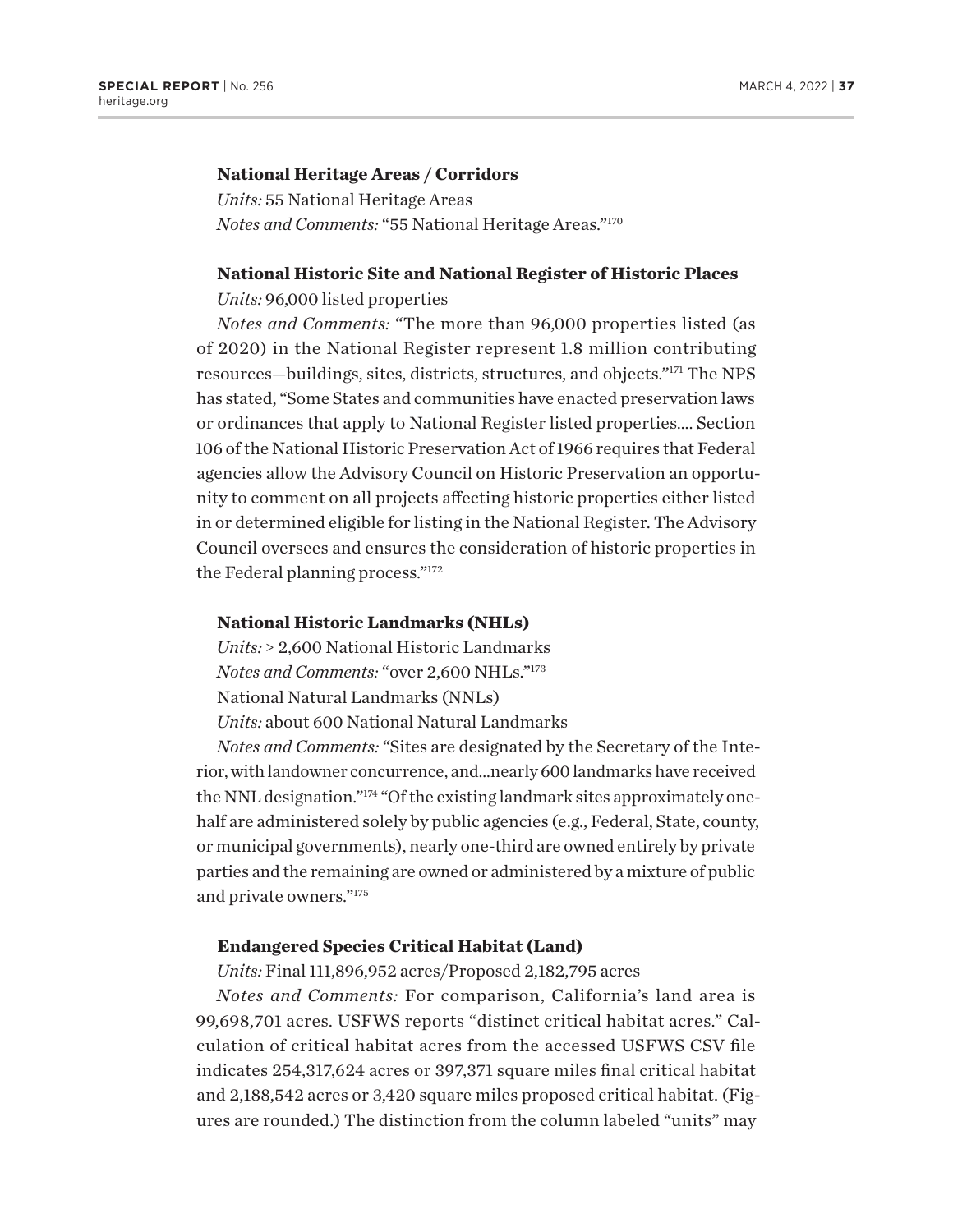**National Heritage Areas / Corridors**

*Units:* 55 National Heritage Areas

*Notes and Comments:* "55 National Heritage Areas."[170]

**National Historic Site and National Register of Historic Places**

*Units:* 96,000 listed properties

*Notes and Comments:* "The more than 96,000 properties listed (as of 2020) in the National Register represent 1.8 million contributing resources—buildings, sites, districts, structures, and objects."[171] The NPS has stated, "Some States and communities have enacted preservation laws or ordinances that apply to National Register listed properties.... Section 106 of the National Historic Preservation Act of 1966 requires that Federal agencies allow the Advisory Council on Historic Preservation an opportunity to comment on all projects affecting historic properties either listed in or determined eligible for listing in the National Register. The Advisory Council oversees and ensures the consideration of historic properties in the Federal planning process."[172]

**National Historic Landmarks (NHLs)**

*Units:* > 2,600 National Historic Landmarks

*Notes and Comments:* "over 2,600 NHLs."[173]

National Natural Landmarks (NNLs)

*Units:* about 600 National Natural Landmarks

*Notes and Comments:* "Sites are designated by the Secretary of the Interior, with landowner concurrence, and...nearly 600 landmarks have received the NNL designation."[174] "Of the existing landmark sites approximately one-half are administered solely by public agencies (e.g., Federal, State, county, or municipal governments), nearly one-third are owned entirely by private parties and the remaining are owned or administered by a mixture of public and private owners."[175]

**Endangered Species Critical Habitat (Land)**

*Units:* Final 111,896,952 acres/Proposed 2,182,795 acres

*Notes and Comments:* For comparison, California's land area is 99,698,701 acres. USFWS reports "distinct critical habitat acres." Calculation of critical habitat acres from the accessed USFWS CSV file indicates 254,317,624 acres or 397,371 square miles final critical habitat and 2,188,542 acres or 3,420 square miles proposed critical habitat. (Figures are rounded.) The distinction from the column labeled "units" may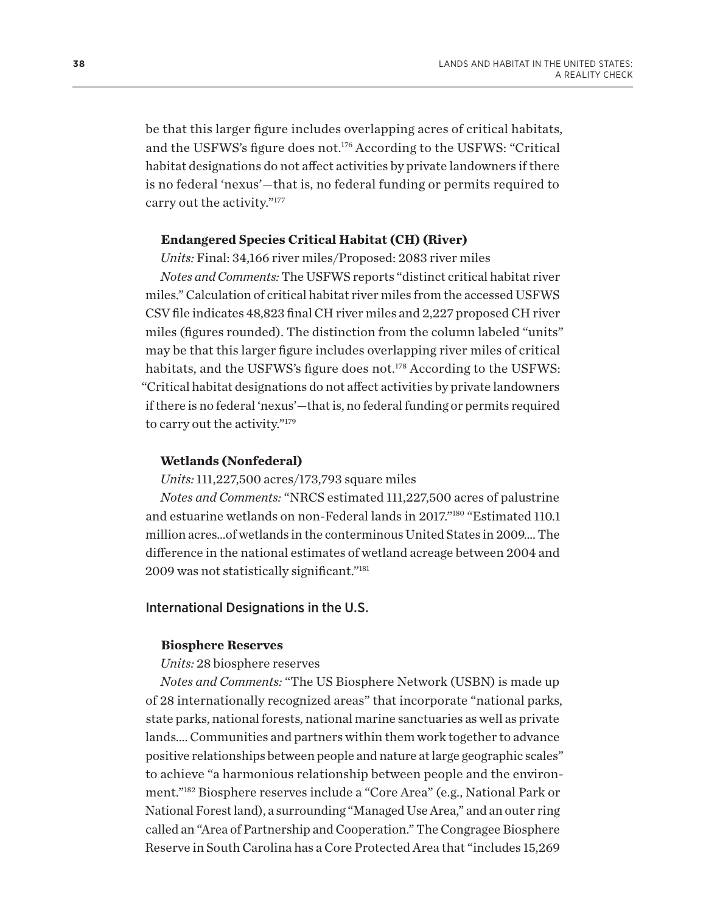be that this larger figure includes overlapping acres of critical habitats, and the USFWS's figure does not.[176] According to the USFWS: "Critical habitat designations do not affect activities by private landowners if there is no federal 'nexus'—that is, no federal funding or permits required to carry out the activity."[177]

**Endangered Species Critical Habitat (CH) (River)**

*Units:* Final: 34,166 river miles/Proposed: 2083 river miles

*Notes and Comments:* The USFWS reports "distinct critical habitat river miles." Calculation of critical habitat river miles from the accessed USFWS CSV file indicates 48,823 final CH river miles and 2,227 proposed CH river miles (figures rounded). The distinction from the column labeled "units" may be that this larger figure includes overlapping river miles of critical habitats, and the USFWS's figure does not.[178] According to the USFWS: "Critical habitat designations do not affect activities by private landowners if there is no federal 'nexus'—that is, no federal funding or permits required to carry out the activity."[179]

**Wetlands (Nonfederal)**

*Units:* 111,227,500 acres/173,793 square miles

*Notes and Comments:* "NRCS estimated 111,227,500 acres of palustrine and estuarine wetlands on non-Federal lands in 2017."[180] "Estimated 110.1 million acres...of wetlands in the conterminous United States in 2009.... The difference in the national estimates of wetland acreage between 2004 and 2009 was not statistically significant."[181]

## International Designations in the U.S.

**Biosphere Reserves**

*Units:* 28 biosphere reserves

*Notes and Comments:* "The US Biosphere Network (USBN) is made up of 28 internationally recognized areas" that incorporate "national parks, state parks, national forests, national marine sanctuaries as well as private lands.... Communities and partners within them work together to advance positive relationships between people and nature at large geographic scales" to achieve "a harmonious relationship between people and the environment."[182] Biosphere reserves include a "Core Area" (e.g., National Park or National Forest land), a surrounding "Managed Use Area," and an outer ring called an "Area of Partnership and Cooperation." The Congragee Biosphere Reserve in South Carolina has a Core Protected Area that "includes 15,269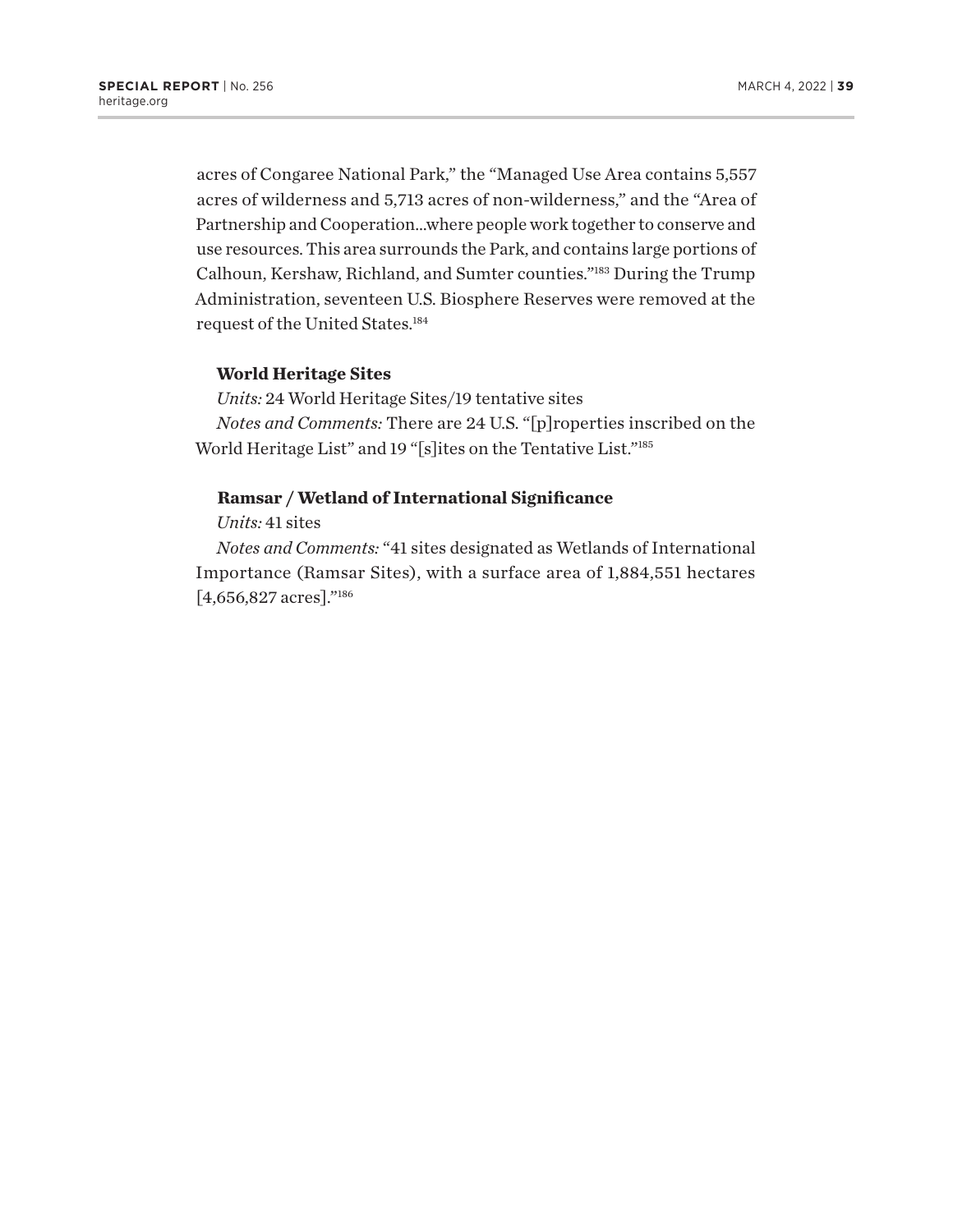acres of Congaree National Park," the "Managed Use Area contains 5,557 acres of wilderness and 5,713 acres of non-wilderness," and the "Area of Partnership and Cooperation...where people work together to conserve and use resources. This area surrounds the Park, and contains large portions of Calhoun, Kershaw, Richland, and Sumter counties."[183] During the Trump Administration, seventeen U.S. Biosphere Reserves were removed at the request of the United States.[184]

**World Heritage Sites**

*Units:* 24 World Heritage Sites/19 tentative sites

*Notes and Comments:* There are 24 U.S. "[p]roperties inscribed on the World Heritage List" and 19 "[s]ites on the Tentative List."[185]

**Ramsar / Wetland of International Significance**

*Units:* 41 sites

*Notes and Comments:* "41 sites designated as Wetlands of International Importance (Ramsar Sites), with a surface area of 1,884,551 hectares [4,656,827 acres]."[186]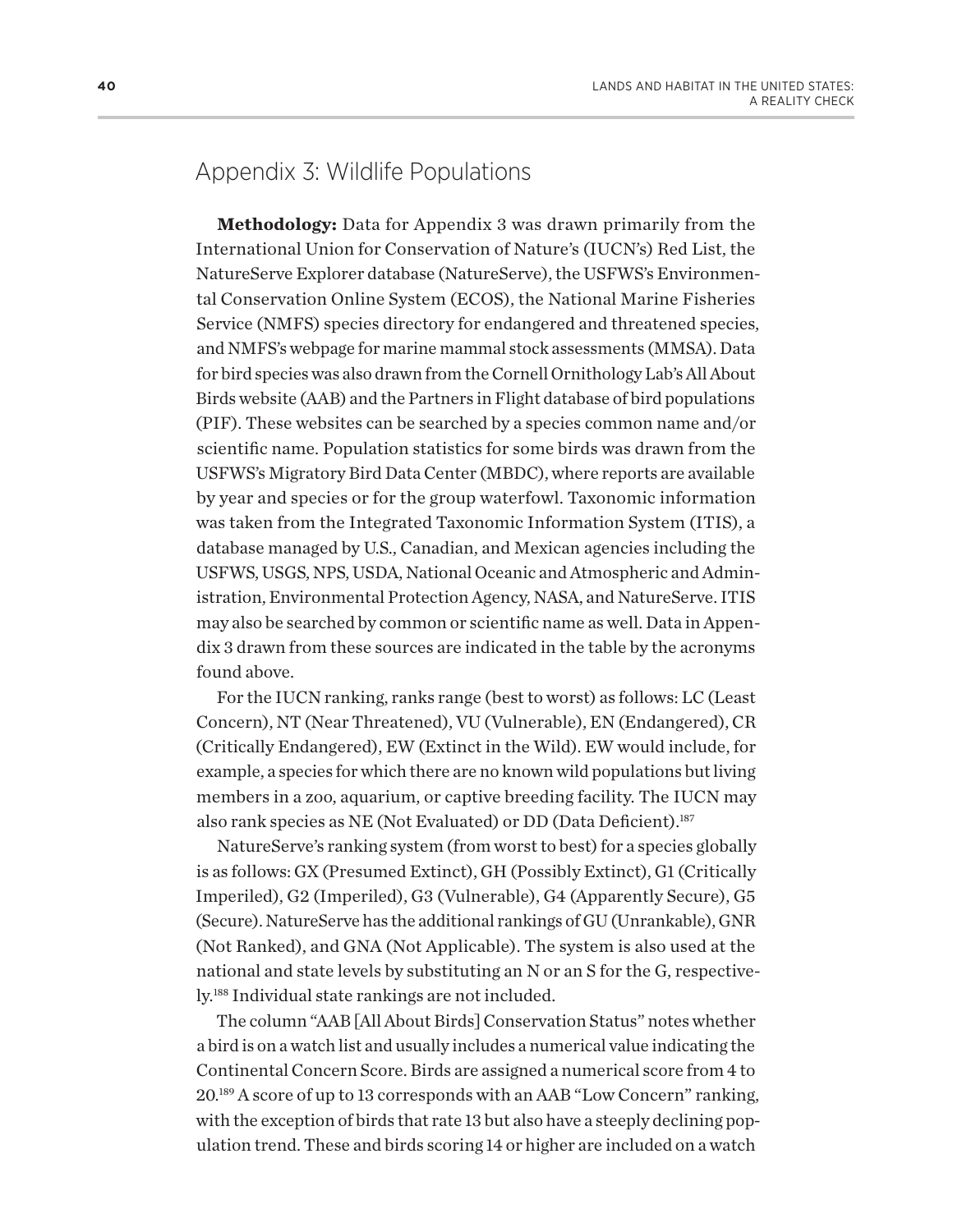## Appendix 3: Wildlife Populations

**Methodology:** Data for Appendix 3 was drawn primarily from the International Union for Conservation of Nature's (IUCN's) Red List, the NatureServe Explorer database (NatureServe), the USFWS's Environmental Conservation Online System (ECOS), the National Marine Fisheries Service (NMFS) species directory for endangered and threatened species, and NMFS's webpage for marine mammal stock assessments (MMSA). Data for bird species was also drawn from the Cornell Ornithology Lab's All About Birds website (AAB) and the Partners in Flight database of bird populations (PIF). These websites can be searched by a species common name and/or scientific name. Population statistics for some birds was drawn from the USFWS's Migratory Bird Data Center (MBDC), where reports are available by year and species or for the group waterfowl. Taxonomic information was taken from the Integrated Taxonomic Information System (ITIS), a database managed by U.S., Canadian, and Mexican agencies including the USFWS, USGS, NPS, USDA, National Oceanic and Atmospheric and Administration, Environmental Protection Agency, NASA, and NatureServe. ITIS may also be searched by common or scientific name as well. Data in Appendix 3 drawn from these sources are indicated in the table by the acronyms found above.

For the IUCN ranking, ranks range (best to worst) as follows: LC (Least Concern), NT (Near Threatened), VU (Vulnerable), EN (Endangered), CR (Critically Endangered), EW (Extinct in the Wild). EW would include, for example, a species for which there are no known wild populations but living members in a zoo, aquarium, or captive breeding facility. The IUCN may also rank species as NE (Not Evaluated) or DD (Data Deficient).[187]

NatureServe's ranking system (from worst to best) for a species globally is as follows: GX (Presumed Extinct), GH (Possibly Extinct), G1 (Critically Imperiled), G2 (Imperiled), G3 (Vulnerable), G4 (Apparently Secure), G5 (Secure). NatureServe has the additional rankings of GU (Unrankable), GNR (Not Ranked), and GNA (Not Applicable). The system is also used at the national and state levels by substituting an N or an S for the G, respectively.[188] Individual state rankings are not included.

The column "AAB [All About Birds] Conservation Status" notes whether a bird is on a watch list and usually includes a numerical value indicating the Continental Concern Score. Birds are assigned a numerical score from 4 to 20.[189] A score of up to 13 corresponds with an AAB "Low Concern" ranking, with the exception of birds that rate 13 but also have a steeply declining population trend. These and birds scoring 14 or higher are included on a watch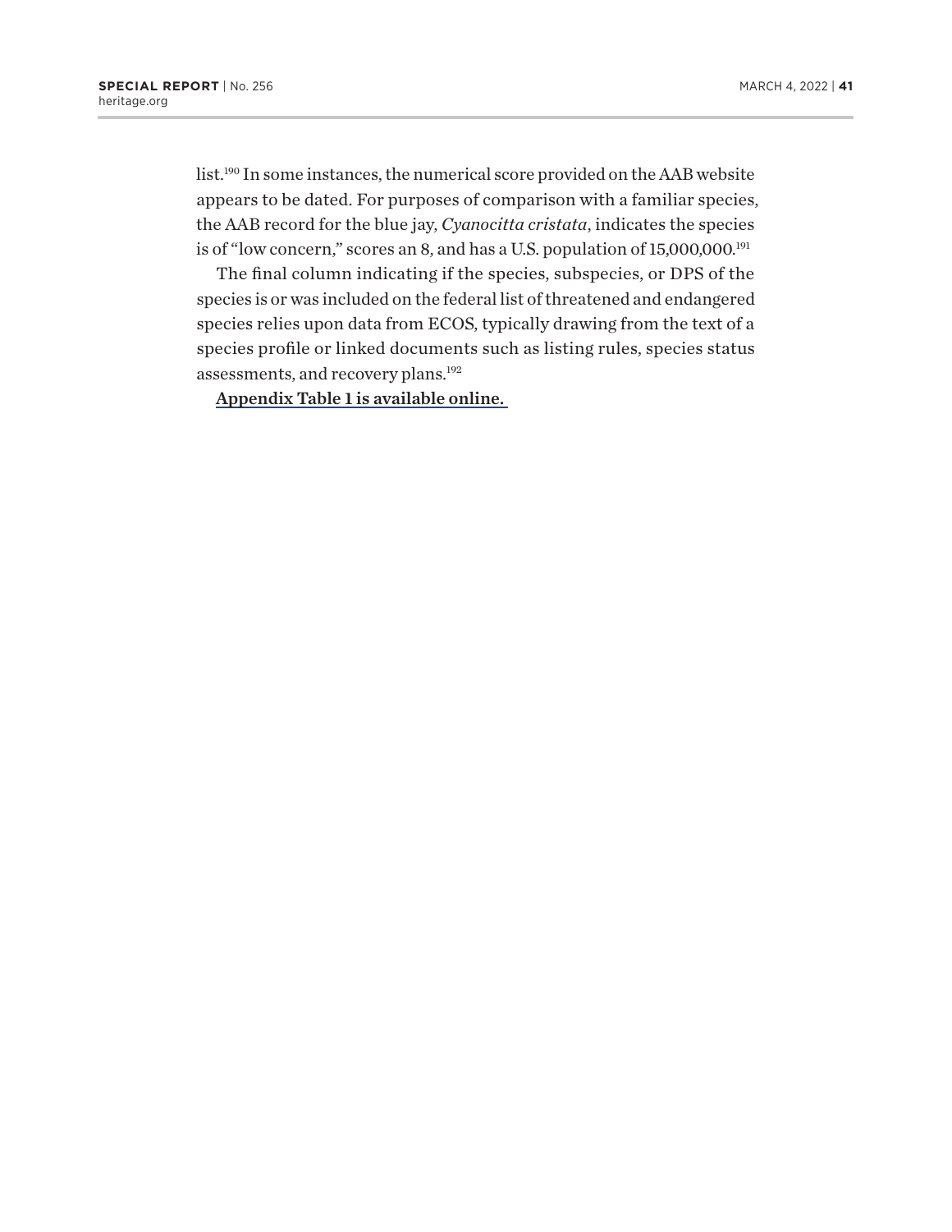list.[190] In some instances, the numerical score provided on the AAB website appears to be dated. For purposes of comparison with a familiar species, the AAB record for the blue jay, *Cyanocitta cristata*, indicates the species is of "low concern," scores an 8, and has a U.S. population of 15,000,000.[191]

The final column indicating if the species, subspecies, or DPS of the species is or was included on the federal list of threatened and endangered species relies upon data from ECOS, typically drawing from the text of a species profile or linked documents such as listing rules, species status assessments, and recovery plans.[192]

**Appendix Table 1 is available online.**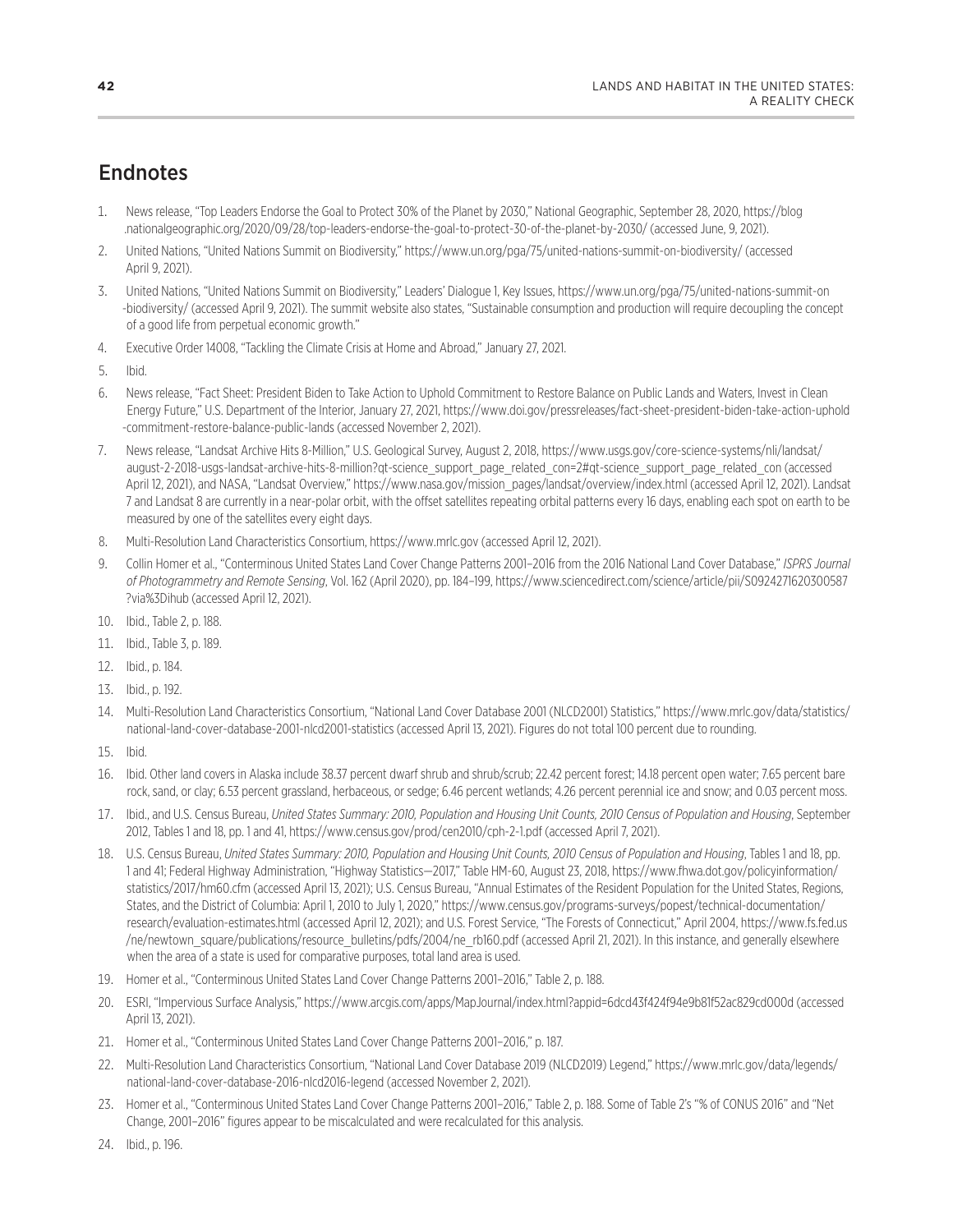## Endnotes

1. News release, "Top Leaders Endorse the Goal to Protect 30% of the Planet by 2030," National Geographic, September 28, 2020, https://blog.nationalgeographic.org/2020/09/28/top-leaders-endorse-the-goal-to-protect-30-of-the-planet-by-2030/ (accessed June, 9, 2021).
2. United Nations, "United Nations Summit on Biodiversity," https://www.un.org/pga/75/united-nations-summit-on-biodiversity/ (accessed April 9, 2021).
3. United Nations, "United Nations Summit on Biodiversity," Leaders' Dialogue 1, Key Issues, https://www.un.org/pga/75/united-nations-summit-on-biodiversity/ (accessed April 9, 2021). The summit website also states, "Sustainable consumption and production will require decoupling the concept of a good life from perpetual economic growth."
4. Executive Order 14008, "Tackling the Climate Crisis at Home and Abroad," January 27, 2021.
5. Ibid.
6. News release, "Fact Sheet: President Biden to Take Action to Uphold Commitment to Restore Balance on Public Lands and Waters, Invest in Clean Energy Future," U.S. Department of the Interior, January 27, 2021, https://www.doi.gov/pressreleases/fact-sheet-president-biden-take-action-uphold-commitment-restore-balance-public-lands (accessed November 2, 2021).
7. News release, "Landsat Archive Hits 8-Million," U.S. Geological Survey, August 2, 2018, https://www.usgs.gov/core-science-systems/nli/landsat/august-2-2018-usgs-landsat-archive-hits-8-million?qt-science_support_page_related_con=2#qt-science_support_page_related_con (accessed April 12, 2021), and NASA, "Landsat Overview," https://www.nasa.gov/mission_pages/landsat/overview/index.html (accessed April 12, 2021). Landsat 7 and Landsat 8 are currently in a near-polar orbit, with the offset satellites repeating orbital patterns every 16 days, enabling each spot on earth to be measured by one of the satellites every eight days.
8. Multi-Resolution Land Characteristics Consortium, https://www.mrlc.gov (accessed April 12, 2021).
9. Collin Homer et al., "Conterminous United States Land Cover Change Patterns 2001–2016 from the 2016 National Land Cover Database," *ISPRS Journal of Photogrammetry and Remote Sensing*, Vol. 162 (April 2020), pp. 184–199, https://www.sciencedirect.com/science/article/pii/S0924271620300587?via%3Dihub (accessed April 12, 2021).
10. Ibid., Table 2, p. 188.
11. Ibid., Table 3, p. 189.
12. Ibid., p. 184.
13. Ibid., p. 192.
14. Multi-Resolution Land Characteristics Consortium, "National Land Cover Database 2001 (NLCD2001) Statistics," https://www.mrlc.gov/data/statistics/national-land-cover-database-2001-nlcd2001-statistics (accessed April 13, 2021). Figures do not total 100 percent due to rounding.
15. Ibid.
16. Ibid. Other land covers in Alaska include 38.37 percent dwarf shrub and shrub/scrub; 22.42 percent forest; 14.18 percent open water; 7.65 percent bare rock, sand, or clay; 6.53 percent grassland, herbaceous, or sedge; 6.46 percent wetlands; 4.26 percent perennial ice and snow; and 0.03 percent moss.
17. Ibid., and U.S. Census Bureau, *United States Summary: 2010, Population and Housing Unit Counts, 2010 Census of Population and Housing*, September 2012, Tables 1 and 18, pp. 1 and 41, https://www.census.gov/prod/cen2010/cph-2-1.pdf (accessed April 7, 2021).
18. U.S. Census Bureau, *United States Summary: 2010, Population and Housing Unit Counts, 2010 Census of Population and Housing*, Tables 1 and 18, pp. 1 and 41; Federal Highway Administration, "Highway Statistics—2017," Table HM-60, August 23, 2018, https://www.fhwa.dot.gov/policyinformation/statistics/2017/hm60.cfm (accessed April 13, 2021); U.S. Census Bureau, "Annual Estimates of the Resident Population for the United States, Regions, States, and the District of Columbia: April 1, 2010 to July 1, 2020," https://www.census.gov/programs-surveys/popest/technical-documentation/research/evaluation-estimates.html (accessed April 12, 2021); and U.S. Forest Service, "The Forests of Connecticut," April 2004, https://www.fs.fed.us/ne/newtown_square/publications/resource_bulletins/pdfs/2004/ne_rb160.pdf (accessed April 21, 2021). In this instance, and generally elsewhere when the area of a state is used for comparative purposes, total land area is used.
19. Homer et al., "Conterminous United States Land Cover Change Patterns 2001–2016," Table 2, p. 188.
20. ESRI, "Impervious Surface Analysis," https://www.arcgis.com/apps/MapJournal/index.html?appid=6dcd43f424f94e9b81f52ac829cd000d (accessed April 13, 2021).
21. Homer et al., "Conterminous United States Land Cover Change Patterns 2001–2016," p. 187.
22. Multi-Resolution Land Characteristics Consortium, "National Land Cover Database 2019 (NLCD2019) Legend," https://www.mrlc.gov/data/legends/national-land-cover-database-2016-nlcd2016-legend (accessed November 2, 2021).
23. Homer et al., "Conterminous United States Land Cover Change Patterns 2001–2016," Table 2, p. 188. Some of Table 2's "% of CONUS 2016" and "Net Change, 2001–2016" figures appear to be miscalculated and were recalculated for this analysis.
24. Ibid., p. 196.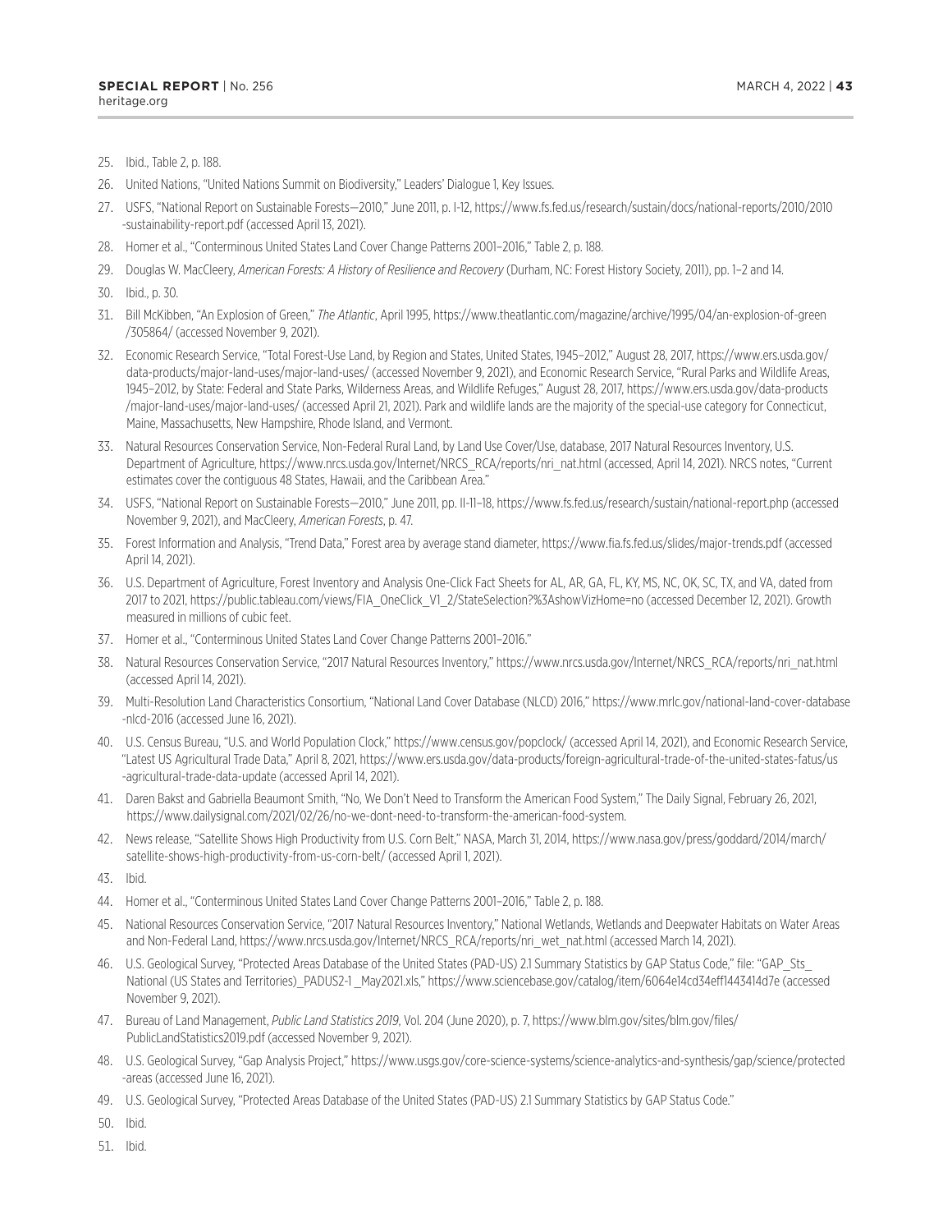25. Ibid., Table 2, p. 188.
26. United Nations, "United Nations Summit on Biodiversity," Leaders' Dialogue 1, Key Issues.
27. USFS, "National Report on Sustainable Forests—2010," June 2011, p. I-12, https://www.fs.fed.us/research/sustain/docs/national-reports/2010/2010-sustainability-report.pdf (accessed April 13, 2021).
28. Homer et al., "Conterminous United States Land Cover Change Patterns 2001–2016," Table 2, p. 188.
29. Douglas W. MacCleery, *American Forests: A History of Resilience and Recovery* (Durham, NC: Forest History Society, 2011), pp. 1–2 and 14.
30. Ibid., p. 30.
31. Bill McKibben, "An Explosion of Green," *The Atlantic*, April 1995, https://www.theatlantic.com/magazine/archive/1995/04/an-explosion-of-green/305864/ (accessed November 9, 2021).
32. Economic Research Service, "Total Forest-Use Land, by Region and States, United States, 1945–2012," August 28, 2017, https://www.ers.usda.gov/data-products/major-land-uses/major-land-uses/ (accessed November 9, 2021), and Economic Research Service, "Rural Parks and Wildlife Areas, 1945–2012, by State: Federal and State Parks, Wilderness Areas, and Wildlife Refuges," August 28, 2017, https://www.ers.usda.gov/data-products/major-land-uses/major-land-uses/ (accessed April 21, 2021). Park and wildlife lands are the majority of the special-use category for Connecticut, Maine, Massachusetts, New Hampshire, Rhode Island, and Vermont.
33. Natural Resources Conservation Service, Non-Federal Rural Land, by Land Use Cover/Use, database, 2017 Natural Resources Inventory, U.S. Department of Agriculture, https://www.nrcs.usda.gov/Internet/NRCS_RCA/reports/nri_nat.html (accessed, April 14, 2021). NRCS notes, "Current estimates cover the contiguous 48 States, Hawaii, and the Caribbean Area."
34. USFS, "National Report on Sustainable Forests—2010," June 2011, pp. II-11–18, https://www.fs.fed.us/research/sustain/national-report.php (accessed November 9, 2021), and MacCleery, *American Forests*, p. 47.
35. Forest Information and Analysis, "Trend Data," Forest area by average stand diameter, https://www.fia.fs.fed.us/slides/major-trends.pdf (accessed April 14, 2021).
36. U.S. Department of Agriculture, Forest Inventory and Analysis One-Click Fact Sheets for AL, AR, GA, FL, KY, MS, NC, OK, SC, TX, and VA, dated from 2017 to 2021, https://public.tableau.com/views/FIA_OneClick_V1_2/StateSelection?%3AshowVizHome=no (accessed December 12, 2021). Growth measured in millions of cubic feet.
37. Homer et al., "Conterminous United States Land Cover Change Patterns 2001–2016."
38. Natural Resources Conservation Service, "2017 Natural Resources Inventory," https://www.nrcs.usda.gov/Internet/NRCS_RCA/reports/nri_nat.html (accessed April 14, 2021).
39. Multi-Resolution Land Characteristics Consortium, "National Land Cover Database (NLCD) 2016," https://www.mrlc.gov/national-land-cover-database-nlcd-2016 (accessed June 16, 2021).
40. U.S. Census Bureau, "U.S. and World Population Clock," https://www.census.gov/popclock/ (accessed April 14, 2021), and Economic Research Service, "Latest US Agricultural Trade Data," April 8, 2021, https://www.ers.usda.gov/data-products/foreign-agricultural-trade-of-the-united-states-fatus/us-agricultural-trade-data-update (accessed April 14, 2021).
41. Daren Bakst and Gabriella Beaumont Smith, "No, We Don't Need to Transform the American Food System," The Daily Signal, February 26, 2021, https://www.dailysignal.com/2021/02/26/no-we-dont-need-to-transform-the-american-food-system.
42. News release, "Satellite Shows High Productivity from U.S. Corn Belt," NASA, March 31, 2014, https://www.nasa.gov/press/goddard/2014/march/satellite-shows-high-productivity-from-us-corn-belt/ (accessed April 1, 2021).
43. Ibid.
44. Homer et al., "Conterminous United States Land Cover Change Patterns 2001–2016," Table 2, p. 188.
45. National Resources Conservation Service, "2017 Natural Resources Inventory," National Wetlands, Wetlands and Deepwater Habitats on Water Areas and Non-Federal Land, https://www.nrcs.usda.gov/Internet/NRCS_RCA/reports/nri_wet_nat.html (accessed March 14, 2021).
46. U.S. Geological Survey, "Protected Areas Database of the United States (PAD-US) 2.1 Summary Statistics by GAP Status Code," file: "GAP_Sts_National (US States and Territories)_PADUS2-1 _May2021.xls," https://www.sciencebase.gov/catalog/item/6064e14cd34eff1443414d7e (accessed November 9, 2021).
47. Bureau of Land Management, *Public Land Statistics 2019*, Vol. 204 (June 2020), p. 7, https://www.blm.gov/sites/blm.gov/files/PublicLandStatistics2019.pdf (accessed November 9, 2021).
48. U.S. Geological Survey, "Gap Analysis Project," https://www.usgs.gov/core-science-systems/science-analytics-and-synthesis/gap/science/protected-areas (accessed June 16, 2021).
49. U.S. Geological Survey, "Protected Areas Database of the United States (PAD-US) 2.1 Summary Statistics by GAP Status Code."
50. Ibid.
51. Ibid.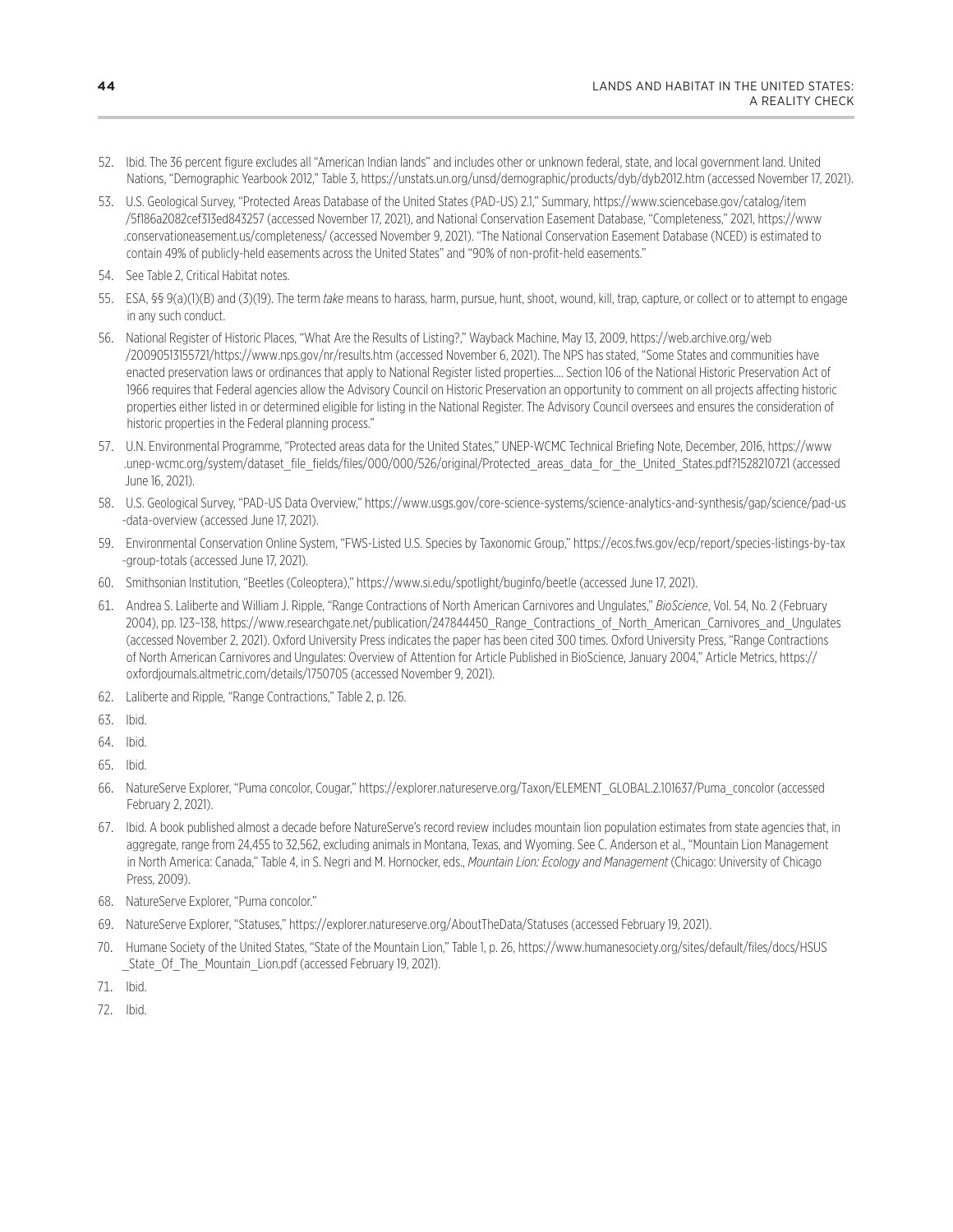52. Ibid. The 36 percent figure excludes all "American Indian lands" and includes other or unknown federal, state, and local government land. United Nations, "Demographic Yearbook 2012," Table 3, https://unstats.un.org/unsd/demographic/products/dyb/dyb2012.htm (accessed November 17, 2021).

53. U.S. Geological Survey, "Protected Areas Database of the United States (PAD-US) 2.1," Summary, https://www.sciencebase.gov/catalog/item/5f186a2082cef313ed843257 (accessed November 17, 2021), and National Conservation Easement Database, "Completeness," 2021, https://www.conservationeasement.us/completeness/ (accessed November 9, 2021). "The National Conservation Easement Database (NCED) is estimated to contain 49% of publicly-held easements across the United States" and "90% of non-profit-held easements."

54. See Table 2, Critical Habitat notes.

55. ESA, §§ 9(a)(1)(B) and (3)(19). The term *take* means to harass, harm, pursue, hunt, shoot, wound, kill, trap, capture, or collect or to attempt to engage in any such conduct.

56. National Register of Historic Places, "What Are the Results of Listing?," Wayback Machine, May 13, 2009, https://web.archive.org/web/20090513155721/https://www.nps.gov/nr/results.htm (accessed November 6, 2021). The NPS has stated, "Some States and communities have enacted preservation laws or ordinances that apply to National Register listed properties.... Section 106 of the National Historic Preservation Act of 1966 requires that Federal agencies allow the Advisory Council on Historic Preservation an opportunity to comment on all projects affecting historic properties either listed in or determined eligible for listing in the National Register. The Advisory Council oversees and ensures the consideration of historic properties in the Federal planning process."

57. U.N. Environmental Programme, "Protected areas data for the United States," UNEP-WCMC Technical Briefing Note, December, 2016, https://www.unep-wcmc.org/system/dataset_file_fields/files/000/000/526/original/Protected_areas_data_for_the_United_States.pdf?1528210721 (accessed June 16, 2021).

58. U.S. Geological Survey, "PAD-US Data Overview," https://www.usgs.gov/core-science-systems/science-analytics-and-synthesis/gap/science/pad-us-data-overview (accessed June 17, 2021).

59. Environmental Conservation Online System, "FWS-Listed U.S. Species by Taxonomic Group," https://ecos.fws.gov/ecp/report/species-listings-by-tax-group-totals (accessed June 17, 2021).

60. Smithsonian Institution, "Beetles (Coleoptera)," https://www.si.edu/spotlight/buginfo/beetle (accessed June 17, 2021).

61. Andrea S. Laliberte and William J. Ripple, "Range Contractions of North American Carnivores and Ungulates," *BioScience*, Vol. 54, No. 2 (February 2004), pp. 123–138, https://www.researchgate.net/publication/247844450_Range_Contractions_of_North_American_Carnivores_and_Ungulates (accessed November 2, 2021). Oxford University Press indicates the paper has been cited 300 times. Oxford University Press, "Range Contractions of North American Carnivores and Ungulates: Overview of Attention for Article Published in BioScience, January 2004," Article Metrics, https://oxfordjournals.altmetric.com/details/1750705 (accessed November 9, 2021).

62. Laliberte and Ripple, "Range Contractions," Table 2, p. 126.

63. Ibid.

64. Ibid.

65. Ibid.

66. NatureServe Explorer, "Puma concolor, Cougar," https://explorer.natureserve.org/Taxon/ELEMENT_GLOBAL.2.101637/Puma_concolor (accessed February 2, 2021).

67. Ibid. A book published almost a decade before NatureServe's record review includes mountain lion population estimates from state agencies that, in aggregate, range from 24,455 to 32,562, excluding animals in Montana, Texas, and Wyoming. See C. Anderson et al., "Mountain Lion Management in North America: Canada," Table 4, in S. Negri and M. Hornocker, eds., *Mountain Lion: Ecology and Management* (Chicago: University of Chicago Press, 2009).

68. NatureServe Explorer, "Puma concolor."

69. NatureServe Explorer, "Statuses," https://explorer.natureserve.org/AboutTheData/Statuses (accessed February 19, 2021).

70. Humane Society of the United States, "State of the Mountain Lion," Table 1, p. 26, https://www.humanesociety.org/sites/default/files/docs/HSUS_State_Of_The_Mountain_Lion.pdf (accessed February 19, 2021).

71. Ibid.

72. Ibid.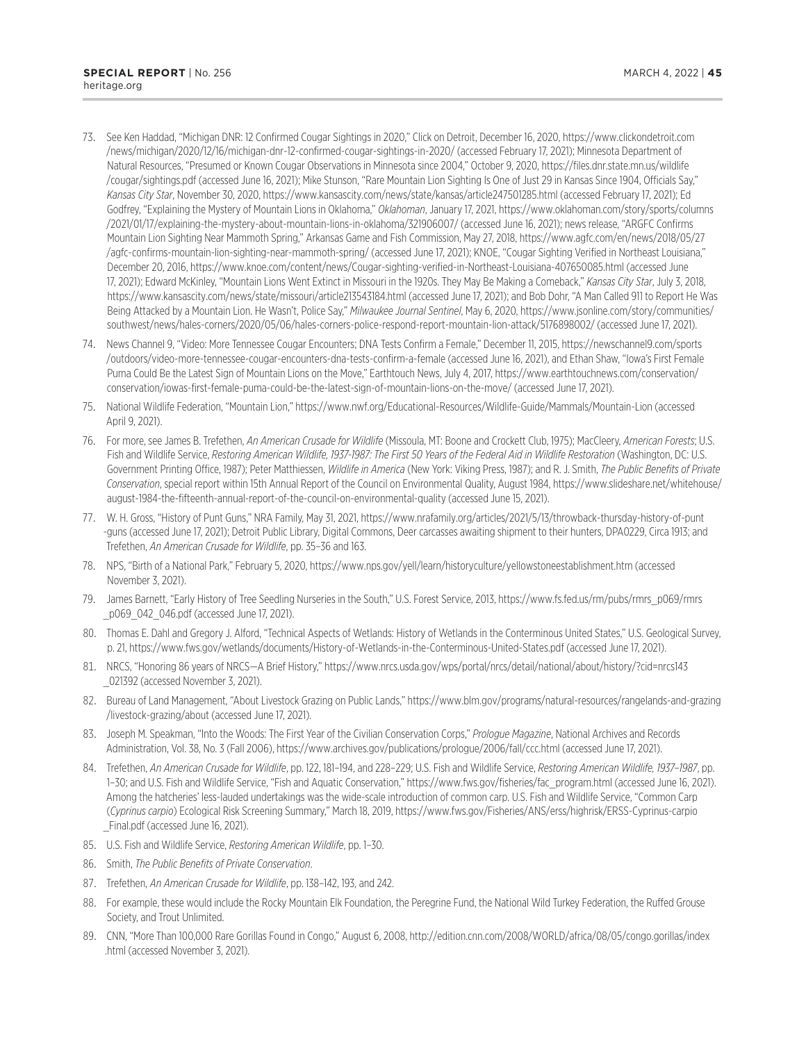73. See Ken Haddad, "Michigan DNR: 12 Confirmed Cougar Sightings in 2020," Click on Detroit, December 16, 2020, https://www.clickondetroit.com/news/michigan/2020/12/16/michigan-dnr-12-confirmed-cougar-sightings-in-2020/ (accessed February 17, 2021); Minnesota Department of Natural Resources, "Presumed or Known Cougar Observations in Minnesota since 2004," October 9, 2020, https://files.dnr.state.mn.us/wildlife/cougar/sightings.pdf (accessed June 16, 2021); Mike Stunson, "Rare Mountain Lion Sighting Is One of Just 29 in Kansas Since 1904, Officials Say," *Kansas City Star*, November 30, 2020, https://www.kansascity.com/news/state/kansas/article247501285.html (accessed February 17, 2021); Ed Godfrey, "Explaining the Mystery of Mountain Lions in Oklahoma," *Oklahoman*, January 17, 2021, https://www.oklahoman.com/story/sports/columns/2021/01/17/explaining-the-mystery-about-mountain-lions-in-oklahoma/321906007/ (accessed June 16, 2021); news release, "ARGFC Confirms Mountain Lion Sighting Near Mammoth Spring," Arkansas Game and Fish Commission, May 27, 2018, https://www.agfc.com/en/news/2018/05/27/agfc-confirms-mountain-lion-sighting-near-mammoth-spring/ (accessed June 17, 2021); KNOE, "Cougar Sighting Verified in Northeast Louisiana," December 20, 2016, https://www.knoe.com/content/news/Cougar-sighting-verified-in-Northeast-Louisiana-407650085.html (accessed June 17, 2021); Edward McKinley, "Mountain Lions Went Extinct in Missouri in the 1920s. They May Be Making a Comeback," *Kansas City Star*, July 3, 2018, https://www.kansascity.com/news/state/missouri/article213543184.html (accessed June 17, 2021); and Bob Dohr, "A Man Called 911 to Report He Was Being Attacked by a Mountain Lion. He Wasn't, Police Say," *Milwaukee Journal Sentinel*, May 6, 2020, https://www.jsonline.com/story/communities/southwest/news/hales-corners/2020/05/06/hales-corners-police-respond-report-mountain-lion-attack/5176898002/ (accessed June 17, 2021).
74. News Channel 9, "Video: More Tennessee Cougar Encounters; DNA Tests Confirm a Female," December 11, 2015, https://newschannel9.com/sports/outdoors/video-more-tennessee-cougar-encounters-dna-tests-confirm-a-female (accessed June 16, 2021), and Ethan Shaw, "Iowa's First Female Puma Could Be the Latest Sign of Mountain Lions on the Move," Earthtouch News, July 4, 2017, https://www.earthtouchnews.com/conservation/conservation/iowas-first-female-puma-could-be-the-latest-sign-of-mountain-lions-on-the-move/ (accessed June 17, 2021).
75. National Wildlife Federation, "Mountain Lion," https://www.nwf.org/Educational-Resources/Wildlife-Guide/Mammals/Mountain-Lion (accessed April 9, 2021).
76. For more, see James B. Trefethen, *An American Crusade for Wildlife* (Missoula, MT: Boone and Crockett Club, 1975); MacCleery, *American Forests*; U.S. Fish and Wildlife Service, *Restoring American Wildlife, 1937-1987: The First 50 Years of the Federal Aid in Wildlife Restoration* (Washington, DC: U.S. Government Printing Office, 1987); Peter Matthiessen, *Wildlife in America* (New York: Viking Press, 1987); and R. J. Smith, *The Public Benefits of Private Conservation*, special report within 15th Annual Report of the Council on Environmental Quality, August 1984, https://www.slideshare.net/whitehouse/august-1984-the-fifteenth-annual-report-of-the-council-on-environmental-quality (accessed June 15, 2021).
77. W. H. Gross, "History of Punt Guns," NRA Family, May 31, 2021, https://www.nrafamily.org/articles/2021/5/13/throwback-thursday-history-of-punt-guns (accessed June 17, 2021); Detroit Public Library, Digital Commons, Deer carcasses awaiting shipment to their hunters, DPA0229, Circa 1913; and Trefethen, *An American Crusade for Wildlife*, pp. 35–36 and 163.
78. NPS, "Birth of a National Park," February 5, 2020, https://www.nps.gov/yell/learn/historyculture/yellowstoneestablishment.htm (accessed November 3, 2021).
79. James Barnett, "Early History of Tree Seedling Nurseries in the South," U.S. Forest Service, 2013, https://www.fs.fed.us/rm/pubs/rmrs_p069/rmrs_p069_042_046.pdf (accessed June 17, 2021).
80. Thomas E. Dahl and Gregory J. Alford, "Technical Aspects of Wetlands: History of Wetlands in the Conterminous United States," U.S. Geological Survey, p. 21, https://www.fws.gov/wetlands/documents/History-of-Wetlands-in-the-Conterminous-United-States.pdf (accessed June 17, 2021).
81. NRCS, "Honoring 86 years of NRCS—A Brief History," https://www.nrcs.usda.gov/wps/portal/nrcs/detail/national/about/history/?cid=nrcs143_021392 (accessed November 3, 2021).
82. Bureau of Land Management, "About Livestock Grazing on Public Lands," https://www.blm.gov/programs/natural-resources/rangelands-and-grazing/livestock-grazing/about (accessed June 17, 2021).
83. Joseph M. Speakman, "Into the Woods: The First Year of the Civilian Conservation Corps," *Prologue Magazine*, National Archives and Records Administration, Vol. 38, No. 3 (Fall 2006), https://www.archives.gov/publications/prologue/2006/fall/ccc.html (accessed June 17, 2021).
84. Trefethen, *An American Crusade for Wildlife*, pp. 122, 181–194, and 228–229; U.S. Fish and Wildlife Service, *Restoring American Wildlife, 1937–1987*, pp. 1–30; and U.S. Fish and Wildlife Service, "Fish and Aquatic Conservation," https://www.fws.gov/fisheries/fac_program.html (accessed June 16, 2021). Among the hatcheries' less-lauded undertakings was the wide-scale introduction of common carp. U.S. Fish and Wildlife Service, "Common Carp (*Cyprinus carpio*) Ecological Risk Screening Summary," March 18, 2019, https://www.fws.gov/Fisheries/ANS/erss/highrisk/ERSS-Cyprinus-carpio_Final.pdf (accessed June 16, 2021).
85. U.S. Fish and Wildlife Service, *Restoring American Wildlife*, pp. 1–30.
86. Smith, *The Public Benefits of Private Conservation*.
87. Trefethen, *An American Crusade for Wildlife*, pp. 138–142, 193, and 242.
88. For example, these would include the Rocky Mountain Elk Foundation, the Peregrine Fund, the National Wild Turkey Federation, the Ruffed Grouse Society, and Trout Unlimited.
89. CNN, "More Than 100,000 Rare Gorillas Found in Congo," August 6, 2008, http://edition.cnn.com/2008/WORLD/africa/08/05/congo.gorillas/index.html (accessed November 3, 2021).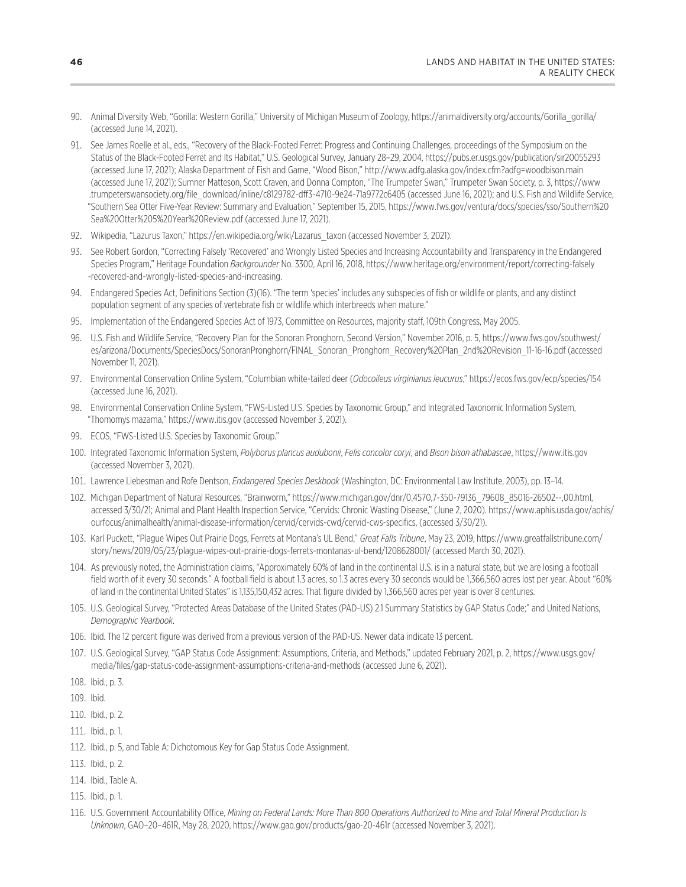90. Animal Diversity Web, "Gorilla: Western Gorilla," University of Michigan Museum of Zoology, https://animaldiversity.org/accounts/Gorilla_gorilla/ (accessed June 14, 2021).

91. See James Roelle et al., eds., "Recovery of the Black-Footed Ferret: Progress and Continuing Challenges, proceedings of the Symposium on the Status of the Black-Footed Ferret and Its Habitat," U.S. Geological Survey, January 28–29, 2004, https://pubs.er.usgs.gov/publication/sir20055293 (accessed June 17, 2021); Alaska Department of Fish and Game, "Wood Bison," http://www.adfg.alaska.gov/index.cfm?adfg=woodbison.main (accessed June 17, 2021); Sumner Matteson, Scott Craven, and Donna Compton, "The Trumpeter Swan," Trumpeter Swan Society, p. 3, https://www.trumpeterswansociety.org/file_download/inline/c8129782-dff3-4710-9e24-71a9772c6405 (accessed June 16, 2021); and U.S. Fish and Wildlife Service, "Southern Sea Otter Five-Year Review: Summary and Evaluation," September 15, 2015, https://www.fws.gov/ventura/docs/species/sso/Southern%20Sea%20Otter%205%20Year%20Review.pdf (accessed June 17, 2021).

92. Wikipedia, "Lazurus Taxon," https://en.wikipedia.org/wiki/Lazarus_taxon (accessed November 3, 2021).

93. See Robert Gordon, "Correcting Falsely 'Recovered' and Wrongly Listed Species and Increasing Accountability and Transparency in the Endangered Species Program," Heritage Foundation *Backgrounder* No. 3300, April 16, 2018, https://www.heritage.org/environment/report/correcting-falsely-recovered-and-wrongly-listed-species-and-increasing.

94. Endangered Species Act, Definitions Section (3)(16). "The term 'species' includes any subspecies of fish or wildlife or plants, and any distinct population segment of any species of vertebrate fish or wildlife which interbreeds when mature."

95. Implementation of the Endangered Species Act of 1973, Committee on Resources, majority staff, 109th Congress, May 2005.

96. U.S. Fish and Wildlife Service, "Recovery Plan for the Sonoran Pronghorn, Second Version," November 2016, p. 5, https://www.fws.gov/southwest/es/arizona/Documents/SpeciesDocs/SonoranPronghorn/FINAL_Sonoran_Pronghorn_Recovery%20Plan_2nd%20Revision_11-16-16.pdf (accessed November 11, 2021).

97. Environmental Conservation Online System, "Columbian white-tailed deer (*Odocoileus virginianus leucurus*," https://ecos.fws.gov/ecp/species/154 (accessed June 16, 2021).

98. Environmental Conservation Online System, "FWS-Listed U.S. Species by Taxonomic Group," and Integrated Taxonomic Information System, "Thomomys mazama," https://www.itis.gov (accessed November 3, 2021).

99. ECOS, "FWS-Listed U.S. Species by Taxonomic Group."

100. Integrated Taxonomic Information System, *Polyborus plancus audubonii*, *Felis concolor coryi*, and *Bison bison athabascae*, https://www.itis.gov (accessed November 3, 2021).

101. Lawrence Liebesman and Rofe Dentson, *Endangered Species Deskbook* (Washington, DC: Environmental Law Institute, 2003), pp. 13–14.

102. Michigan Department of Natural Resources, "Brainworm," https://www.michigan.gov/dnr/0,4570,7-350-79136_79608_85016-26502--,00.html, accessed 3/30/21; Animal and Plant Health Inspection Service, "Cervids: Chronic Wasting Disease," (June 2, 2020). https://www.aphis.usda.gov/aphis/ourfocus/animalhealth/animal-disease-information/cervid/cervids-cwd/cervid-cws-specifics, (accessed 3/30/21).

103. Karl Puckett, "Plague Wipes Out Prairie Dogs, Ferrets at Montana's UL Bend," *Great Falls Tribune*, May 23, 2019, https://www.greatfallstribune.com/story/news/2019/05/23/plague-wipes-out-prairie-dogs-ferrets-montanas-ul-bend/1208628001/ (accessed March 30, 2021).

104. As previously noted, the Administration claims, "Approximately 60% of land in the continental U.S. is in a natural state, but we are losing a football field worth of it every 30 seconds." A football field is about 1.3 acres, so 1.3 acres every 30 seconds would be 1,366,560 acres lost per year. About "60% of land in the continental United States" is 1,135,150,432 acres. That figure divided by 1,366,560 acres per year is over 8 centuries.

105. U.S. Geological Survey, "Protected Areas Database of the United States (PAD-US) 2.1 Summary Statistics by GAP Status Code;" and United Nations, *Demographic Yearbook*.

106. Ibid. The 12 percent figure was derived from a previous version of the PAD-US. Newer data indicate 13 percent.

107. U.S. Geological Survey, "GAP Status Code Assignment: Assumptions, Criteria, and Methods," updated February 2021, p. 2, https://www.usgs.gov/media/files/gap-status-code-assignment-assumptions-criteria-and-methods (accessed June 6, 2021).

108. Ibid., p. 3.

109. Ibid.

110. Ibid., p. 2.

111. Ibid., p. 1.

112. Ibid., p. 5, and Table A: Dichotomous Key for Gap Status Code Assignment.

113. Ibid., p. 2.

114. Ibid., Table A.

115. Ibid., p. 1.

116. U.S. Government Accountability Office, *Mining on Federal Lands: More Than 800 Operations Authorized to Mine and Total Mineral Production Is Unknown*, GAO–20–461R, May 28, 2020, https://www.gao.gov/products/gao-20-461r (accessed November 3, 2021).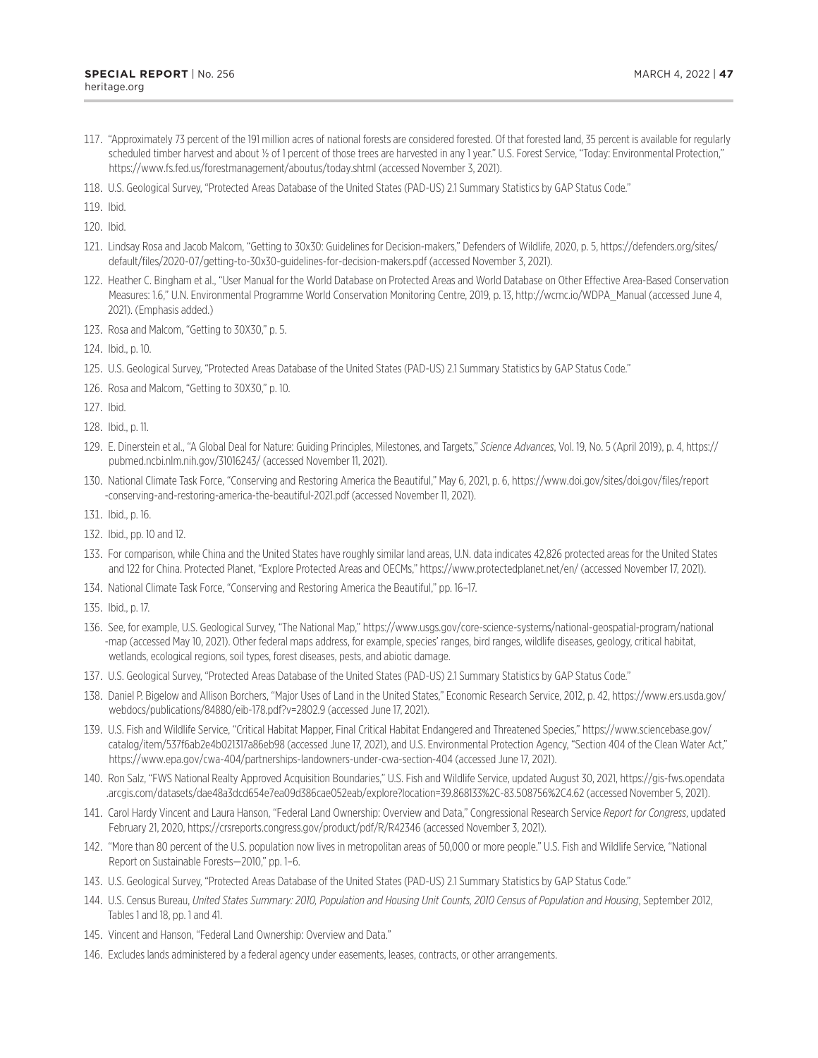117. "Approximately 73 percent of the 191 million acres of national forests are considered forested. Of that forested land, 35 percent is available for regularly scheduled timber harvest and about ½ of 1 percent of those trees are harvested in any 1 year." U.S. Forest Service, "Today: Environmental Protection," https://www.fs.fed.us/forestmanagement/aboutus/today.shtml (accessed November 3, 2021).
118. U.S. Geological Survey, "Protected Areas Database of the United States (PAD-US) 2.1 Summary Statistics by GAP Status Code."
119. Ibid.
120. Ibid.
121. Lindsay Rosa and Jacob Malcom, "Getting to 30x30: Guidelines for Decision-makers," Defenders of Wildlife, 2020, p. 5, https://defenders.org/sites/default/files/2020-07/getting-to-30x30-guidelines-for-decision-makers.pdf (accessed November 3, 2021).
122. Heather C. Bingham et al., "User Manual for the World Database on Protected Areas and World Database on Other Effective Area-Based Conservation Measures: 1.6," U.N. Environmental Programme World Conservation Monitoring Centre, 2019, p. 13, http://wcmc.io/WDPA_Manual (accessed June 4, 2021). (Emphasis added.)
123. Rosa and Malcom, "Getting to 30X30," p. 5.
124. Ibid., p. 10.
125. U.S. Geological Survey, "Protected Areas Database of the United States (PAD-US) 2.1 Summary Statistics by GAP Status Code."
126. Rosa and Malcom, "Getting to 30X30," p. 10.
127. Ibid.
128. Ibid., p. 11.
129. E. Dinerstein et al., "A Global Deal for Nature: Guiding Principles, Milestones, and Targets," *Science Advances*, Vol. 19, No. 5 (April 2019), p. 4, https://pubmed.ncbi.nlm.nih.gov/31016243/ (accessed November 11, 2021).
130. National Climate Task Force, "Conserving and Restoring America the Beautiful," May 6, 2021, p. 6, https://www.doi.gov/sites/doi.gov/files/report-conserving-and-restoring-america-the-beautiful-2021.pdf (accessed November 11, 2021).
131. Ibid., p. 16.
132. Ibid., pp. 10 and 12.
133. For comparison, while China and the United States have roughly similar land areas, U.N. data indicates 42,826 protected areas for the United States and 122 for China. Protected Planet, "Explore Protected Areas and OECMs," https://www.protectedplanet.net/en/ (accessed November 17, 2021).
134. National Climate Task Force, "Conserving and Restoring America the Beautiful," pp. 16–17.
135. Ibid., p. 17.
136. See, for example, U.S. Geological Survey, "The National Map," https://www.usgs.gov/core-science-systems/national-geospatial-program/national-map (accessed May 10, 2021). Other federal maps address, for example, species' ranges, bird ranges, wildlife diseases, geology, critical habitat, wetlands, ecological regions, soil types, forest diseases, pests, and abiotic damage.
137. U.S. Geological Survey, "Protected Areas Database of the United States (PAD-US) 2.1 Summary Statistics by GAP Status Code."
138. Daniel P. Bigelow and Allison Borchers, "Major Uses of Land in the United States," Economic Research Service, 2012, p. 42, https://www.ers.usda.gov/webdocs/publications/84880/eib-178.pdf?v=2802.9 (accessed June 17, 2021).
139. U.S. Fish and Wildlife Service, "Critical Habitat Mapper, Final Critical Habitat Endangered and Threatened Species," https://www.sciencebase.gov/catalog/item/537f6ab2e4b021317a86eb98 (accessed June 17, 2021), and U.S. Environmental Protection Agency, "Section 404 of the Clean Water Act," https://www.epa.gov/cwa-404/partnerships-landowners-under-cwa-section-404 (accessed June 17, 2021).
140. Ron Salz, "FWS National Realty Approved Acquisition Boundaries," U.S. Fish and Wildlife Service, updated August 30, 2021, https://gis-fws.opendata.arcgis.com/datasets/dae48a3dcd654e7ea09d386cae052eab/explore?location=39.868133%2C-83.508756%2C4.62 (accessed November 5, 2021).
141. Carol Hardy Vincent and Laura Hanson, "Federal Land Ownership: Overview and Data," Congressional Research Service *Report for Congress*, updated February 21, 2020, https://crsreports.congress.gov/product/pdf/R/R42346 (accessed November 3, 2021).
142. "More than 80 percent of the U.S. population now lives in metropolitan areas of 50,000 or more people." U.S. Fish and Wildlife Service, "National Report on Sustainable Forests—2010," pp. 1–6.
143. U.S. Geological Survey, "Protected Areas Database of the United States (PAD-US) 2.1 Summary Statistics by GAP Status Code."
144. U.S. Census Bureau, *United States Summary: 2010, Population and Housing Unit Counts, 2010 Census of Population and Housing*, September 2012, Tables 1 and 18, pp. 1 and 41.
145. Vincent and Hanson, "Federal Land Ownership: Overview and Data."
146. Excludes lands administered by a federal agency under easements, leases, contracts, or other arrangements.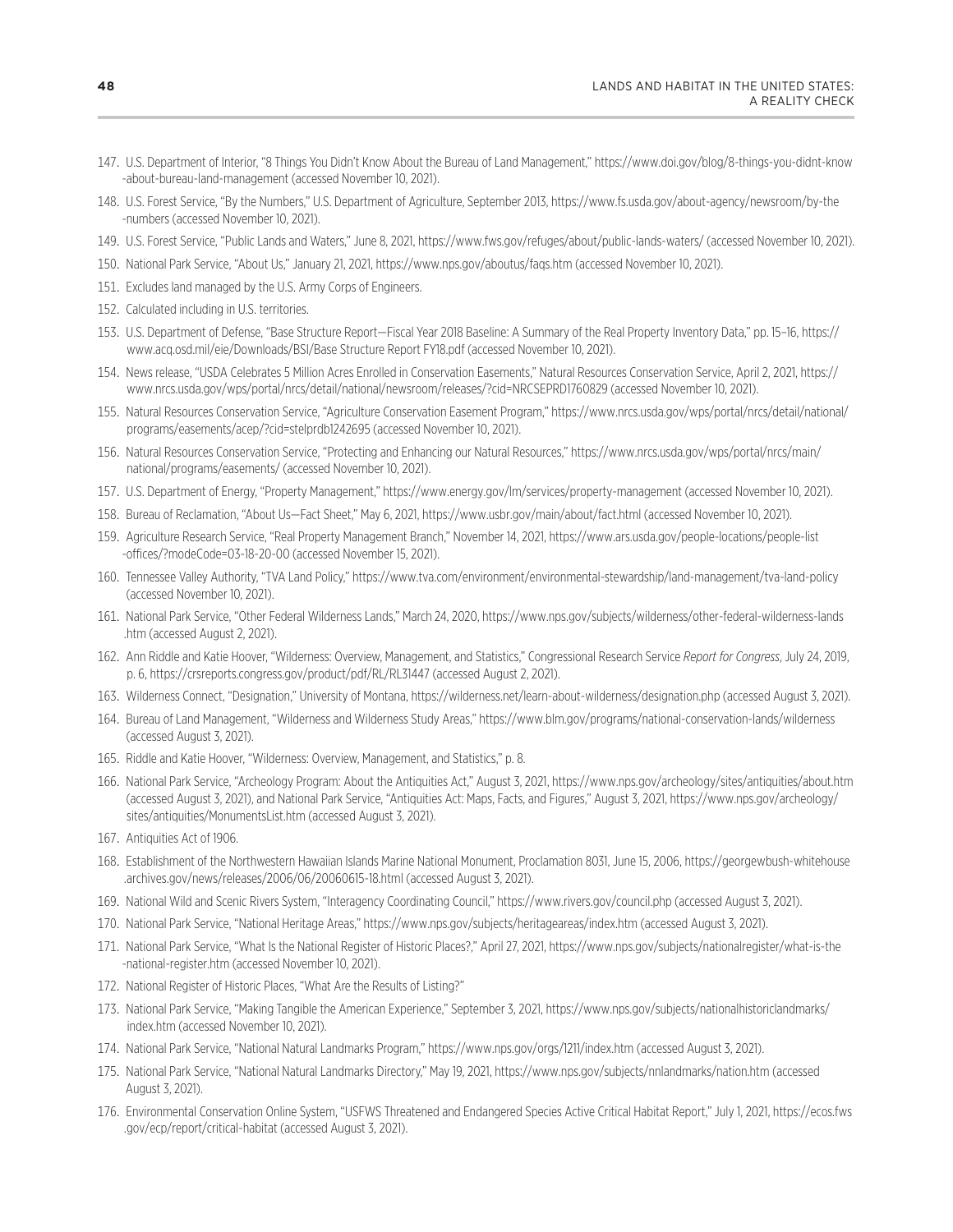147. U.S. Department of Interior, "8 Things You Didn't Know About the Bureau of Land Management," https://www.doi.gov/blog/8-things-you-didnt-know-about-bureau-land-management (accessed November 10, 2021).

148. U.S. Forest Service, "By the Numbers," U.S. Department of Agriculture, September 2013, https://www.fs.usda.gov/about-agency/newsroom/by-the-numbers (accessed November 10, 2021).

149. U.S. Forest Service, "Public Lands and Waters," June 8, 2021, https://www.fws.gov/refuges/about/public-lands-waters/ (accessed November 10, 2021).

150. National Park Service, "About Us," January 21, 2021, https://www.nps.gov/aboutus/faqs.htm (accessed November 10, 2021).

151. Excludes land managed by the U.S. Army Corps of Engineers.

152. Calculated including in U.S. territories.

153. U.S. Department of Defense, "Base Structure Report—Fiscal Year 2018 Baseline: A Summary of the Real Property Inventory Data," pp. 15–16, https://www.acq.osd.mil/eie/Downloads/BSI/Base Structure Report FY18.pdf (accessed November 10, 2021).

154. News release, "USDA Celebrates 5 Million Acres Enrolled in Conservation Easements," Natural Resources Conservation Service, April 2, 2021, https://www.nrcs.usda.gov/wps/portal/nrcs/detail/national/newsroom/releases/?cid=NRCSEPRD1760829 (accessed November 10, 2021).

155. Natural Resources Conservation Service, "Agriculture Conservation Easement Program," https://www.nrcs.usda.gov/wps/portal/nrcs/detail/national/programs/easements/acep/?cid=stelprdb1242695 (accessed November 10, 2021).

156. Natural Resources Conservation Service, "Protecting and Enhancing our Natural Resources," https://www.nrcs.usda.gov/wps/portal/nrcs/main/national/programs/easements/ (accessed November 10, 2021).

157. U.S. Department of Energy, "Property Management," https://www.energy.gov/lm/services/property-management (accessed November 10, 2021).

158. Bureau of Reclamation, "About Us—Fact Sheet," May 6, 2021, https://www.usbr.gov/main/about/fact.html (accessed November 10, 2021).

159. Agriculture Research Service, "Real Property Management Branch," November 14, 2021, https://www.ars.usda.gov/people-locations/people-list-offices/?modeCode=03-18-20-00 (accessed November 15, 2021).

160. Tennessee Valley Authority, "TVA Land Policy," https://www.tva.com/environment/environmental-stewardship/land-management/tva-land-policy (accessed November 10, 2021).

161. National Park Service, "Other Federal Wilderness Lands," March 24, 2020, https://www.nps.gov/subjects/wilderness/other-federal-wilderness-lands.htm (accessed August 2, 2021).

162. Ann Riddle and Katie Hoover, "Wilderness: Overview, Management, and Statistics," Congressional Research Service *Report for Congress*, July 24, 2019, p. 6, https://crsreports.congress.gov/product/pdf/RL/RL31447 (accessed August 2, 2021).

163. Wilderness Connect, "Designation," University of Montana, https://wilderness.net/learn-about-wilderness/designation.php (accessed August 3, 2021).

164. Bureau of Land Management, "Wilderness and Wilderness Study Areas," https://www.blm.gov/programs/national-conservation-lands/wilderness (accessed August 3, 2021).

165. Riddle and Katie Hoover, "Wilderness: Overview, Management, and Statistics," p. 8.

166. National Park Service, "Archeology Program: About the Antiquities Act," August 3, 2021, https://www.nps.gov/archeology/sites/antiquities/about.htm (accessed August 3, 2021), and National Park Service, "Antiquities Act: Maps, Facts, and Figures," August 3, 2021, https://www.nps.gov/archeology/sites/antiquities/MonumentsList.htm (accessed August 3, 2021).

167. Antiquities Act of 1906.

168. Establishment of the Northwestern Hawaiian Islands Marine National Monument, Proclamation 8031, June 15, 2006, https://georgewbush-whitehouse.archives.gov/news/releases/2006/06/20060615-18.html (accessed August 3, 2021).

169. National Wild and Scenic Rivers System, "Interagency Coordinating Council," https://www.rivers.gov/council.php (accessed August 3, 2021).

170. National Park Service, "National Heritage Areas," https://www.nps.gov/subjects/heritageareas/index.htm (accessed August 3, 2021).

171. National Park Service, "What Is the National Register of Historic Places?," April 27, 2021, https://www.nps.gov/subjects/nationalregister/what-is-the-national-register.htm (accessed November 10, 2021).

172. National Register of Historic Places, "What Are the Results of Listing?"

173. National Park Service, "Making Tangible the American Experience," September 3, 2021, https://www.nps.gov/subjects/nationalhistoriclandmarks/index.htm (accessed November 10, 2021).

174. National Park Service, "National Natural Landmarks Program," https://www.nps.gov/orgs/1211/index.htm (accessed August 3, 2021).

175. National Park Service, "National Natural Landmarks Directory," May 19, 2021, https://www.nps.gov/subjects/nnlandmarks/nation.htm (accessed August 3, 2021).

176. Environmental Conservation Online System, "USFWS Threatened and Endangered Species Active Critical Habitat Report," July 1, 2021, https://ecos.fws.gov/ecp/report/critical-habitat (accessed August 3, 2021).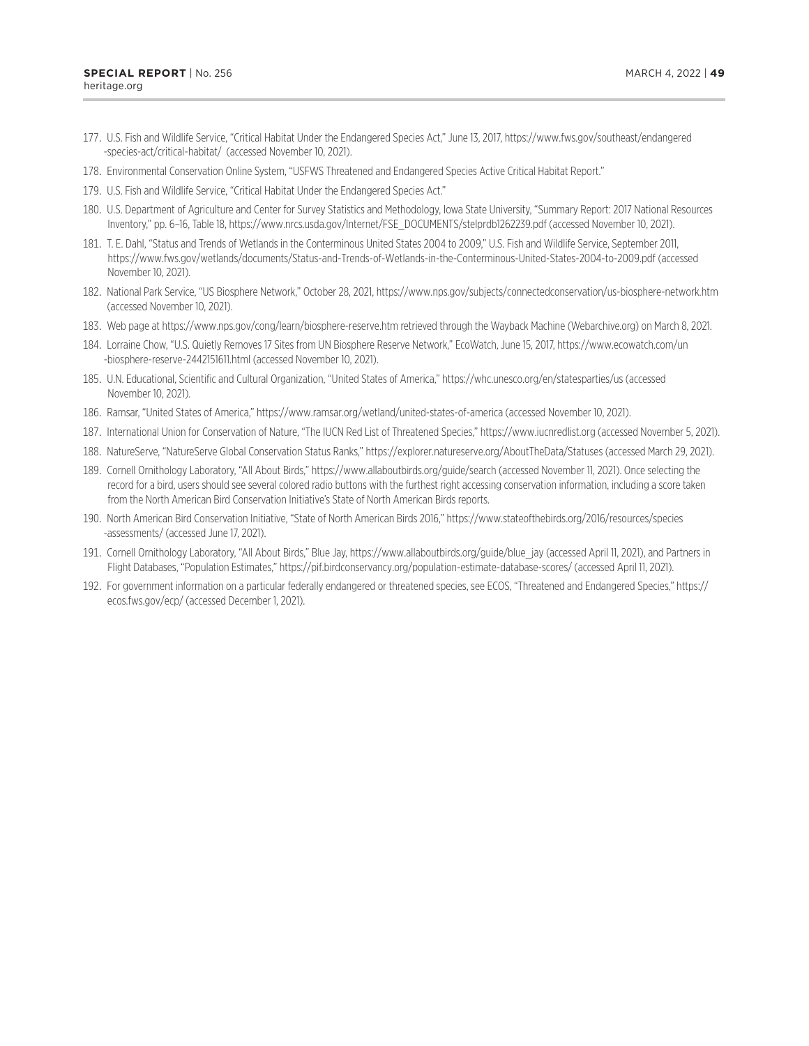177. U.S. Fish and Wildlife Service, "Critical Habitat Under the Endangered Species Act," June 13, 2017, https://www.fws.gov/southeast/endangered-species-act/critical-habitat/ (accessed November 10, 2021).

178. Environmental Conservation Online System, "USFWS Threatened and Endangered Species Active Critical Habitat Report."

179. U.S. Fish and Wildlife Service, "Critical Habitat Under the Endangered Species Act."

180. U.S. Department of Agriculture and Center for Survey Statistics and Methodology, Iowa State University, "Summary Report: 2017 National Resources Inventory," pp. 6–16, Table 18, https://www.nrcs.usda.gov/Internet/FSE_DOCUMENTS/stelprdb1262239.pdf (accessed November 10, 2021).

181. T. E. Dahl, "Status and Trends of Wetlands in the Conterminous United States 2004 to 2009," U.S. Fish and Wildlife Service, September 2011, https://www.fws.gov/wetlands/documents/Status-and-Trends-of-Wetlands-in-the-Conterminous-United-States-2004-to-2009.pdf (accessed November 10, 2021).

182. National Park Service, "US Biosphere Network," October 28, 2021, https://www.nps.gov/subjects/connectedconservation/us-biosphere-network.htm (accessed November 10, 2021).

183. Web page at https://www.nps.gov/cong/learn/biosphere-reserve.htm retrieved through the Wayback Machine (Webarchive.org) on March 8, 2021.

184. Lorraine Chow, "U.S. Quietly Removes 17 Sites from UN Biosphere Reserve Network," EcoWatch, June 15, 2017, https://www.ecowatch.com/un-biosphere-reserve-2442151611.html (accessed November 10, 2021).

185. U.N. Educational, Scientific and Cultural Organization, "United States of America," https://whc.unesco.org/en/statesparties/us (accessed November 10, 2021).

186. Ramsar, "United States of America," https://www.ramsar.org/wetland/united-states-of-america (accessed November 10, 2021).

187. International Union for Conservation of Nature, "The IUCN Red List of Threatened Species," https://www.iucnredlist.org (accessed November 5, 2021).

188. NatureServe, "NatureServe Global Conservation Status Ranks," https://explorer.natureserve.org/AboutTheData/Statuses (accessed March 29, 2021).

189. Cornell Ornithology Laboratory, "All About Birds," https://www.allaboutbirds.org/guide/search (accessed November 11, 2021). Once selecting the record for a bird, users should see several colored radio buttons with the furthest right accessing conservation information, including a score taken from the North American Bird Conservation Initiative's State of North American Birds reports.

190. North American Bird Conservation Initiative, "State of North American Birds 2016," https://www.stateofthebirds.org/2016/resources/species-assessments/ (accessed June 17, 2021).

191. Cornell Ornithology Laboratory, "All About Birds," Blue Jay, https://www.allaboutbirds.org/guide/blue_jay (accessed April 11, 2021), and Partners in Flight Databases, "Population Estimates," https://pif.birdconservancy.org/population-estimate-database-scores/ (accessed April 11, 2021).

192. For government information on a particular federally endangered or threatened species, see ECOS, "Threatened and Endangered Species," https://ecos.fws.gov/ecp/ (accessed December 1, 2021).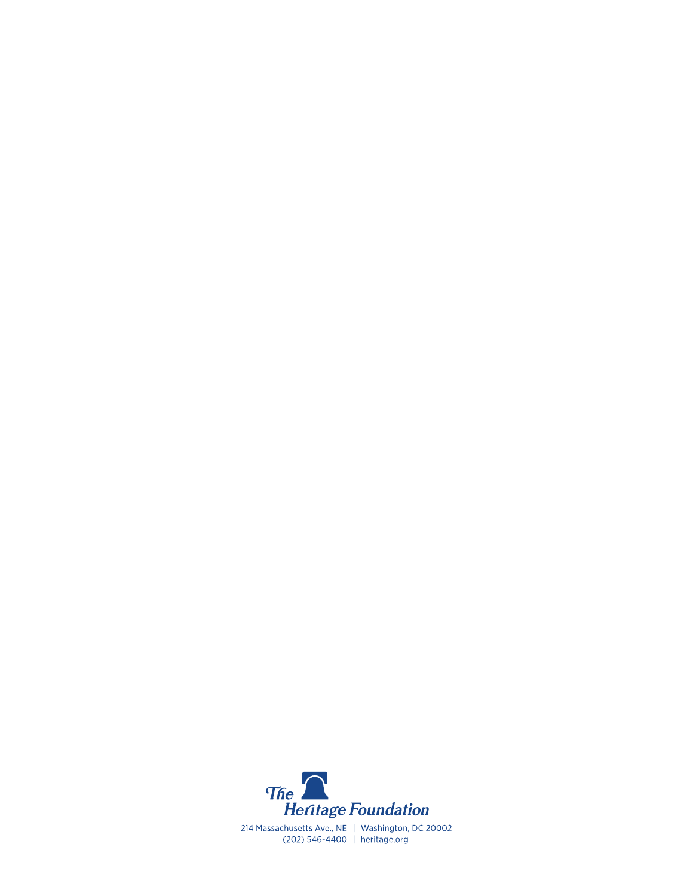The Heritage Foundation

214 Massachusetts Ave., NE | Washington, DC 20002
(202) 546-4400 | heritage.org